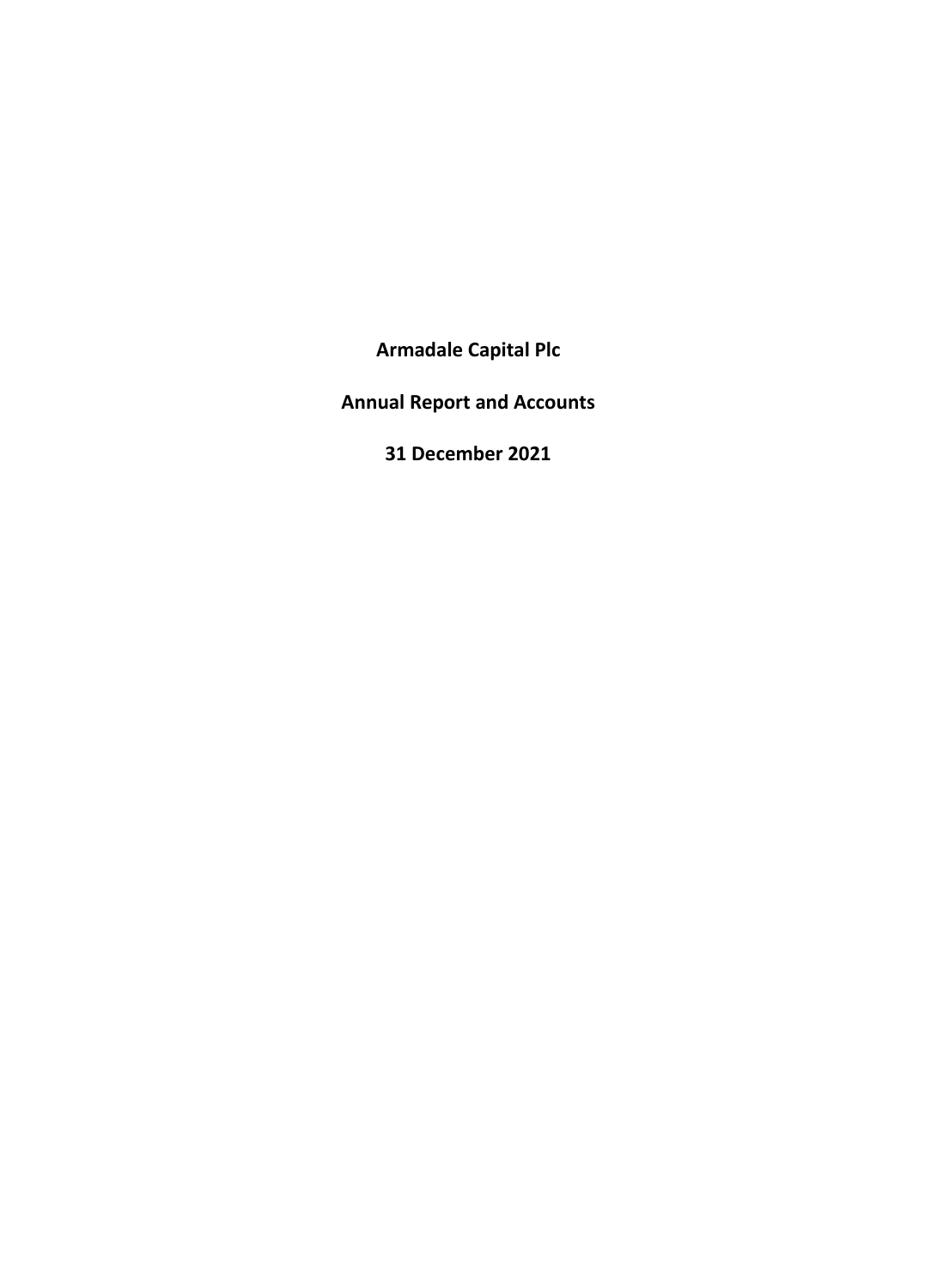# Armadale Capital Plc

## Annual Report and Accounts

## 31 December 2021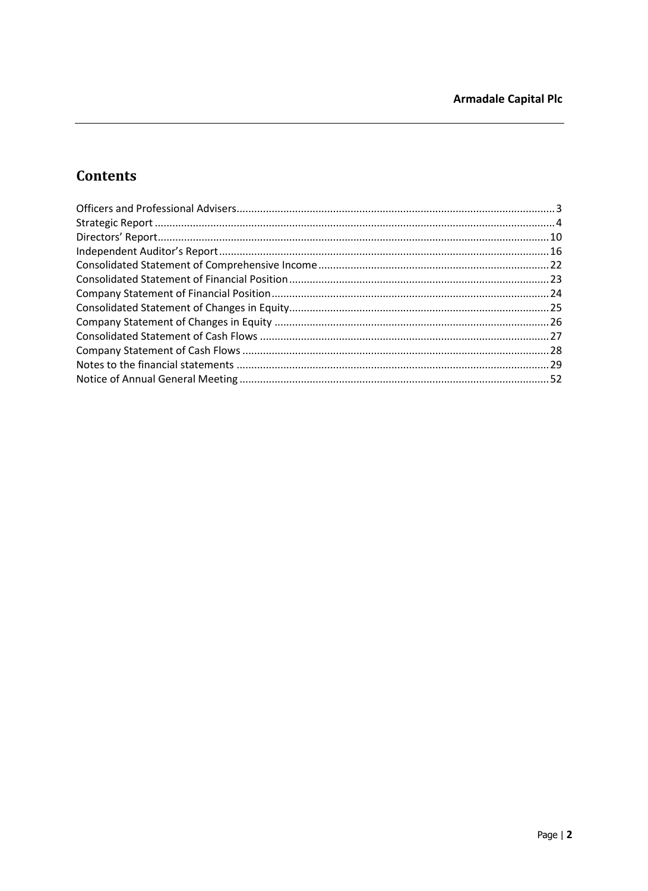## Contents

| | |
|---|---|
| Officers and Professional Advisers | 3 |
| Strategic Report | 4 |
| Directors' Report | 10 |
| Independent Auditor's Report | 16 |
| Consolidated Statement of Comprehensive Income | 22 |
| Consolidated Statement of Financial Position | 23 |
| Company Statement of Financial Position | 24 |
| Consolidated Statement of Changes in Equity | 25 |
| Company Statement of Changes in Equity | 26 |
| Consolidated Statement of Cash Flows | 27 |
| Company Statement of Cash Flows | 28 |
| Notes to the financial statements | 29 |
| Notice of Annual General Meeting | 52 |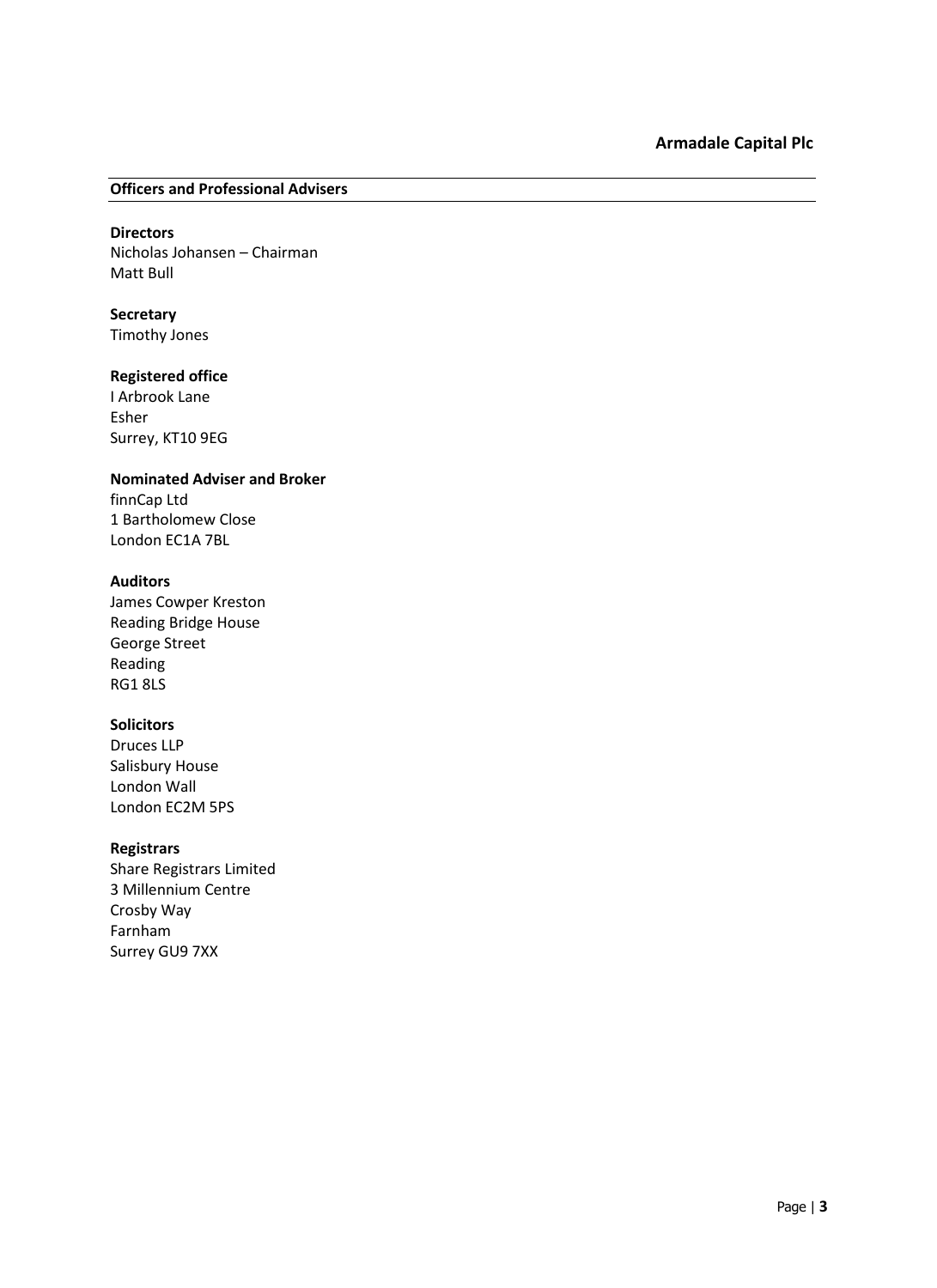## Officers and Professional Advisers

**Directors**
Nicholas Johansen – Chairman
Matt Bull

**Secretary**
Timothy Jones

**Registered office**
I Arbrook Lane
Esher
Surrey, KT10 9EG

**Nominated Adviser and Broker**
finnCap Ltd
1 Bartholomew Close
London EC1A 7BL

**Auditors**
James Cowper Kreston
Reading Bridge House
George Street
Reading
RG1 8LS

**Solicitors**
Druces LLP
Salisbury House
London Wall
London EC2M 5PS

**Registrars**
Share Registrars Limited
3 Millennium Centre
Crosby Way
Farnham
Surrey GU9 7XX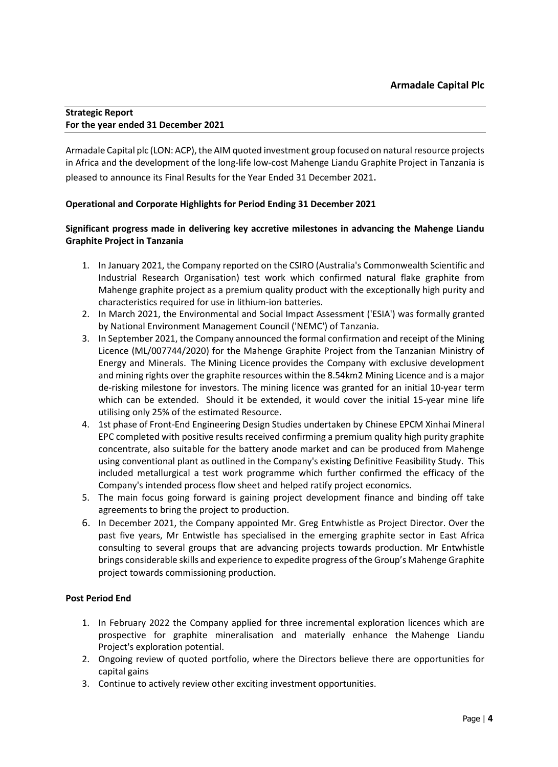**Armadale Capital Plc**

**Strategic Report**
**For the year ended 31 December 2021**

Armadale Capital plc (LON: ACP), the AIM quoted investment group focused on natural resource projects in Africa and the development of the long-life low-cost Mahenge Liandu Graphite Project in Tanzania is pleased to announce its Final Results for the Year Ended 31 December 2021.

**Operational and Corporate Highlights for Period Ending 31 December 2021**

**Significant progress made in delivering key accretive milestones in advancing the Mahenge Liandu Graphite Project in Tanzania**

1. In January 2021, the Company reported on the CSIRO (Australia's Commonwealth Scientific and Industrial Research Organisation) test work which confirmed natural flake graphite from Mahenge graphite project as a premium quality product with the exceptionally high purity and characteristics required for use in lithium-ion batteries.
2. In March 2021, the Environmental and Social Impact Assessment ('ESIA') was formally granted by National Environment Management Council ('NEMC') of Tanzania.
3. In September 2021, the Company announced the formal confirmation and receipt of the Mining Licence (ML/007744/2020) for the Mahenge Graphite Project from the Tanzanian Ministry of Energy and Minerals. The Mining Licence provides the Company with exclusive development and mining rights over the graphite resources within the 8.54km2 Mining Licence and is a major de-risking milestone for investors. The mining licence was granted for an initial 10-year term which can be extended. Should it be extended, it would cover the initial 15-year mine life utilising only 25% of the estimated Resource.
4. 1st phase of Front-End Engineering Design Studies undertaken by Chinese EPCM Xinhai Mineral EPC completed with positive results received confirming a premium quality high purity graphite concentrate, also suitable for the battery anode market and can be produced from Mahenge using conventional plant as outlined in the Company's existing Definitive Feasibility Study. This included metallurgical a test work programme which further confirmed the efficacy of the Company's intended process flow sheet and helped ratify project economics.
5. The main focus going forward is gaining project development finance and binding off take agreements to bring the project to production.
6. In December 2021, the Company appointed Mr. Greg Entwhistle as Project Director. Over the past five years, Mr Entwistle has specialised in the emerging graphite sector in East Africa consulting to several groups that are advancing projects towards production. Mr Entwhistle brings considerable skills and experience to expedite progress of the Group's Mahenge Graphite project towards commissioning production.

**Post Period End**

1. In February 2022 the Company applied for three incremental exploration licences which are prospective for graphite mineralisation and materially enhance the Mahenge Liandu Project's exploration potential.
2. Ongoing review of quoted portfolio, where the Directors believe there are opportunities for capital gains
3. Continue to actively review other exciting investment opportunities.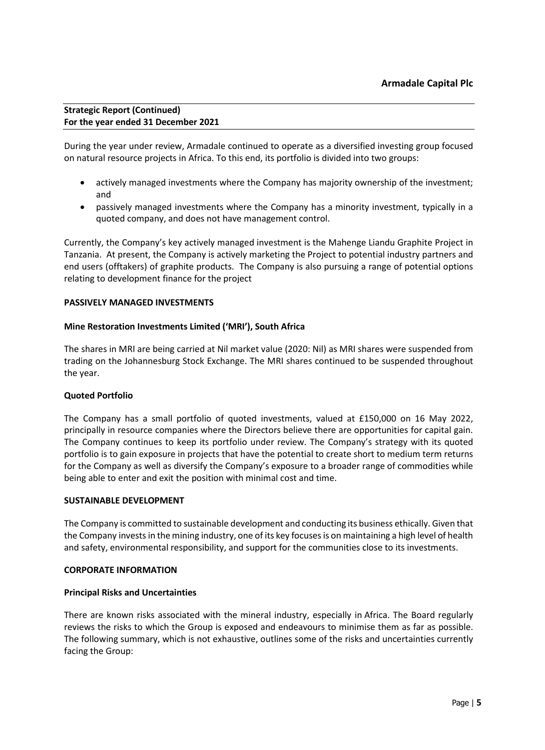**Strategic Report (Continued)**
**For the year ended 31 December 2021**

During the year under review, Armadale continued to operate as a diversified investing group focused on natural resource projects in Africa. To this end, its portfolio is divided into two groups:

- actively managed investments where the Company has majority ownership of the investment; and
- passively managed investments where the Company has a minority investment, typically in a quoted company, and does not have management control.

Currently, the Company's key actively managed investment is the Mahenge Liandu Graphite Project in Tanzania. At present, the Company is actively marketing the Project to potential industry partners and end users (offtakers) of graphite products. The Company is also pursuing a range of potential options relating to development finance for the project

**PASSIVELY MANAGED INVESTMENTS**

**Mine Restoration Investments Limited ('MRI'), South Africa**

The shares in MRI are being carried at Nil market value (2020: Nil) as MRI shares were suspended from trading on the Johannesburg Stock Exchange. The MRI shares continued to be suspended throughout the year.

**Quoted Portfolio**

The Company has a small portfolio of quoted investments, valued at £150,000 on 16 May 2022, principally in resource companies where the Directors believe there are opportunities for capital gain. The Company continues to keep its portfolio under review. The Company's strategy with its quoted portfolio is to gain exposure in projects that have the potential to create short to medium term returns for the Company as well as diversify the Company's exposure to a broader range of commodities while being able to enter and exit the position with minimal cost and time.

**SUSTAINABLE DEVELOPMENT**

The Company is committed to sustainable development and conducting its business ethically. Given that the Company invests in the mining industry, one of its key focuses is on maintaining a high level of health and safety, environmental responsibility, and support for the communities close to its investments.

**CORPORATE INFORMATION**

**Principal Risks and Uncertainties**

There are known risks associated with the mineral industry, especially in Africa. The Board regularly reviews the risks to which the Group is exposed and endeavours to minimise them as far as possible. The following summary, which is not exhaustive, outlines some of the risks and uncertainties currently facing the Group: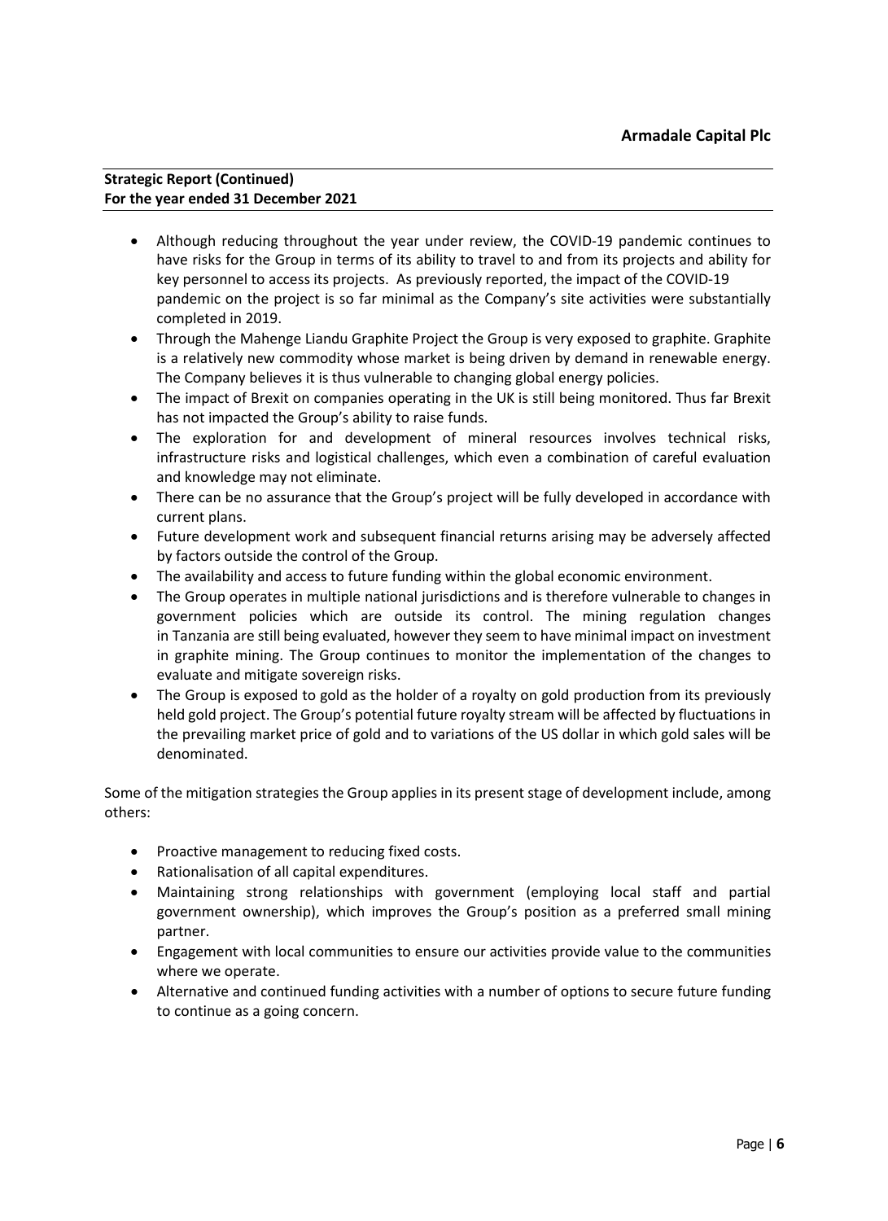**Strategic Report (Continued)**
**For the year ended 31 December 2021**

- Although reducing throughout the year under review, the COVID-19 pandemic continues to have risks for the Group in terms of its ability to travel to and from its projects and ability for key personnel to access its projects. As previously reported, the impact of the COVID-19 pandemic on the project is so far minimal as the Company's site activities were substantially completed in 2019.
- Through the Mahenge Liandu Graphite Project the Group is very exposed to graphite. Graphite is a relatively new commodity whose market is being driven by demand in renewable energy. The Company believes it is thus vulnerable to changing global energy policies.
- The impact of Brexit on companies operating in the UK is still being monitored. Thus far Brexit has not impacted the Group's ability to raise funds.
- The exploration for and development of mineral resources involves technical risks, infrastructure risks and logistical challenges, which even a combination of careful evaluation and knowledge may not eliminate.
- There can be no assurance that the Group's project will be fully developed in accordance with current plans.
- Future development work and subsequent financial returns arising may be adversely affected by factors outside the control of the Group.
- The availability and access to future funding within the global economic environment.
- The Group operates in multiple national jurisdictions and is therefore vulnerable to changes in government policies which are outside its control. The mining regulation changes in Tanzania are still being evaluated, however they seem to have minimal impact on investment in graphite mining. The Group continues to monitor the implementation of the changes to evaluate and mitigate sovereign risks.
- The Group is exposed to gold as the holder of a royalty on gold production from its previously held gold project. The Group's potential future royalty stream will be affected by fluctuations in the prevailing market price of gold and to variations of the US dollar in which gold sales will be denominated.

Some of the mitigation strategies the Group applies in its present stage of development include, among others:

- Proactive management to reducing fixed costs.
- Rationalisation of all capital expenditures.
- Maintaining strong relationships with government (employing local staff and partial government ownership), which improves the Group's position as a preferred small mining partner.
- Engagement with local communities to ensure our activities provide value to the communities where we operate.
- Alternative and continued funding activities with a number of options to secure future funding to continue as a going concern.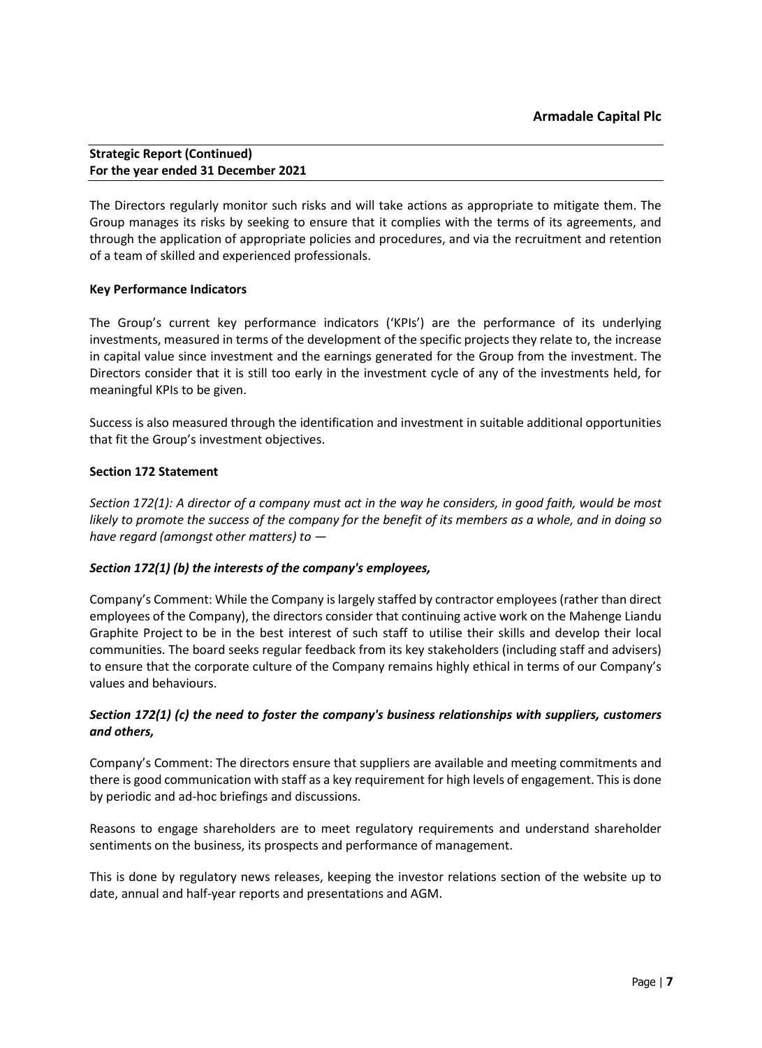The Directors regularly monitor such risks and will take actions as appropriate to mitigate them. The Group manages its risks by seeking to ensure that it complies with the terms of its agreements, and through the application of appropriate policies and procedures, and via the recruitment and retention of a team of skilled and experienced professionals.

**Key Performance Indicators**

The Group's current key performance indicators ('KPIs') are the performance of its underlying investments, measured in terms of the development of the specific projects they relate to, the increase in capital value since investment and the earnings generated for the Group from the investment. The Directors consider that it is still too early in the investment cycle of any of the investments held, for meaningful KPIs to be given.

Success is also measured through the identification and investment in suitable additional opportunities that fit the Group's investment objectives.

**Section 172 Statement**

*Section 172(1): A director of a company must act in the way he considers, in good faith, would be most likely to promote the success of the company for the benefit of its members as a whole, and in doing so have regard (amongst other matters) to —*

***Section 172(1) (b) the interests of the company's employees,***

Company's Comment: While the Company is largely staffed by contractor employees (rather than direct employees of the Company), the directors consider that continuing active work on the Mahenge Liandu Graphite Project to be in the best interest of such staff to utilise their skills and develop their local communities. The board seeks regular feedback from its key stakeholders (including staff and advisers) to ensure that the corporate culture of the Company remains highly ethical in terms of our Company's values and behaviours.

***Section 172(1) (c) the need to foster the company's business relationships with suppliers, customers and others,***

Company's Comment: The directors ensure that suppliers are available and meeting commitments and there is good communication with staff as a key requirement for high levels of engagement. This is done by periodic and ad-hoc briefings and discussions.

Reasons to engage shareholders are to meet regulatory requirements and understand shareholder sentiments on the business, its prospects and performance of management.

This is done by regulatory news releases, keeping the investor relations section of the website up to date, annual and half-year reports and presentations and AGM.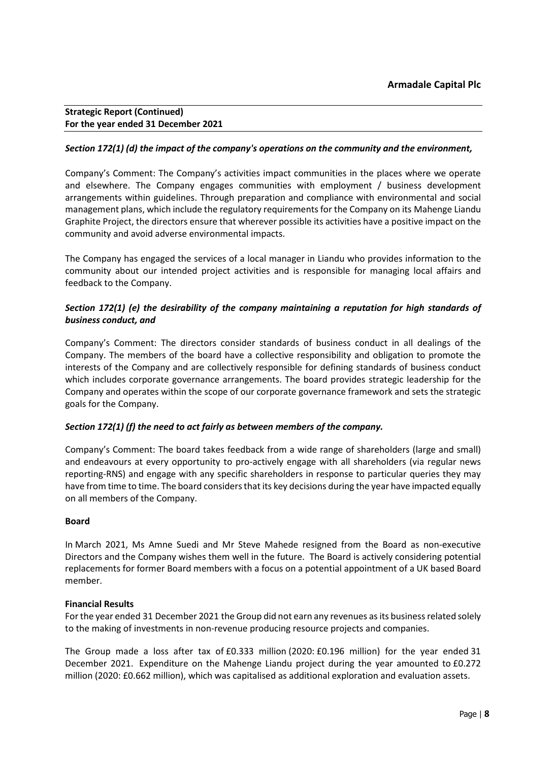**Strategic Report (Continued)**
**For the year ended 31 December 2021**

***Section 172(1) (d) the impact of the company's operations on the community and the environment,***

Company's Comment: The Company's activities impact communities in the places where we operate and elsewhere. The Company engages communities with employment / business development arrangements within guidelines. Through preparation and compliance with environmental and social management plans, which include the regulatory requirements for the Company on its Mahenge Liandu Graphite Project, the directors ensure that wherever possible its activities have a positive impact on the community and avoid adverse environmental impacts.

The Company has engaged the services of a local manager in Liandu who provides information to the community about our intended project activities and is responsible for managing local affairs and feedback to the Company.

***Section 172(1) (e) the desirability of the company maintaining a reputation for high standards of business conduct, and***

Company's Comment: The directors consider standards of business conduct in all dealings of the Company. The members of the board have a collective responsibility and obligation to promote the interests of the Company and are collectively responsible for defining standards of business conduct which includes corporate governance arrangements. The board provides strategic leadership for the Company and operates within the scope of our corporate governance framework and sets the strategic goals for the Company.

***Section 172(1) (f) the need to act fairly as between members of the company.***

Company's Comment: The board takes feedback from a wide range of shareholders (large and small) and endeavours at every opportunity to pro-actively engage with all shareholders (via regular news reporting-RNS) and engage with any specific shareholders in response to particular queries they may have from time to time. The board considers that its key decisions during the year have impacted equally on all members of the Company.

**Board**

In March 2021, Ms Amne Suedi and Mr Steve Mahede resigned from the Board as non-executive Directors and the Company wishes them well in the future. The Board is actively considering potential replacements for former Board members with a focus on a potential appointment of a UK based Board member.

**Financial Results**

For the year ended 31 December 2021 the Group did not earn any revenues as its business related solely to the making of investments in non-revenue producing resource projects and companies.

The Group made a loss after tax of £0.333 million (2020: £0.196 million) for the year ended 31 December 2021. Expenditure on the Mahenge Liandu project during the year amounted to £0.272 million (2020: £0.662 million), which was capitalised as additional exploration and evaluation assets.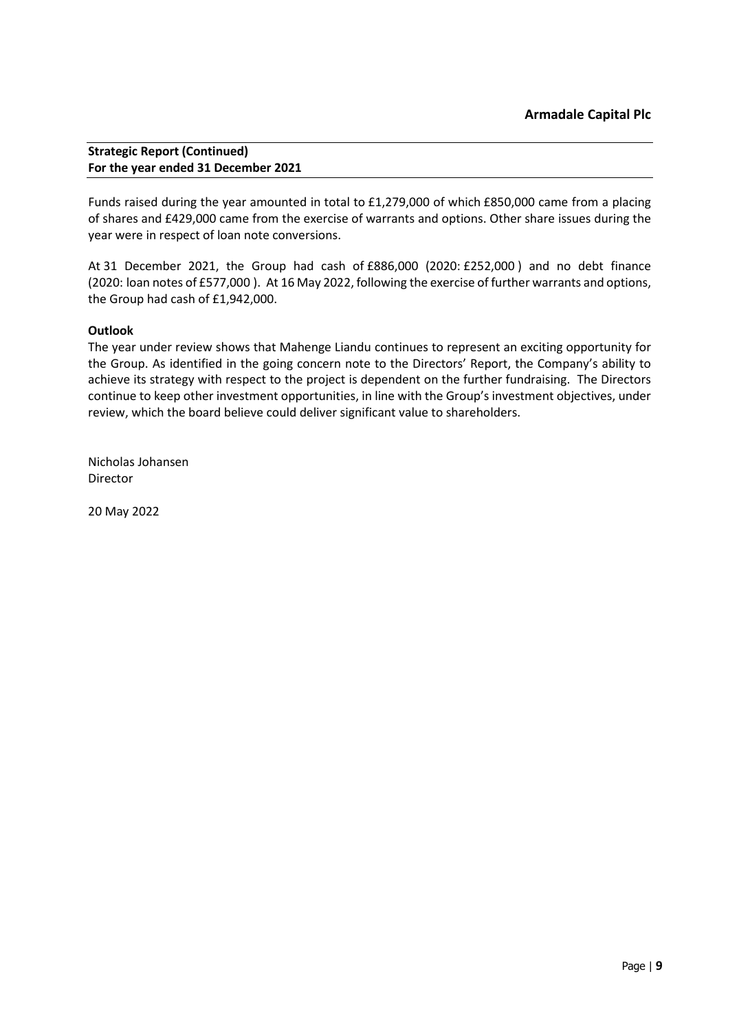**Strategic Report (Continued)**
**For the year ended 31 December 2021**

Funds raised during the year amounted in total to £1,279,000 of which £850,000 came from a placing of shares and £429,000 came from the exercise of warrants and options. Other share issues during the year were in respect of loan note conversions.

At 31 December 2021, the Group had cash of £886,000 (2020: £252,000 ) and no debt finance (2020: loan notes of £577,000 ). At 16 May 2022, following the exercise of further warrants and options, the Group had cash of £1,942,000.

**Outlook**

The year under review shows that Mahenge Liandu continues to represent an exciting opportunity for the Group. As identified in the going concern note to the Directors' Report, the Company's ability to achieve its strategy with respect to the project is dependent on the further fundraising. The Directors continue to keep other investment opportunities, in line with the Group's investment objectives, under review, which the board believe could deliver significant value to shareholders.

Nicholas Johansen
Director

20 May 2022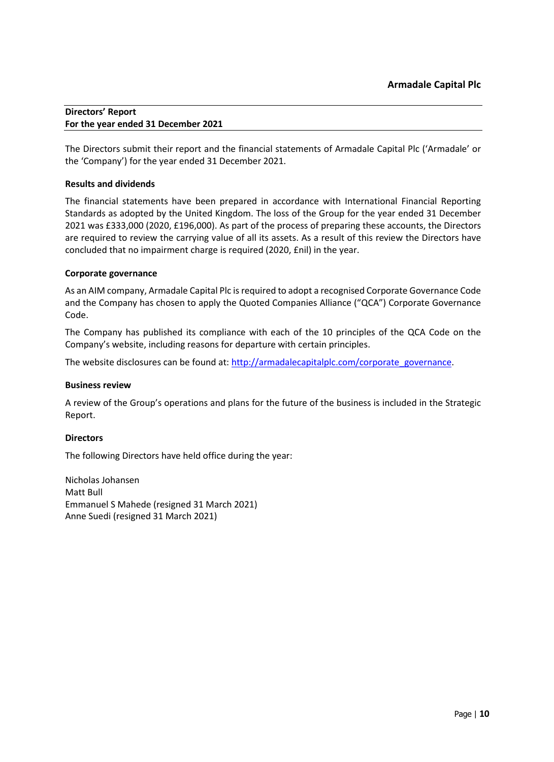## Directors' Report
**For the year ended 31 December 2021**

The Directors submit their report and the financial statements of Armadale Capital Plc ('Armadale' or the 'Company') for the year ended 31 December 2021.

### Results and dividends

The financial statements have been prepared in accordance with International Financial Reporting Standards as adopted by the United Kingdom. The loss of the Group for the year ended 31 December 2021 was £333,000 (2020, £196,000). As part of the process of preparing these accounts, the Directors are required to review the carrying value of all its assets. As a result of this review the Directors have concluded that no impairment charge is required (2020, £nil) in the year.

### Corporate governance

As an AIM company, Armadale Capital Plc is required to adopt a recognised Corporate Governance Code and the Company has chosen to apply the Quoted Companies Alliance ("QCA") Corporate Governance Code.

The Company has published its compliance with each of the 10 principles of the QCA Code on the Company's website, including reasons for departure with certain principles.

The website disclosures can be found at: [http://armadalecapitalplc.com/corporate_governance](http://armadalecapitalplc.com/corporate_governance).

### Business review

A review of the Group's operations and plans for the future of the business is included in the Strategic Report.

### Directors

The following Directors have held office during the year:

Nicholas Johansen
Matt Bull
Emmanuel S Mahede (resigned 31 March 2021)
Anne Suedi (resigned 31 March 2021)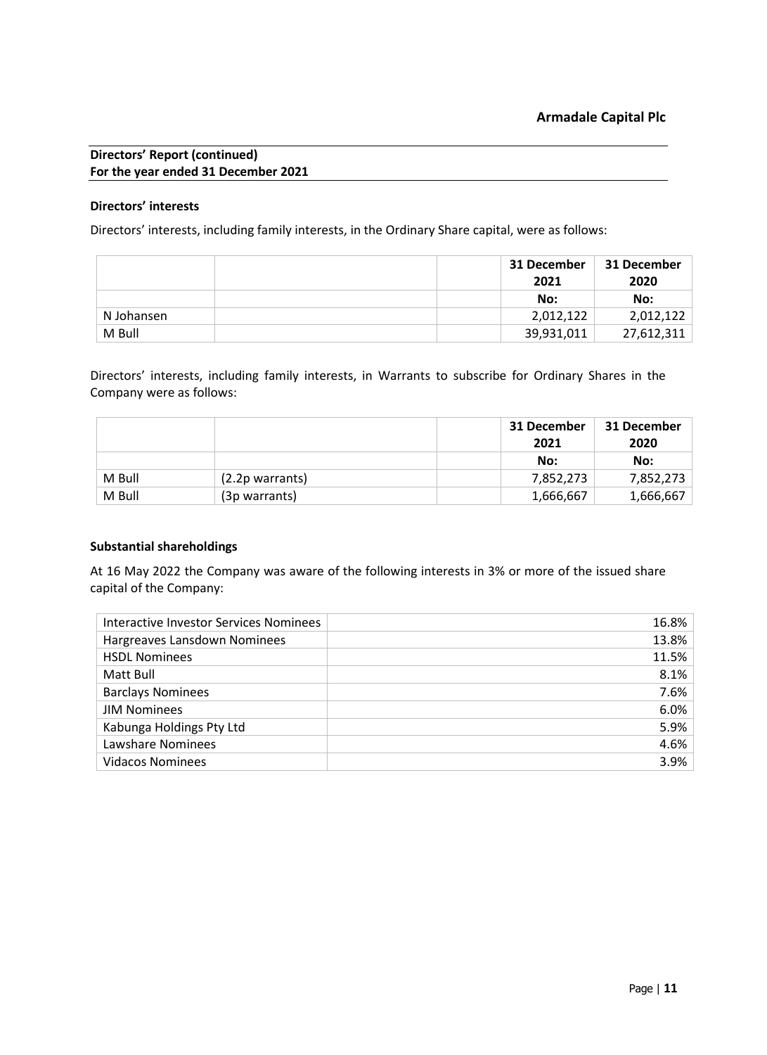**Directors' Report (continued)**
**For the year ended 31 December 2021**

**Directors' interests**

Directors' interests, including family interests, in the Ordinary Share capital, were as follows:

| | | | 31 December 2021 | 31 December 2020 |
|---|---|---|---|---|
| | | | **No:** | **No:** |
| N Johansen | | | 2,012,122 | 2,012,122 |
| M Bull | | | 39,931,011 | 27,612,311 |

Directors' interests, including family interests, in Warrants to subscribe for Ordinary Shares in the Company were as follows:

| | | | 31 December 2021 | 31 December 2020 |
|---|---|---|---|---|
| | | | **No:** | **No:** |
| M Bull | (2.2p warrants) | | 7,852,273 | 7,852,273 |
| M Bull | (3p warrants) | | 1,666,667 | 1,666,667 |

**Substantial shareholdings**

At 16 May 2022 the Company was aware of the following interests in 3% or more of the issued share capital of the Company:

| | |
|---|---|
| Interactive Investor Services Nominees | 16.8% |
| Hargreaves Lansdown Nominees | 13.8% |
| HSDL Nominees | 11.5% |
| Matt Bull | 8.1% |
| Barclays Nominees | 7.6% |
| JIM Nominees | 6.0% |
| Kabunga Holdings Pty Ltd | 5.9% |
| Lawshare Nominees | 4.6% |
| Vidacos Nominees | 3.9% |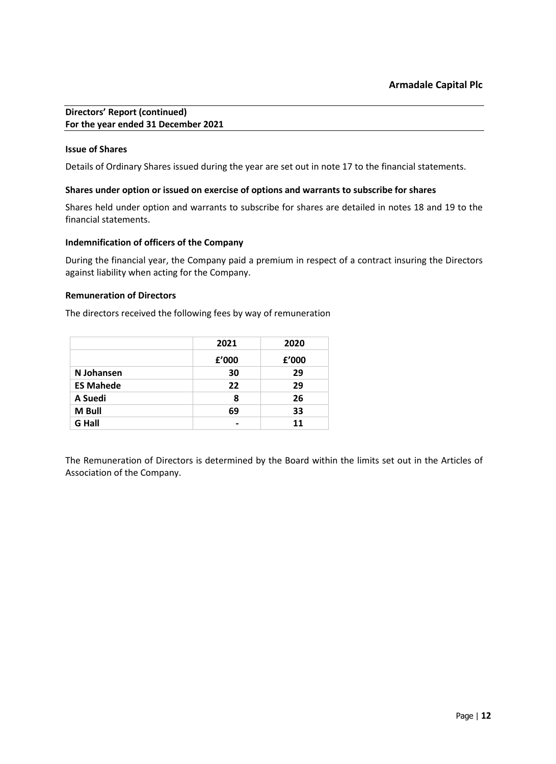## Directors' Report (continued)
**For the year ended 31 December 2021**

### Issue of Shares

Details of Ordinary Shares issued during the year are set out in note 17 to the financial statements.

### Shares under option or issued on exercise of options and warrants to subscribe for shares

Shares held under option and warrants to subscribe for shares are detailed in notes 18 and 19 to the financial statements.

### Indemnification of officers of the Company

During the financial year, the Company paid a premium in respect of a contract insuring the Directors against liability when acting for the Company.

### Remuneration of Directors

The directors received the following fees by way of remuneration

| | 2021 | 2020 |
|---|---|---|
| | £'000 | £'000 |
| **N Johansen** | 30 | 29 |
| **ES Mahede** | 22 | 29 |
| **A Suedi** | 8 | 26 |
| **M Bull** | 69 | 33 |
| **G Hall** | - | 11 |

The Remuneration of Directors is determined by the Board within the limits set out in the Articles of Association of the Company.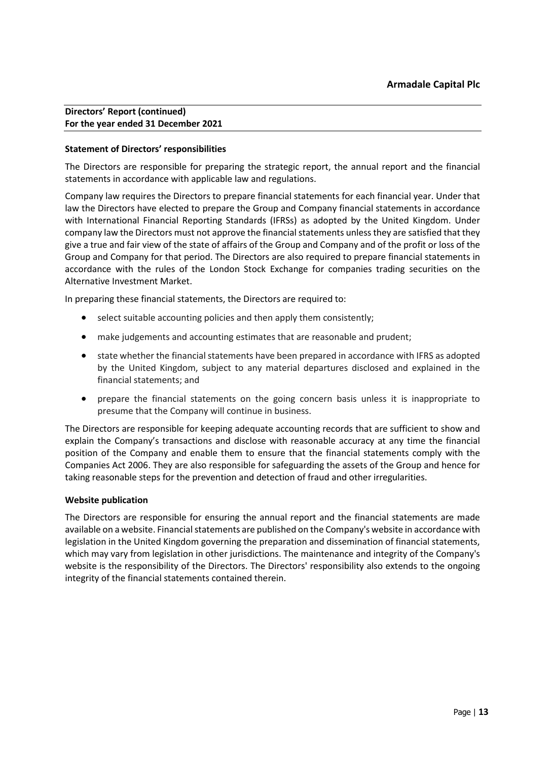## Directors' Report (continued)
## For the year ended 31 December 2021

### Statement of Directors' responsibilities

The Directors are responsible for preparing the strategic report, the annual report and the financial statements in accordance with applicable law and regulations.

Company law requires the Directors to prepare financial statements for each financial year. Under that law the Directors have elected to prepare the Group and Company financial statements in accordance with International Financial Reporting Standards (IFRSs) as adopted by the United Kingdom. Under company law the Directors must not approve the financial statements unless they are satisfied that they give a true and fair view of the state of affairs of the Group and Company and of the profit or loss of the Group and Company for that period. The Directors are also required to prepare financial statements in accordance with the rules of the London Stock Exchange for companies trading securities on the Alternative Investment Market.

In preparing these financial statements, the Directors are required to:

- select suitable accounting policies and then apply them consistently;
- make judgements and accounting estimates that are reasonable and prudent;
- state whether the financial statements have been prepared in accordance with IFRS as adopted by the United Kingdom, subject to any material departures disclosed and explained in the financial statements; and
- prepare the financial statements on the going concern basis unless it is inappropriate to presume that the Company will continue in business.

The Directors are responsible for keeping adequate accounting records that are sufficient to show and explain the Company's transactions and disclose with reasonable accuracy at any time the financial position of the Company and enable them to ensure that the financial statements comply with the Companies Act 2006. They are also responsible for safeguarding the assets of the Group and hence for taking reasonable steps for the prevention and detection of fraud and other irregularities.

### Website publication

The Directors are responsible for ensuring the annual report and the financial statements are made available on a website. Financial statements are published on the Company's website in accordance with legislation in the United Kingdom governing the preparation and dissemination of financial statements, which may vary from legislation in other jurisdictions. The maintenance and integrity of the Company's website is the responsibility of the Directors. The Directors' responsibility also extends to the ongoing integrity of the financial statements contained therein.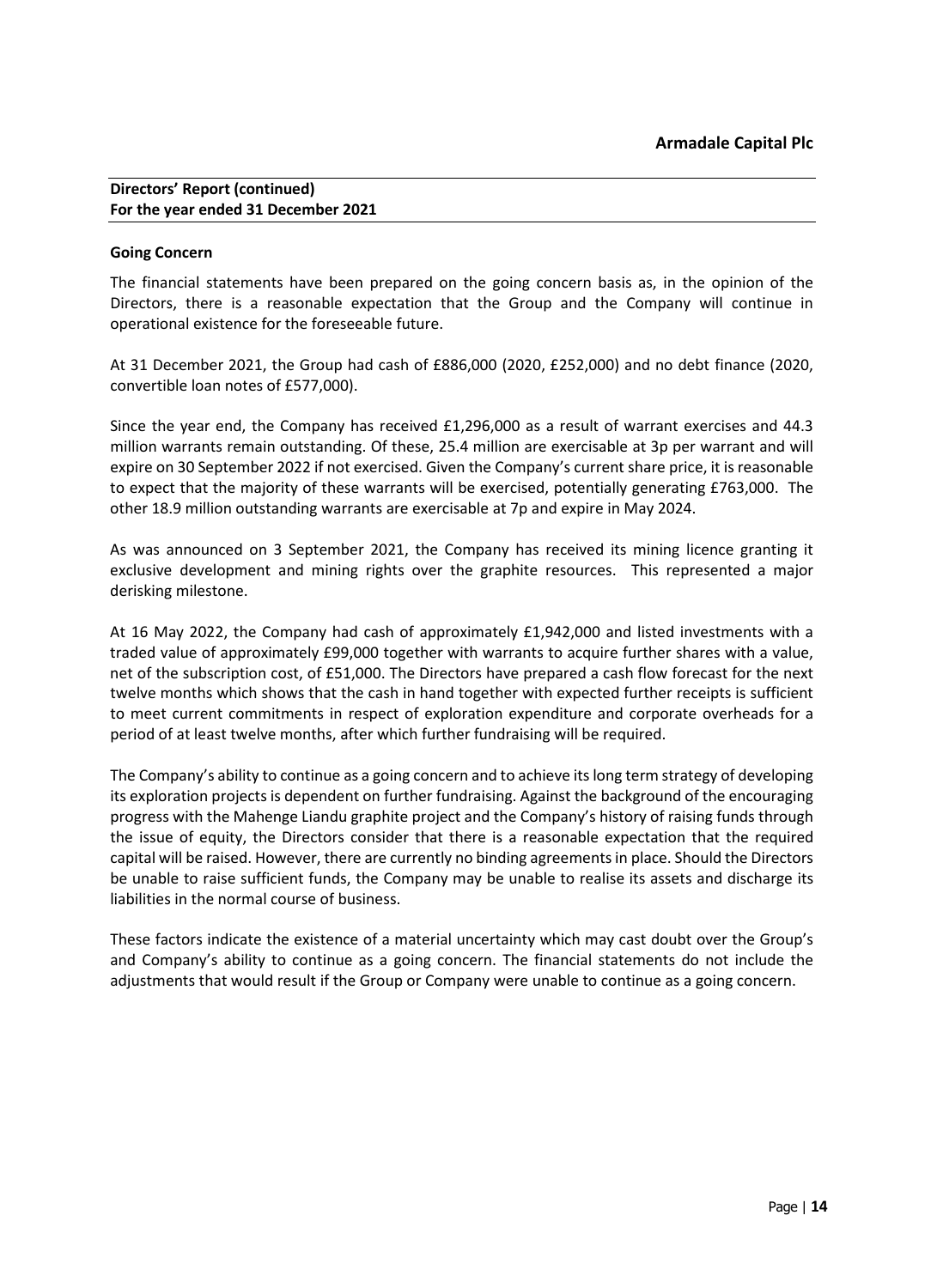**Directors' Report (continued)**
**For the year ended 31 December 2021**

**Going Concern**

The financial statements have been prepared on the going concern basis as, in the opinion of the Directors, there is a reasonable expectation that the Group and the Company will continue in operational existence for the foreseeable future.

At 31 December 2021, the Group had cash of £886,000 (2020, £252,000) and no debt finance (2020, convertible loan notes of £577,000).

Since the year end, the Company has received £1,296,000 as a result of warrant exercises and 44.3 million warrants remain outstanding. Of these, 25.4 million are exercisable at 3p per warrant and will expire on 30 September 2022 if not exercised. Given the Company's current share price, it is reasonable to expect that the majority of these warrants will be exercised, potentially generating £763,000. The other 18.9 million outstanding warrants are exercisable at 7p and expire in May 2024.

As was announced on 3 September 2021, the Company has received its mining licence granting it exclusive development and mining rights over the graphite resources. This represented a major derisking milestone.

At 16 May 2022, the Company had cash of approximately £1,942,000 and listed investments with a traded value of approximately £99,000 together with warrants to acquire further shares with a value, net of the subscription cost, of £51,000. The Directors have prepared a cash flow forecast for the next twelve months which shows that the cash in hand together with expected further receipts is sufficient to meet current commitments in respect of exploration expenditure and corporate overheads for a period of at least twelve months, after which further fundraising will be required.

The Company's ability to continue as a going concern and to achieve its long term strategy of developing its exploration projects is dependent on further fundraising. Against the background of the encouraging progress with the Mahenge Liandu graphite project and the Company's history of raising funds through the issue of equity, the Directors consider that there is a reasonable expectation that the required capital will be raised. However, there are currently no binding agreements in place. Should the Directors be unable to raise sufficient funds, the Company may be unable to realise its assets and discharge its liabilities in the normal course of business.

These factors indicate the existence of a material uncertainty which may cast doubt over the Group's and Company's ability to continue as a going concern. The financial statements do not include the adjustments that would result if the Group or Company were unable to continue as a going concern.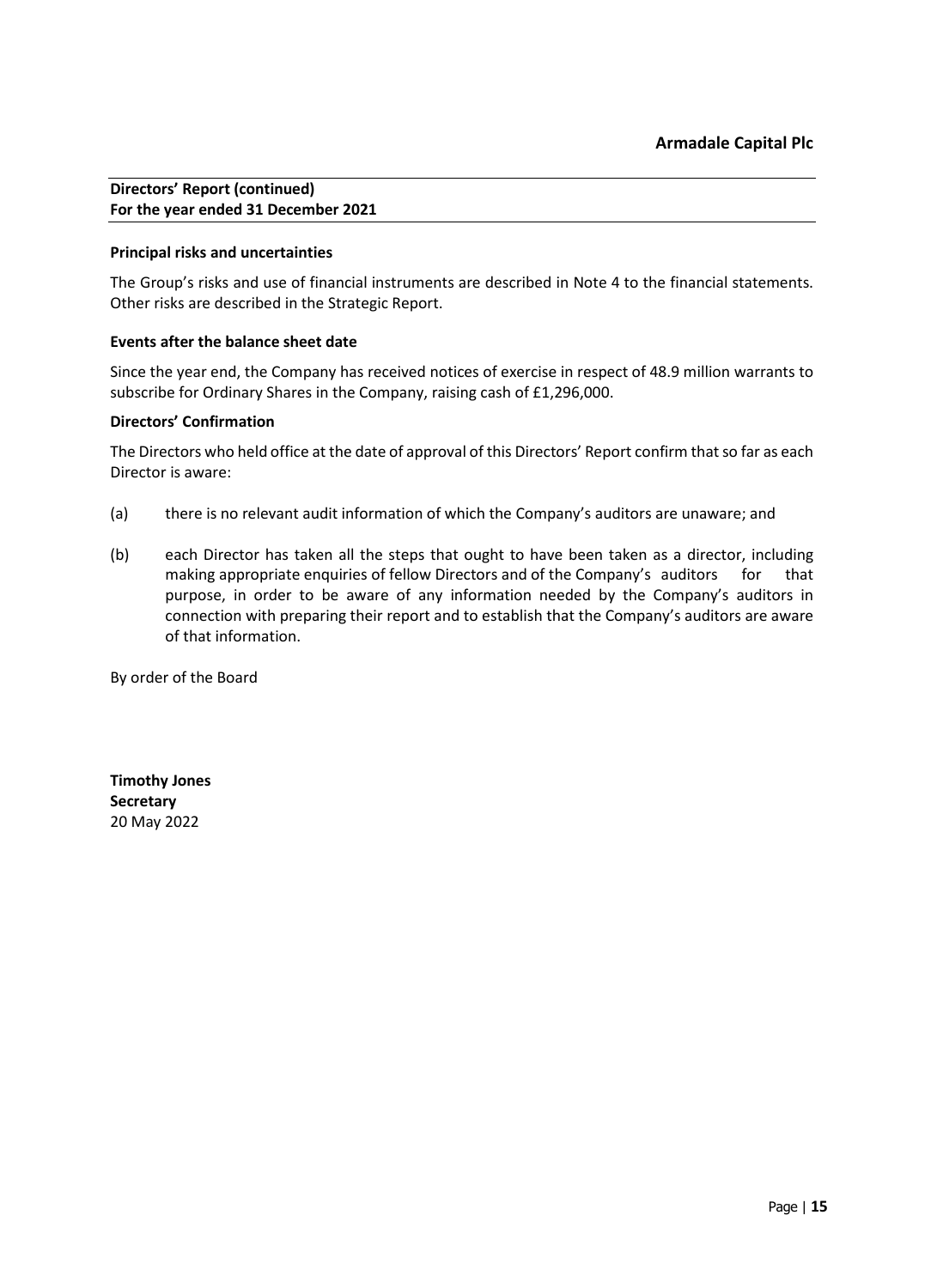## Directors' Report (continued)
### For the year ended 31 December 2021

**Principal risks and uncertainties**

The Group's risks and use of financial instruments are described in Note 4 to the financial statements. Other risks are described in the Strategic Report.

**Events after the balance sheet date**

Since the year end, the Company has received notices of exercise in respect of 48.9 million warrants to subscribe for Ordinary Shares in the Company, raising cash of £1,296,000.

**Directors' Confirmation**

The Directors who held office at the date of approval of this Directors' Report confirm that so far as each Director is aware:

(a) there is no relevant audit information of which the Company's auditors are unaware; and

(b) each Director has taken all the steps that ought to have been taken as a director, including making appropriate enquiries of fellow Directors and of the Company's auditors for that purpose, in order to be aware of any information needed by the Company's auditors in connection with preparing their report and to establish that the Company's auditors are aware of that information.

By order of the Board

**Timothy Jones**
**Secretary**
20 May 2022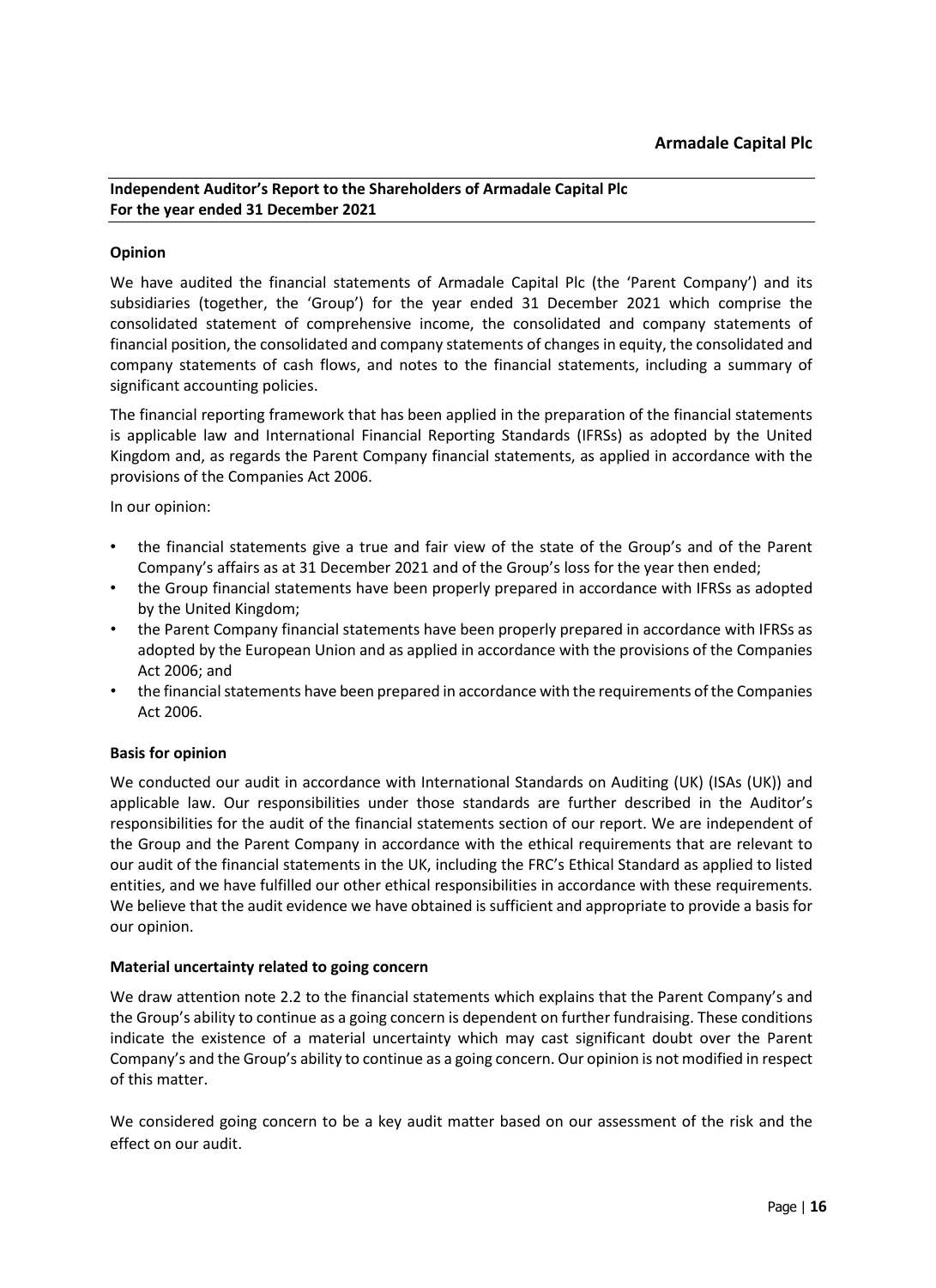## Independent Auditor's Report to the Shareholders of Armadale Capital Plc
## For the year ended 31 December 2021

### Opinion

We have audited the financial statements of Armadale Capital Plc (the 'Parent Company') and its subsidiaries (together, the 'Group') for the year ended 31 December 2021 which comprise the consolidated statement of comprehensive income, the consolidated and company statements of financial position, the consolidated and company statements of changes in equity, the consolidated and company statements of cash flows, and notes to the financial statements, including a summary of significant accounting policies.

The financial reporting framework that has been applied in the preparation of the financial statements is applicable law and International Financial Reporting Standards (IFRSs) as adopted by the United Kingdom and, as regards the Parent Company financial statements, as applied in accordance with the provisions of the Companies Act 2006.

In our opinion:

- the financial statements give a true and fair view of the state of the Group's and of the Parent Company's affairs as at 31 December 2021 and of the Group's loss for the year then ended;
- the Group financial statements have been properly prepared in accordance with IFRSs as adopted by the United Kingdom;
- the Parent Company financial statements have been properly prepared in accordance with IFRSs as adopted by the European Union and as applied in accordance with the provisions of the Companies Act 2006; and
- the financial statements have been prepared in accordance with the requirements of the Companies Act 2006.

### Basis for opinion

We conducted our audit in accordance with International Standards on Auditing (UK) (ISAs (UK)) and applicable law. Our responsibilities under those standards are further described in the Auditor's responsibilities for the audit of the financial statements section of our report. We are independent of the Group and the Parent Company in accordance with the ethical requirements that are relevant to our audit of the financial statements in the UK, including the FRC's Ethical Standard as applied to listed entities, and we have fulfilled our other ethical responsibilities in accordance with these requirements. We believe that the audit evidence we have obtained is sufficient and appropriate to provide a basis for our opinion.

### Material uncertainty related to going concern

We draw attention note 2.2 to the financial statements which explains that the Parent Company's and the Group's ability to continue as a going concern is dependent on further fundraising. These conditions indicate the existence of a material uncertainty which may cast significant doubt over the Parent Company's and the Group's ability to continue as a going concern. Our opinion is not modified in respect of this matter.

We considered going concern to be a key audit matter based on our assessment of the risk and the effect on our audit.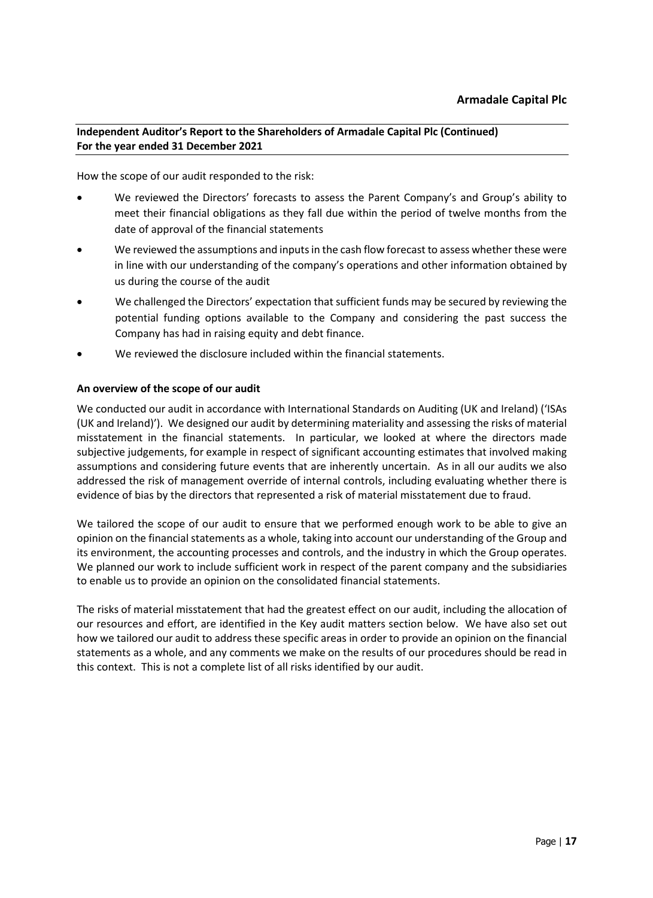**Independent Auditor's Report to the Shareholders of Armadale Capital Plc (Continued)**
**For the year ended 31 December 2021**

How the scope of our audit responded to the risk:

- We reviewed the Directors' forecasts to assess the Parent Company's and Group's ability to meet their financial obligations as they fall due within the period of twelve months from the date of approval of the financial statements
- We reviewed the assumptions and inputs in the cash flow forecast to assess whether these were in line with our understanding of the company's operations and other information obtained by us during the course of the audit
- We challenged the Directors' expectation that sufficient funds may be secured by reviewing the potential funding options available to the Company and considering the past success the Company has had in raising equity and debt finance.
- We reviewed the disclosure included within the financial statements.

**An overview of the scope of our audit**

We conducted our audit in accordance with International Standards on Auditing (UK and Ireland) ('ISAs (UK and Ireland)'). We designed our audit by determining materiality and assessing the risks of material misstatement in the financial statements. In particular, we looked at where the directors made subjective judgements, for example in respect of significant accounting estimates that involved making assumptions and considering future events that are inherently uncertain. As in all our audits we also addressed the risk of management override of internal controls, including evaluating whether there is evidence of bias by the directors that represented a risk of material misstatement due to fraud.

We tailored the scope of our audit to ensure that we performed enough work to be able to give an opinion on the financial statements as a whole, taking into account our understanding of the Group and its environment, the accounting processes and controls, and the industry in which the Group operates. We planned our work to include sufficient work in respect of the parent company and the subsidiaries to enable us to provide an opinion on the consolidated financial statements.

The risks of material misstatement that had the greatest effect on our audit, including the allocation of our resources and effort, are identified in the Key audit matters section below. We have also set out how we tailored our audit to address these specific areas in order to provide an opinion on the financial statements as a whole, and any comments we make on the results of our procedures should be read in this context. This is not a complete list of all risks identified by our audit.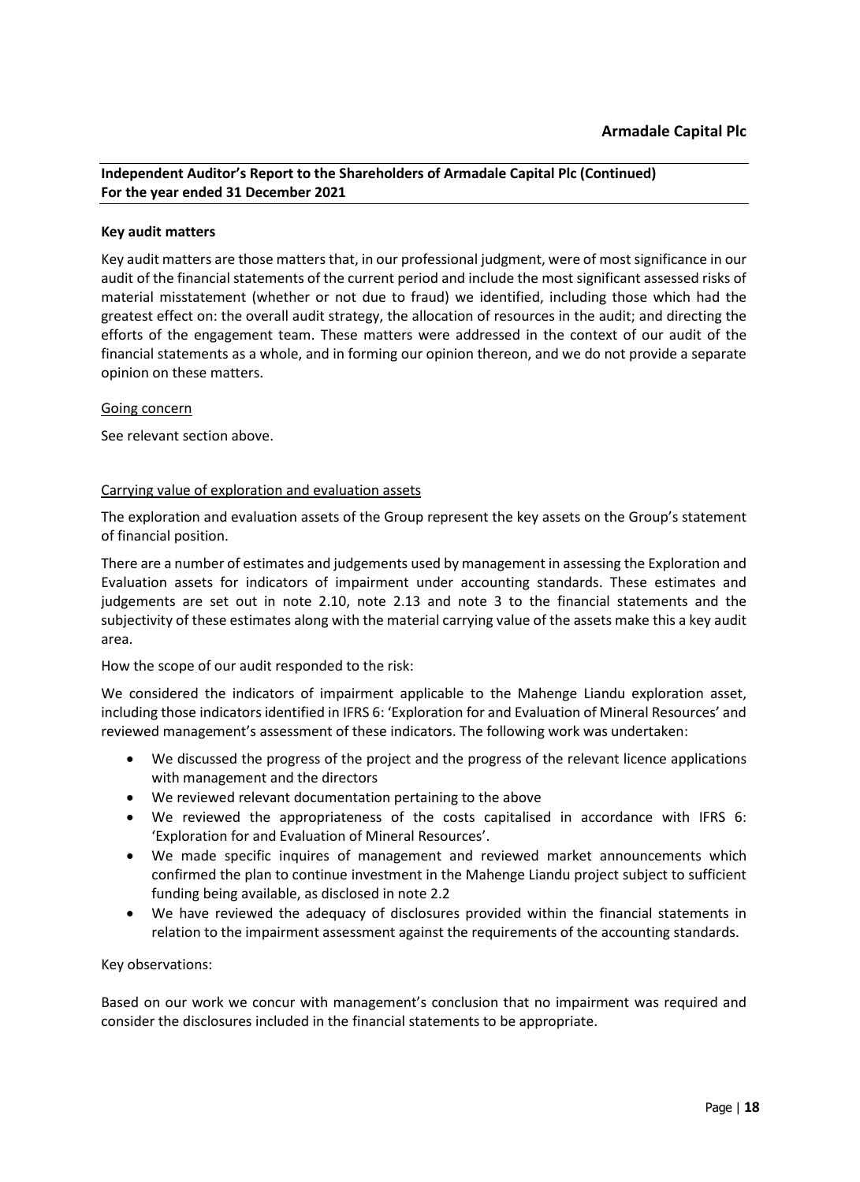**Independent Auditor's Report to the Shareholders of Armadale Capital Plc (Continued)**
**For the year ended 31 December 2021**

**Key audit matters**

Key audit matters are those matters that, in our professional judgment, were of most significance in our audit of the financial statements of the current period and include the most significant assessed risks of material misstatement (whether or not due to fraud) we identified, including those which had the greatest effect on: the overall audit strategy, the allocation of resources in the audit; and directing the efforts of the engagement team. These matters were addressed in the context of our audit of the financial statements as a whole, and in forming our opinion thereon, and we do not provide a separate opinion on these matters.

Going concern

See relevant section above.

Carrying value of exploration and evaluation assets

The exploration and evaluation assets of the Group represent the key assets on the Group's statement of financial position.

There are a number of estimates and judgements used by management in assessing the Exploration and Evaluation assets for indicators of impairment under accounting standards. These estimates and judgements are set out in note 2.10, note 2.13 and note 3 to the financial statements and the subjectivity of these estimates along with the material carrying value of the assets make this a key audit area.

How the scope of our audit responded to the risk:

We considered the indicators of impairment applicable to the Mahenge Liandu exploration asset, including those indicators identified in IFRS 6: 'Exploration for and Evaluation of Mineral Resources' and reviewed management's assessment of these indicators. The following work was undertaken:

- We discussed the progress of the project and the progress of the relevant licence applications with management and the directors
- We reviewed relevant documentation pertaining to the above
- We reviewed the appropriateness of the costs capitalised in accordance with IFRS 6: 'Exploration for and Evaluation of Mineral Resources'.
- We made specific inquires of management and reviewed market announcements which confirmed the plan to continue investment in the Mahenge Liandu project subject to sufficient funding being available, as disclosed in note 2.2
- We have reviewed the adequacy of disclosures provided within the financial statements in relation to the impairment assessment against the requirements of the accounting standards.

Key observations:

Based on our work we concur with management's conclusion that no impairment was required and consider the disclosures included in the financial statements to be appropriate.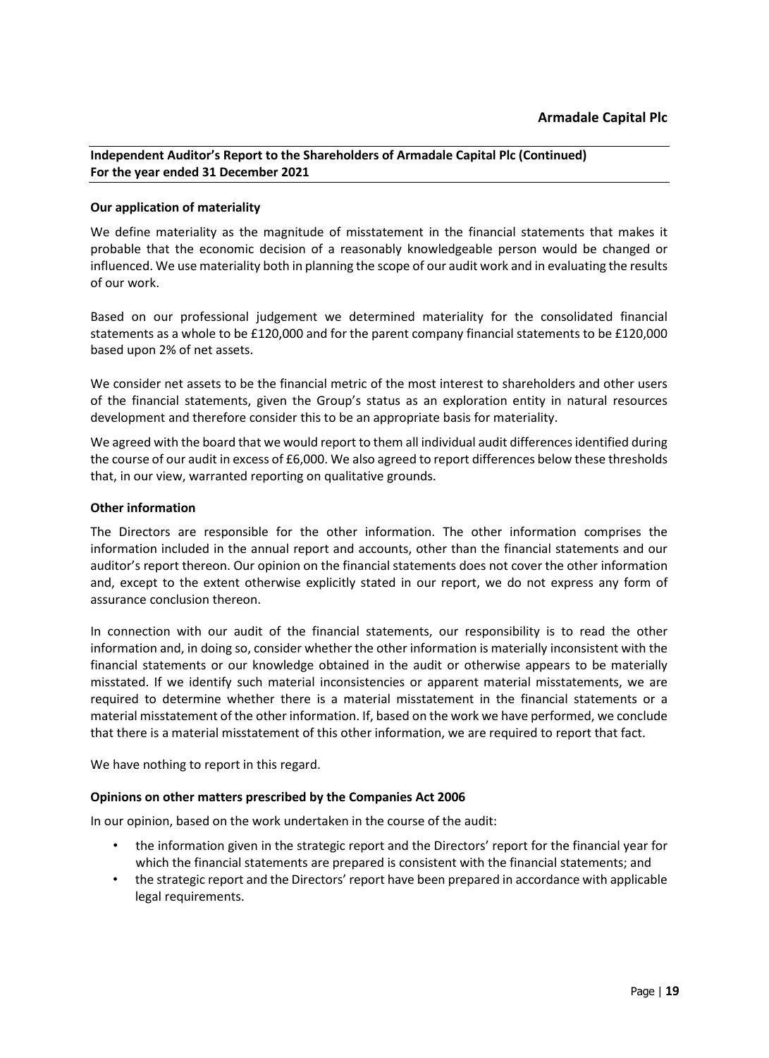## Independent Auditor's Report to the Shareholders of Armadale Capital Plc (Continued)
**For the year ended 31 December 2021**

### Our application of materiality

We define materiality as the magnitude of misstatement in the financial statements that makes it probable that the economic decision of a reasonably knowledgeable person would be changed or influenced. We use materiality both in planning the scope of our audit work and in evaluating the results of our work.

Based on our professional judgement we determined materiality for the consolidated financial statements as a whole to be £120,000 and for the parent company financial statements to be £120,000 based upon 2% of net assets.

We consider net assets to be the financial metric of the most interest to shareholders and other users of the financial statements, given the Group's status as an exploration entity in natural resources development and therefore consider this to be an appropriate basis for materiality.

We agreed with the board that we would report to them all individual audit differences identified during the course of our audit in excess of £6,000. We also agreed to report differences below these thresholds that, in our view, warranted reporting on qualitative grounds.

### Other information

The Directors are responsible for the other information. The other information comprises the information included in the annual report and accounts, other than the financial statements and our auditor's report thereon. Our opinion on the financial statements does not cover the other information and, except to the extent otherwise explicitly stated in our report, we do not express any form of assurance conclusion thereon.

In connection with our audit of the financial statements, our responsibility is to read the other information and, in doing so, consider whether the other information is materially inconsistent with the financial statements or our knowledge obtained in the audit or otherwise appears to be materially misstated. If we identify such material inconsistencies or apparent material misstatements, we are required to determine whether there is a material misstatement in the financial statements or a material misstatement of the other information. If, based on the work we have performed, we conclude that there is a material misstatement of this other information, we are required to report that fact.

We have nothing to report in this regard.

### Opinions on other matters prescribed by the Companies Act 2006

In our opinion, based on the work undertaken in the course of the audit:

- the information given in the strategic report and the Directors' report for the financial year for which the financial statements are prepared is consistent with the financial statements; and
- the strategic report and the Directors' report have been prepared in accordance with applicable legal requirements.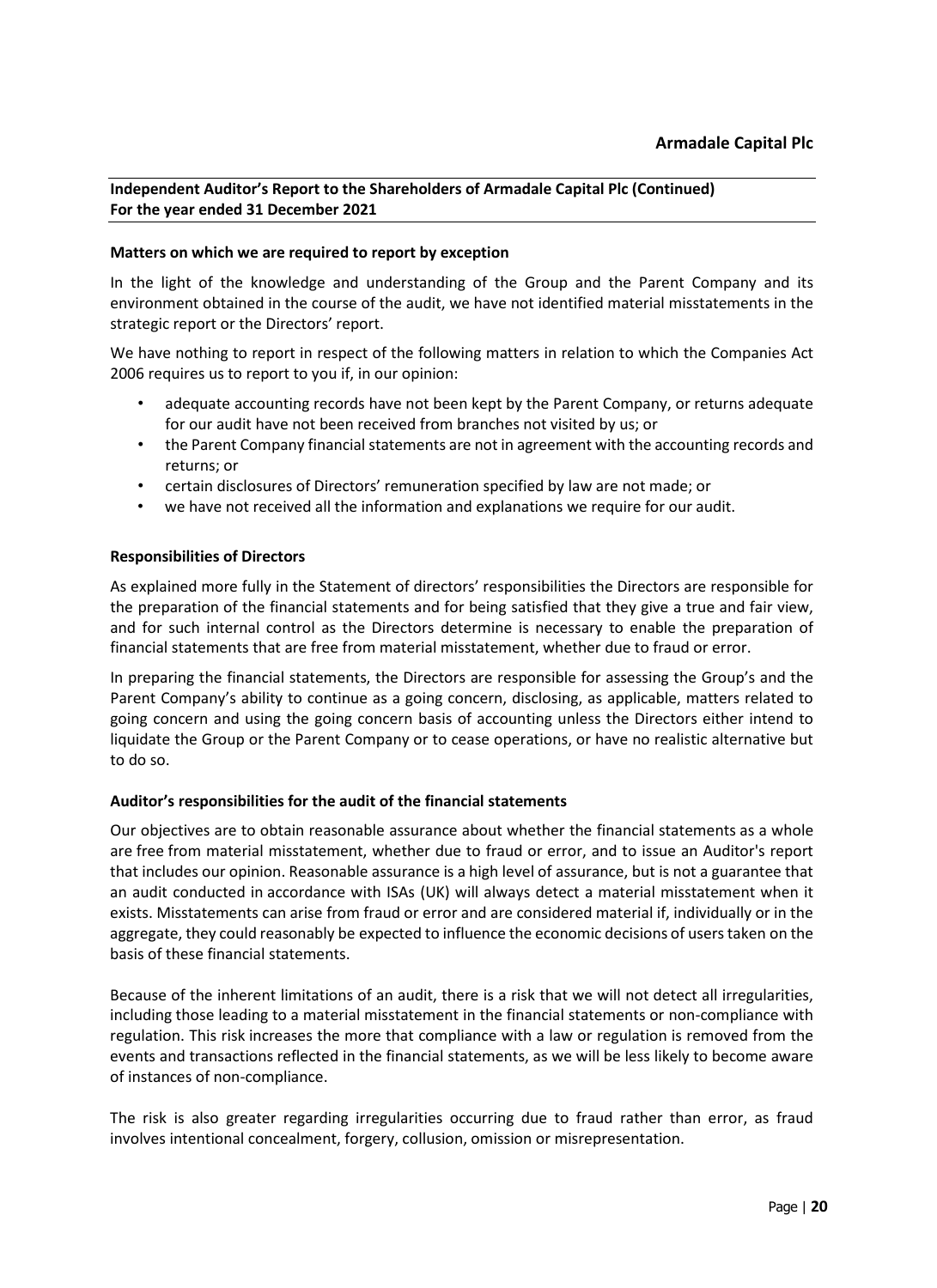## Independent Auditor's Report to the Shareholders of Armadale Capital Plc (Continued)
## For the year ended 31 December 2021

### Matters on which we are required to report by exception

In the light of the knowledge and understanding of the Group and the Parent Company and its environment obtained in the course of the audit, we have not identified material misstatements in the strategic report or the Directors' report.

We have nothing to report in respect of the following matters in relation to which the Companies Act 2006 requires us to report to you if, in our opinion:

- adequate accounting records have not been kept by the Parent Company, or returns adequate for our audit have not been received from branches not visited by us; or
- the Parent Company financial statements are not in agreement with the accounting records and returns; or
- certain disclosures of Directors' remuneration specified by law are not made; or
- we have not received all the information and explanations we require for our audit.

### Responsibilities of Directors

As explained more fully in the Statement of directors' responsibilities the Directors are responsible for the preparation of the financial statements and for being satisfied that they give a true and fair view, and for such internal control as the Directors determine is necessary to enable the preparation of financial statements that are free from material misstatement, whether due to fraud or error.

In preparing the financial statements, the Directors are responsible for assessing the Group's and the Parent Company's ability to continue as a going concern, disclosing, as applicable, matters related to going concern and using the going concern basis of accounting unless the Directors either intend to liquidate the Group or the Parent Company or to cease operations, or have no realistic alternative but to do so.

### Auditor's responsibilities for the audit of the financial statements

Our objectives are to obtain reasonable assurance about whether the financial statements as a whole are free from material misstatement, whether due to fraud or error, and to issue an Auditor's report that includes our opinion. Reasonable assurance is a high level of assurance, but is not a guarantee that an audit conducted in accordance with ISAs (UK) will always detect a material misstatement when it exists. Misstatements can arise from fraud or error and are considered material if, individually or in the aggregate, they could reasonably be expected to influence the economic decisions of users taken on the basis of these financial statements.

Because of the inherent limitations of an audit, there is a risk that we will not detect all irregularities, including those leading to a material misstatement in the financial statements or non-compliance with regulation. This risk increases the more that compliance with a law or regulation is removed from the events and transactions reflected in the financial statements, as we will be less likely to become aware of instances of non-compliance.

The risk is also greater regarding irregularities occurring due to fraud rather than error, as fraud involves intentional concealment, forgery, collusion, omission or misrepresentation.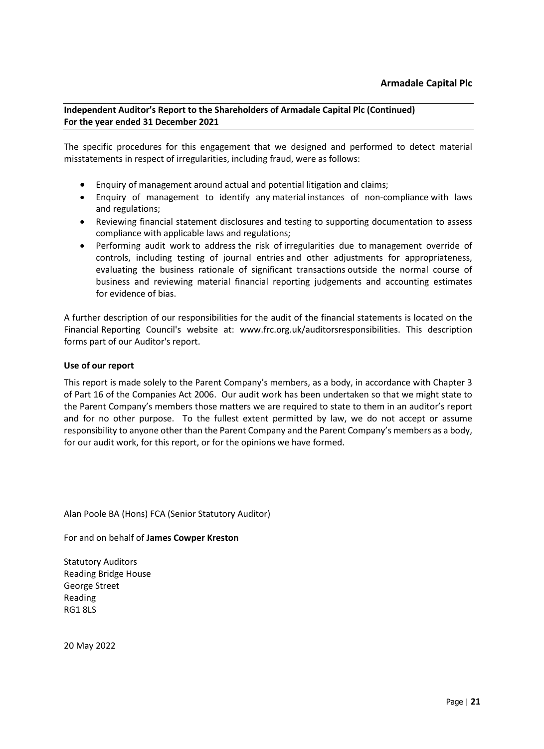**Independent Auditor's Report to the Shareholders of Armadale Capital Plc (Continued)**
**For the year ended 31 December 2021**

The specific procedures for this engagement that we designed and performed to detect material misstatements in respect of irregularities, including fraud, were as follows:

- Enquiry of management around actual and potential litigation and claims;
- Enquiry of management to identify any material instances of non-compliance with laws and regulations;
- Reviewing financial statement disclosures and testing to supporting documentation to assess compliance with applicable laws and regulations;
- Performing audit work to address the risk of irregularities due to management override of controls, including testing of journal entries and other adjustments for appropriateness, evaluating the business rationale of significant transactions outside the normal course of business and reviewing material financial reporting judgements and accounting estimates for evidence of bias.

A further description of our responsibilities for the audit of the financial statements is located on the Financial Reporting Council's website at: www.frc.org.uk/auditorsresponsibilities. This description forms part of our Auditor's report.

**Use of our report**

This report is made solely to the Parent Company's members, as a body, in accordance with Chapter 3 of Part 16 of the Companies Act 2006. Our audit work has been undertaken so that we might state to the Parent Company's members those matters we are required to state to them in an auditor's report and for no other purpose. To the fullest extent permitted by law, we do not accept or assume responsibility to anyone other than the Parent Company and the Parent Company's members as a body, for our audit work, for this report, or for the opinions we have formed.

Alan Poole BA (Hons) FCA (Senior Statutory Auditor)

For and on behalf of **James Cowper Kreston**

Statutory Auditors
Reading Bridge House
George Street
Reading
RG1 8LS

20 May 2022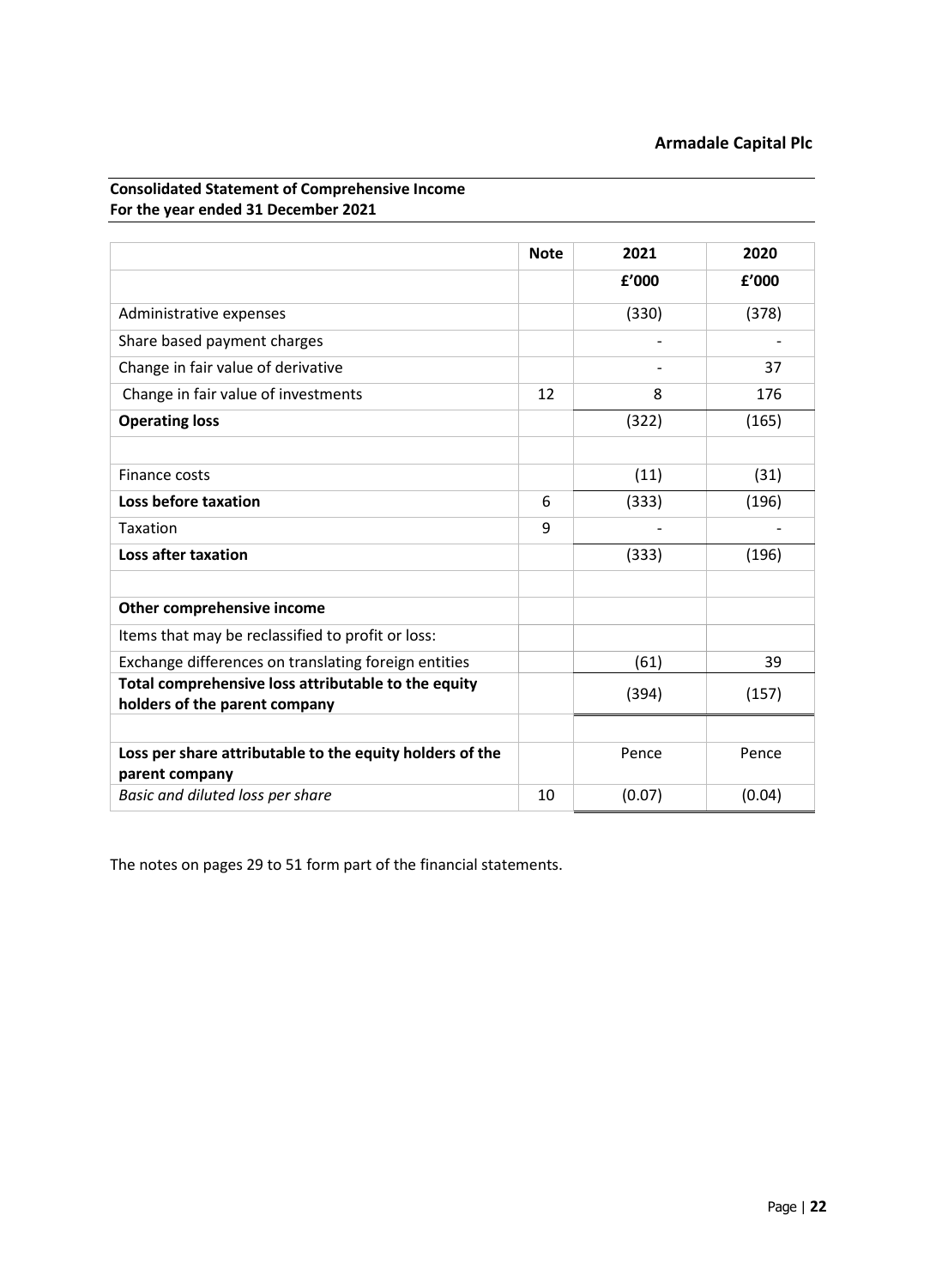**Consolidated Statement of Comprehensive Income**
**For the year ended 31 December 2021**

| | Note | 2021 | 2020 |
|---|---|---|---|
| | | £'000 | £'000 |
| Administrative expenses | | (330) | (378) |
| Share based payment charges | | - | - |
| Change in fair value of derivative | | - | 37 |
| Change in fair value of investments | 12 | 8 | 176 |
| **Operating loss** | | (322) | (165) |
| | | | |
| Finance costs | | (11) | (31) |
| **Loss before taxation** | 6 | (333) | (196) |
| Taxation | 9 | - | - |
| **Loss after taxation** | | (333) | (196) |
| | | | |
| **Other comprehensive income** | | | |
| Items that may be reclassified to profit or loss: | | | |
| Exchange differences on translating foreign entities | | (61) | 39 |
| **Total comprehensive loss attributable to the equity holders of the parent company** | | (394) | (157) |
| | | | |
| **Loss per share attributable to the equity holders of the parent company** | | Pence | Pence |
| *Basic and diluted loss per share* | 10 | (0.07) | (0.04) |

The notes on pages 29 to 51 form part of the financial statements.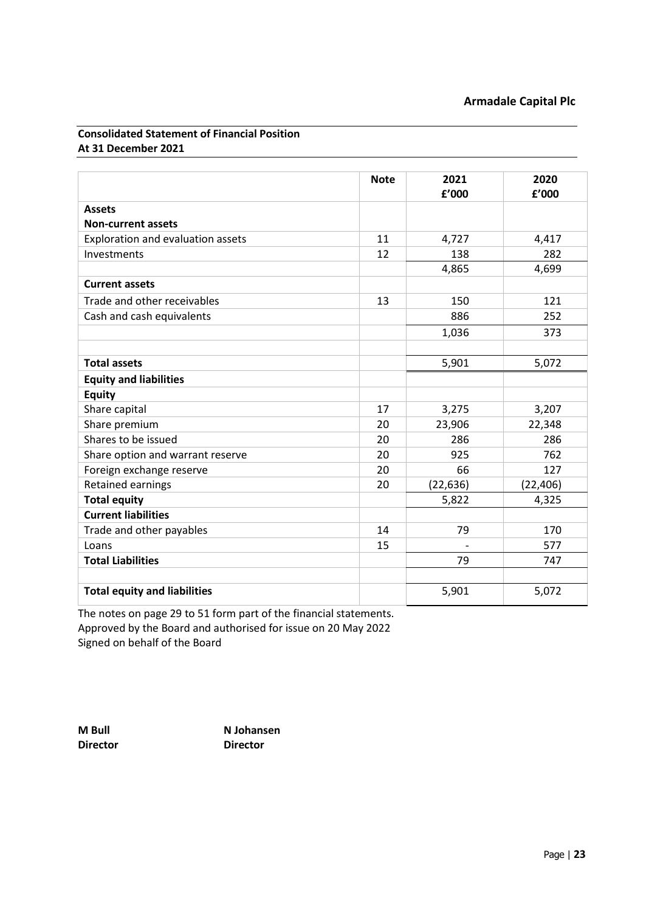**Consolidated Statement of Financial Position**
**At 31 December 2021**

| | Note | 2021 £'000 | 2020 £'000 |
|---|---|---|---|
| **Assets** | | | |
| **Non-current assets** | | | |
| Exploration and evaluation assets | 11 | 4,727 | 4,417 |
| Investments | 12 | 138 | 282 |
| | | 4,865 | 4,699 |
| **Current assets** | | | |
| Trade and other receivables | 13 | 150 | 121 |
| Cash and cash equivalents | | 886 | 252 |
| | | 1,036 | 373 |
| | | | |
| **Total assets** | | 5,901 | 5,072 |
| **Equity and liabilities** | | | |
| **Equity** | | | |
| Share capital | 17 | 3,275 | 3,207 |
| Share premium | 20 | 23,906 | 22,348 |
| Shares to be issued | 20 | 286 | 286 |
| Share option and warrant reserve | 20 | 925 | 762 |
| Foreign exchange reserve | 20 | 66 | 127 |
| Retained earnings | 20 | (22,636) | (22,406) |
| **Total equity** | | 5,822 | 4,325 |
| **Current liabilities** | | | |
| Trade and other payables | 14 | 79 | 170 |
| Loans | 15 | - | 577 |
| **Total Liabilities** | | 79 | 747 |
| | | | |
| **Total equity and liabilities** | | 5,901 | 5,072 |

The notes on page 29 to 51 form part of the financial statements.
Approved by the Board and authorised for issue on 20 May 2022
Signed on behalf of the Board

**M Bull**
**Director**

**N Johansen**
**Director**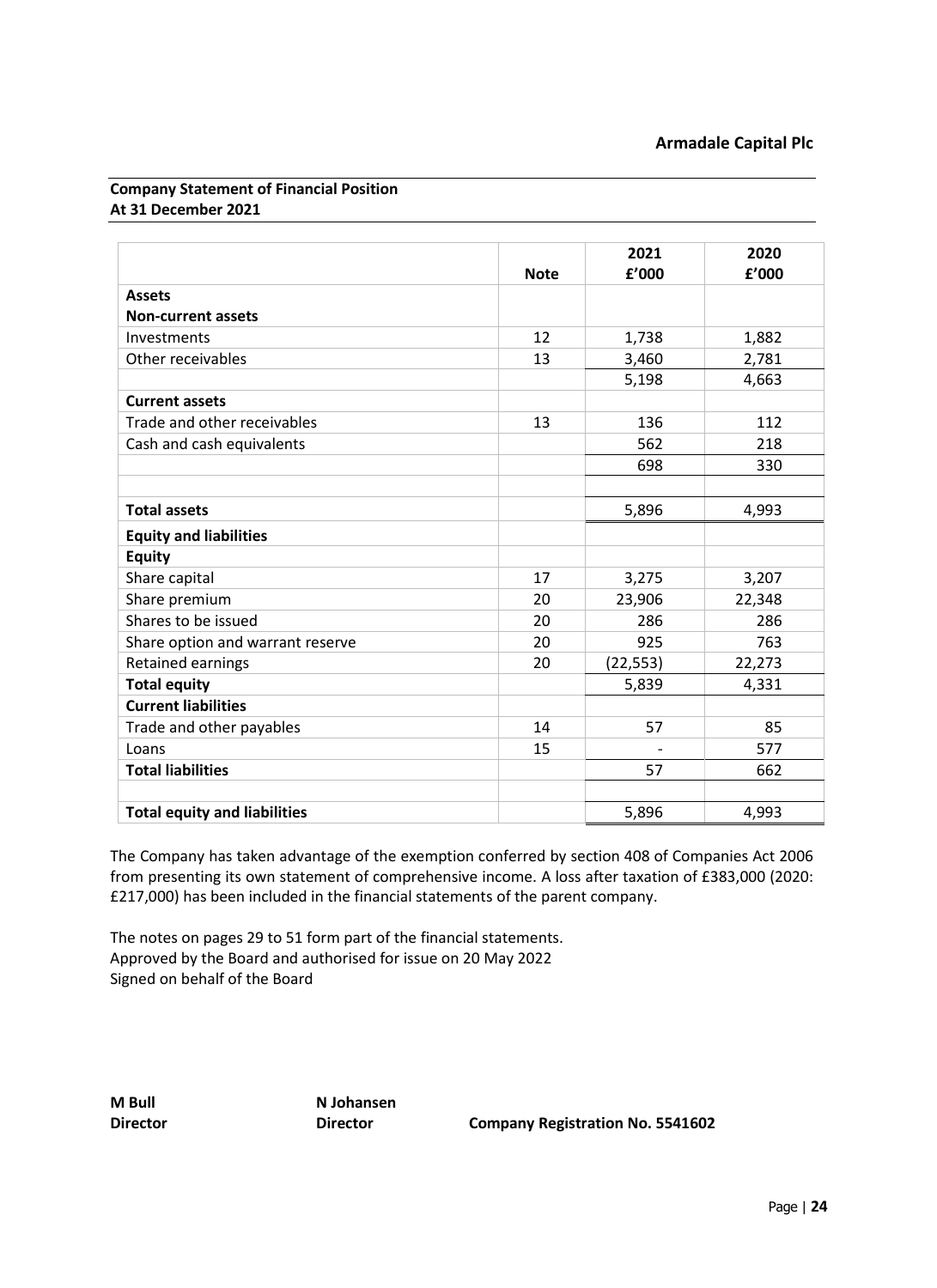**Armadale Capital Plc**

**Company Statement of Financial Position**
**At 31 December 2021**

| | Note | 2021<br>£'000 | 2020<br>£'000 |
|---|---|---|---|
| **Assets** | | | |
| **Non-current assets** | | | |
| Investments | 12 | 1,738 | 1,882 |
| Other receivables | 13 | 3,460 | 2,781 |
| | | 5,198 | 4,663 |
| **Current assets** | | | |
| Trade and other receivables | 13 | 136 | 112 |
| Cash and cash equivalents | | 562 | 218 |
| | | 698 | 330 |
| | | | |
| **Total assets** | | 5,896 | 4,993 |
| **Equity and liabilities** | | | |
| **Equity** | | | |
| Share capital | 17 | 3,275 | 3,207 |
| Share premium | 20 | 23,906 | 22,348 |
| Shares to be issued | 20 | 286 | 286 |
| Share option and warrant reserve | 20 | 925 | 763 |
| Retained earnings | 20 | (22,553) | 22,273 |
| **Total equity** | | 5,839 | 4,331 |
| **Current liabilities** | | | |
| Trade and other payables | 14 | 57 | 85 |
| Loans | 15 | - | 577 |
| **Total liabilities** | | 57 | 662 |
| | | | |
| **Total equity and liabilities** | | 5,896 | 4,993 |

The Company has taken advantage of the exemption conferred by section 408 of Companies Act 2006 from presenting its own statement of comprehensive income. A loss after taxation of £383,000 (2020: £217,000) has been included in the financial statements of the parent company.

The notes on pages 29 to 51 form part of the financial statements.
Approved by the Board and authorised for issue on 20 May 2022
Signed on behalf of the Board

**M Bull**
**Director**

**N Johansen**
**Director**

**Company Registration No. 5541602**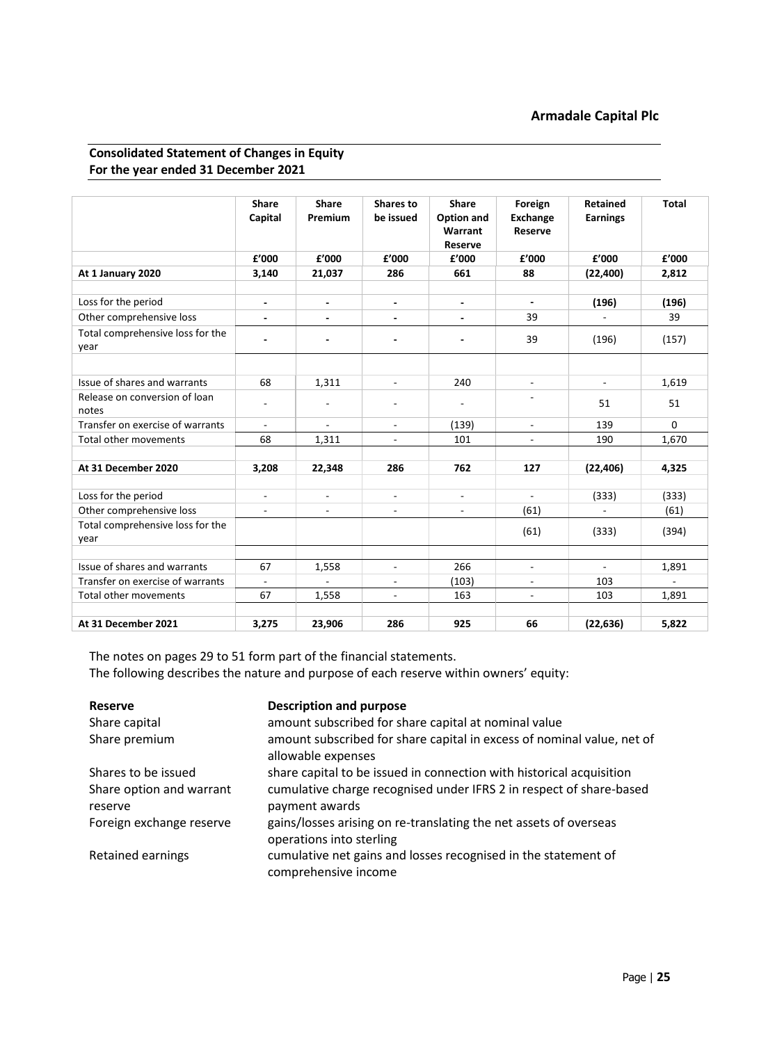**Armadale Capital Plc**

## Consolidated Statement of Changes in Equity
## For the year ended 31 December 2021

| | Share Capital | Share Premium | Shares to be issued | Share Option and Warrant Reserve | Foreign Exchange Reserve | Retained Earnings | Total |
|---|---|---|---|---|---|---|---|
| | £'000 | £'000 | £'000 | £'000 | £'000 | £'000 | £'000 |
| **At 1 January 2020** | **3,140** | **21,037** | **286** | **661** | **88** | **(22,400)** | **2,812** |
| | | | | | | | |
| Loss for the period | - | - | - | - | - | **(196)** | **(196)** |
| Other comprehensive loss | - | - | - | - | 39 | - | 39 |
| Total comprehensive loss for the year | - | - | - | - | 39 | (196) | (157) |
| | | | | | | | |
| Issue of shares and warrants | 68 | 1,311 | - | 240 | - | - | 1,619 |
| Release on conversion of loan notes | - | - | - | - | - | 51 | 51 |
| Transfer on exercise of warrants | - | - | - | (139) | - | 139 | 0 |
| Total other movements | 68 | 1,311 | - | 101 | - | 190 | 1,670 |
| | | | | | | | |
| **At 31 December 2020** | **3,208** | **22,348** | **286** | **762** | **127** | **(22,406)** | **4,325** |
| | | | | | | | |
| Loss for the period | - | - | - | - | - | (333) | (333) |
| Other comprehensive loss | - | - | - | - | (61) | - | (61) |
| Total comprehensive loss for the year | | | | | (61) | (333) | (394) |
| | | | | | | | |
| Issue of shares and warrants | 67 | 1,558 | - | 266 | - | - | 1,891 |
| Transfer on exercise of warrants | - | - | - | (103) | - | 103 | - |
| Total other movements | 67 | 1,558 | - | 163 | - | 103 | 1,891 |
| | | | | | | | |
| **At 31 December 2021** | **3,275** | **23,906** | **286** | **925** | **66** | **(22,636)** | **5,822** |

The notes on pages 29 to 51 form part of the financial statements.
The following describes the nature and purpose of each reserve within owners' equity:

| **Reserve** | **Description and purpose** |
|---|---|
| Share capital | amount subscribed for share capital at nominal value |
| Share premium | amount subscribed for share capital in excess of nominal value, net of allowable expenses |
| Shares to be issued | share capital to be issued in connection with historical acquisition |
| Share option and warrant reserve | cumulative charge recognised under IFRS 2 in respect of share-based payment awards |
| Foreign exchange reserve | gains/losses arising on re-translating the net assets of overseas operations into sterling |
| Retained earnings | cumulative net gains and losses recognised in the statement of comprehensive income |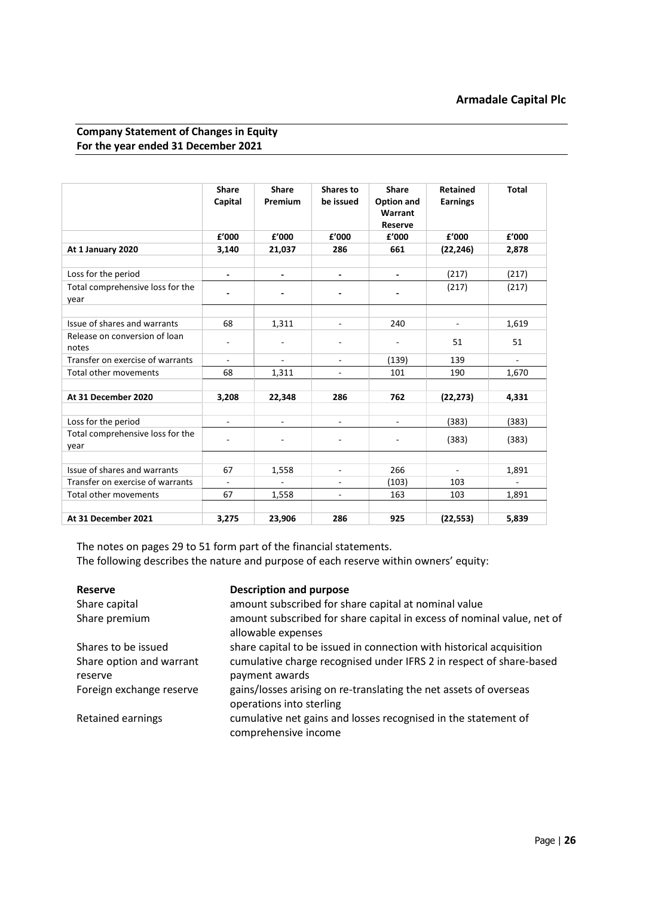## Company Statement of Changes in Equity
## For the year ended 31 December 2021

| | Share Capital | Share Premium | Shares to be issued | Share Option and Warrant Reserve | Retained Earnings | Total |
|---|---|---|---|---|---|---|
| | £'000 | £'000 | £'000 | £'000 | £'000 | £'000 |
| **At 1 January 2020** | **3,140** | **21,037** | **286** | **661** | **(22,246)** | **2,878** |
| | | | | | | |
| Loss for the period | - | - | - | - | (217) | (217) |
| Total comprehensive loss for the year | - | - | - | - | (217) | (217) |
| | | | | | | |
| Issue of shares and warrants | 68 | 1,311 | - | 240 | - | 1,619 |
| Release on conversion of loan notes | - | - | - | - | 51 | 51 |
| Transfer on exercise of warrants | - | - | - | (139) | 139 | - |
| Total other movements | 68 | 1,311 | - | 101 | 190 | 1,670 |
| | | | | | | |
| **At 31 December 2020** | **3,208** | **22,348** | **286** | **762** | **(22,273)** | **4,331** |
| | | | | | | |
| Loss for the period | - | - | - | - | (383) | (383) |
| Total comprehensive loss for the year | - | - | - | - | (383) | (383) |
| | | | | | | |
| Issue of shares and warrants | 67 | 1,558 | - | 266 | - | 1,891 |
| Transfer on exercise of warrants | - | - | - | (103) | 103 | - |
| Total other movements | 67 | 1,558 | - | 163 | 103 | 1,891 |
| | | | | | | |
| **At 31 December 2021** | **3,275** | **23,906** | **286** | **925** | **(22,553)** | **5,839** |

The notes on pages 29 to 51 form part of the financial statements.
The following describes the nature and purpose of each reserve within owners' equity:

| **Reserve** | **Description and purpose** |
|---|---|
| Share capital | amount subscribed for share capital at nominal value |
| Share premium | amount subscribed for share capital in excess of nominal value, net of allowable expenses |
| Shares to be issued | share capital to be issued in connection with historical acquisition |
| Share option and warrant reserve | cumulative charge recognised under IFRS 2 in respect of share-based payment awards |
| Foreign exchange reserve | gains/losses arising on re-translating the net assets of overseas operations into sterling |
| Retained earnings | cumulative net gains and losses recognised in the statement of comprehensive income |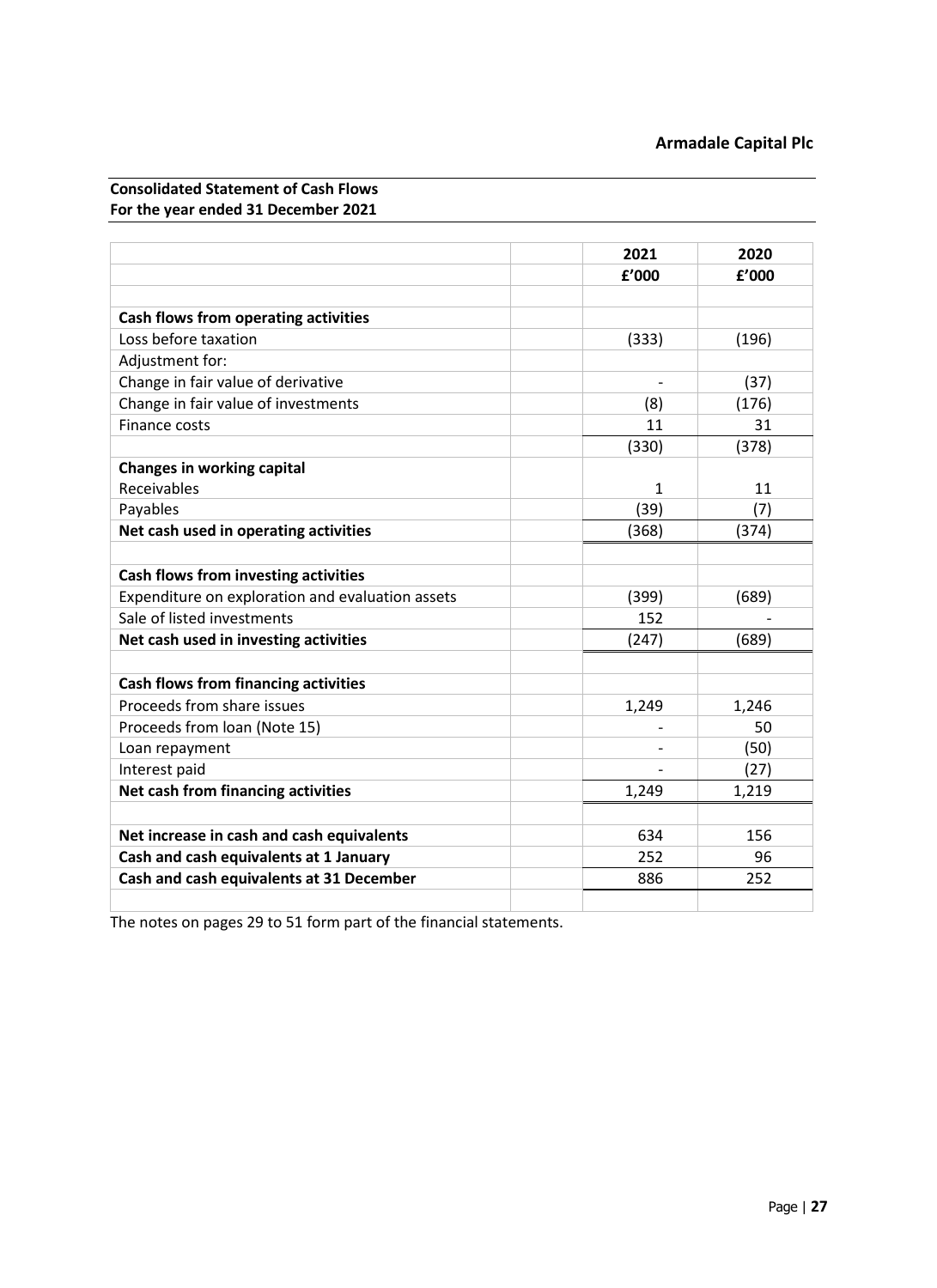**Consolidated Statement of Cash Flows**
**For the year ended 31 December 2021**

| | 2021 | 2020 |
|---|---|---|
| | £'000 | £'000 |
| | | |
| **Cash flows from operating activities** | | |
| Loss before taxation | (333) | (196) |
| Adjustment for: | | |
| Change in fair value of derivative | - | (37) |
| Change in fair value of investments | (8) | (176) |
| Finance costs | 11 | 31 |
| | (330) | (378) |
| **Changes in working capital** | | |
| Receivables | 1 | 11 |
| Payables | (39) | (7) |
| **Net cash used in operating activities** | (368) | (374) |
| | | |
| **Cash flows from investing activities** | | |
| Expenditure on exploration and evaluation assets | (399) | (689) |
| Sale of listed investments | 152 | - |
| **Net cash used in investing activities** | (247) | (689) |
| | | |
| **Cash flows from financing activities** | | |
| Proceeds from share issues | 1,249 | 1,246 |
| Proceeds from loan (Note 15) | - | 50 |
| Loan repayment | - | (50) |
| Interest paid | - | (27) |
| **Net cash from financing activities** | 1,249 | 1,219 |
| | | |
| **Net increase in cash and cash equivalents** | 634 | 156 |
| **Cash and cash equivalents at 1 January** | 252 | 96 |
| **Cash and cash equivalents at 31 December** | 886 | 252 |

The notes on pages 29 to 51 form part of the financial statements.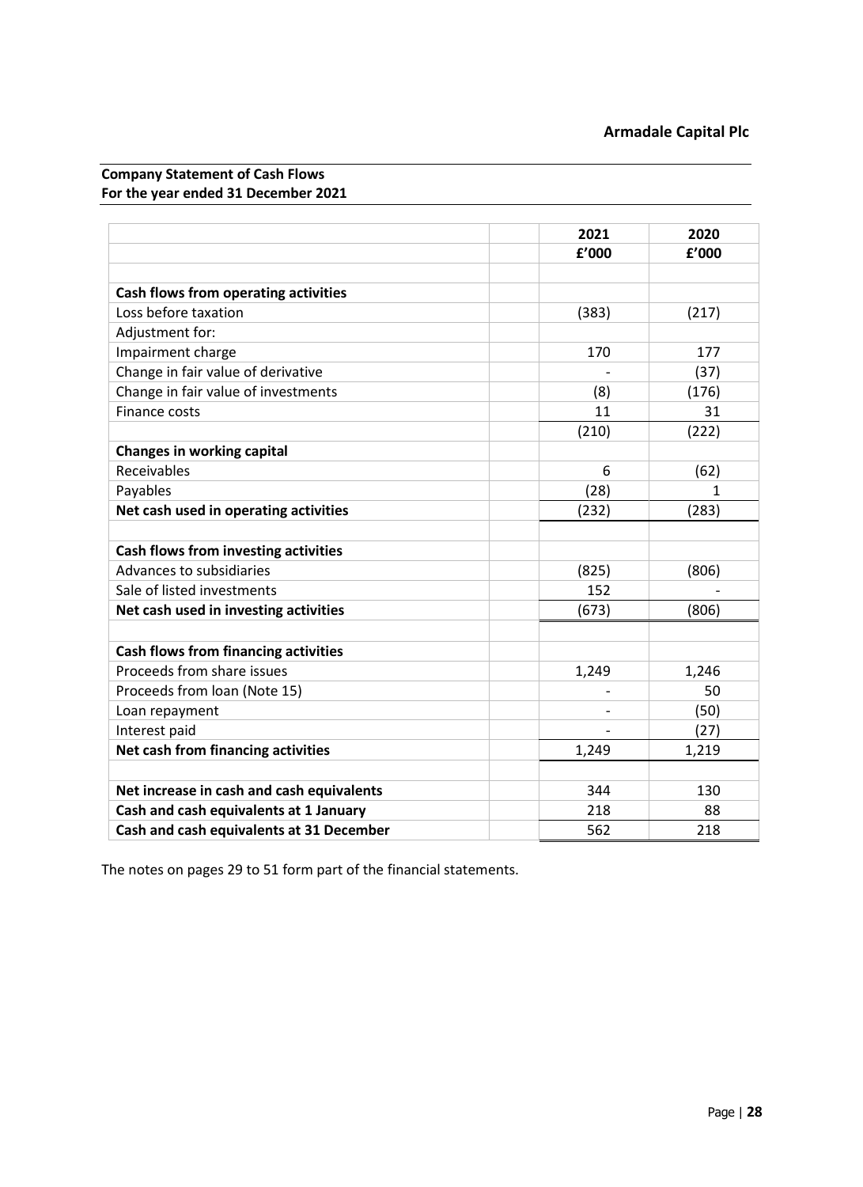**Company Statement of Cash Flows**
**For the year ended 31 December 2021**

| | | 2021 | 2020 |
|---|---|---|---|
| | | £'000 | £'000 |
| | | | |
| **Cash flows from operating activities** | | | |
| Loss before taxation | | (383) | (217) |
| Adjustment for: | | | |
| Impairment charge | | 170 | 177 |
| Change in fair value of derivative | | - | (37) |
| Change in fair value of investments | | (8) | (176) |
| Finance costs | | 11 | 31 |
| | | (210) | (222) |
| **Changes in working capital** | | | |
| Receivables | | 6 | (62) |
| Payables | | (28) | 1 |
| **Net cash used in operating activities** | | (232) | (283) |
| | | | |
| **Cash flows from investing activities** | | | |
| Advances to subsidiaries | | (825) | (806) |
| Sale of listed investments | | 152 | - |
| **Net cash used in investing activities** | | (673) | (806) |
| | | | |
| **Cash flows from financing activities** | | | |
| Proceeds from share issues | | 1,249 | 1,246 |
| Proceeds from loan (Note 15) | | - | 50 |
| Loan repayment | | - | (50) |
| Interest paid | | - | (27) |
| **Net cash from financing activities** | | 1,249 | 1,219 |
| | | | |
| **Net increase in cash and cash equivalents** | | 344 | 130 |
| **Cash and cash equivalents at 1 January** | | 218 | 88 |
| **Cash and cash equivalents at 31 December** | | 562 | 218 |

The notes on pages 29 to 51 form part of the financial statements.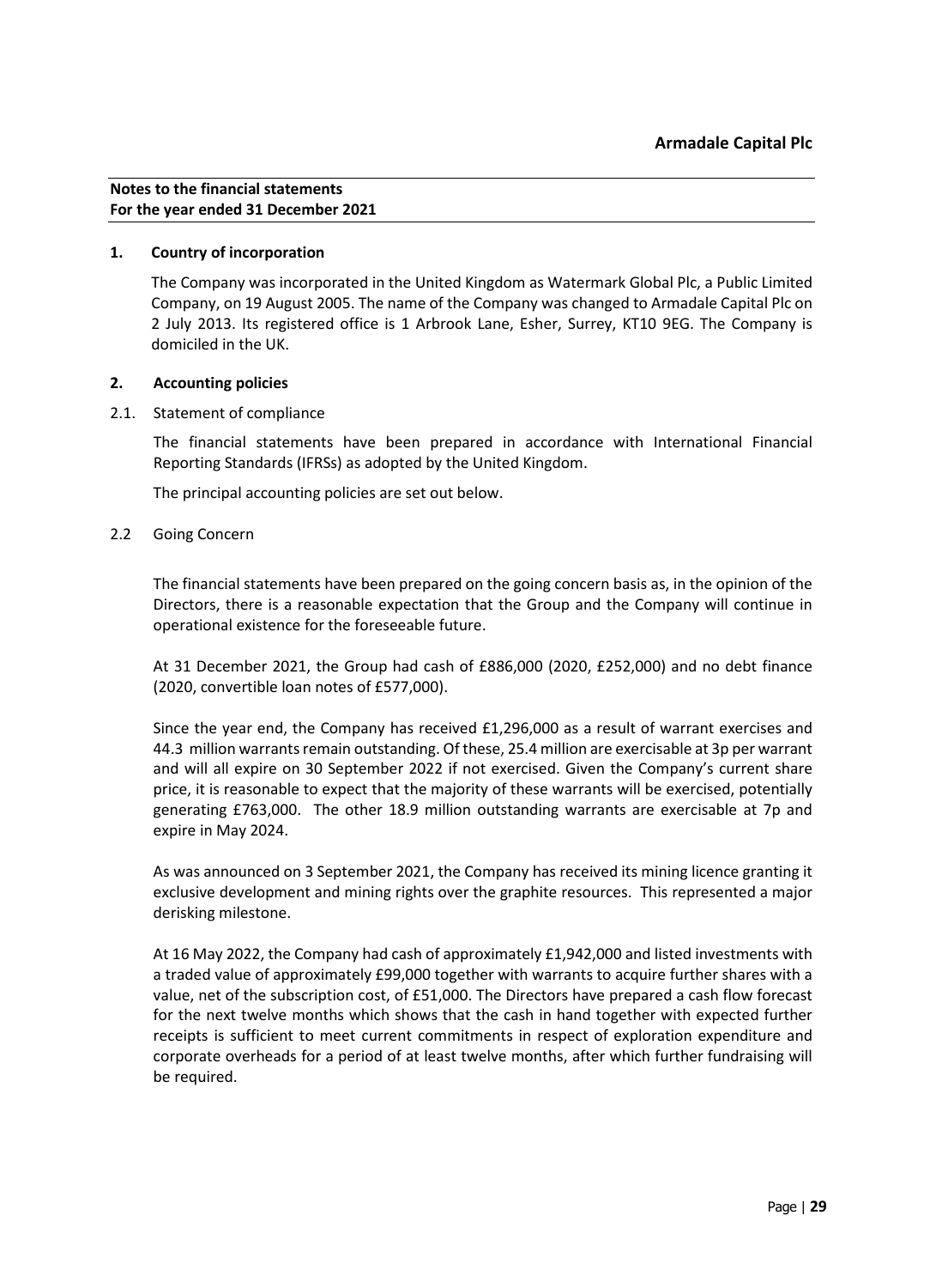**Notes to the financial statements**
**For the year ended 31 December 2021**

## 1. Country of incorporation

The Company was incorporated in the United Kingdom as Watermark Global Plc, a Public Limited Company, on 19 August 2005. The name of the Company was changed to Armadale Capital Plc on 2 July 2013. Its registered office is 1 Arbrook Lane, Esher, Surrey, KT10 9EG. The Company is domiciled in the UK.

## 2. Accounting policies

### 2.1. Statement of compliance

The financial statements have been prepared in accordance with International Financial Reporting Standards (IFRSs) as adopted by the United Kingdom.

The principal accounting policies are set out below.

### 2.2 Going Concern

The financial statements have been prepared on the going concern basis as, in the opinion of the Directors, there is a reasonable expectation that the Group and the Company will continue in operational existence for the foreseeable future.

At 31 December 2021, the Group had cash of £886,000 (2020, £252,000) and no debt finance (2020, convertible loan notes of £577,000).

Since the year end, the Company has received £1,296,000 as a result of warrant exercises and 44.3 million warrants remain outstanding. Of these, 25.4 million are exercisable at 3p per warrant and will all expire on 30 September 2022 if not exercised. Given the Company's current share price, it is reasonable to expect that the majority of these warrants will be exercised, potentially generating £763,000. The other 18.9 million outstanding warrants are exercisable at 7p and expire in May 2024.

As was announced on 3 September 2021, the Company has received its mining licence granting it exclusive development and mining rights over the graphite resources. This represented a major derisking milestone.

At 16 May 2022, the Company had cash of approximately £1,942,000 and listed investments with a traded value of approximately £99,000 together with warrants to acquire further shares with a value, net of the subscription cost, of £51,000. The Directors have prepared a cash flow forecast for the next twelve months which shows that the cash in hand together with expected further receipts is sufficient to meet current commitments in respect of exploration expenditure and corporate overheads for a period of at least twelve months, after which further fundraising will be required.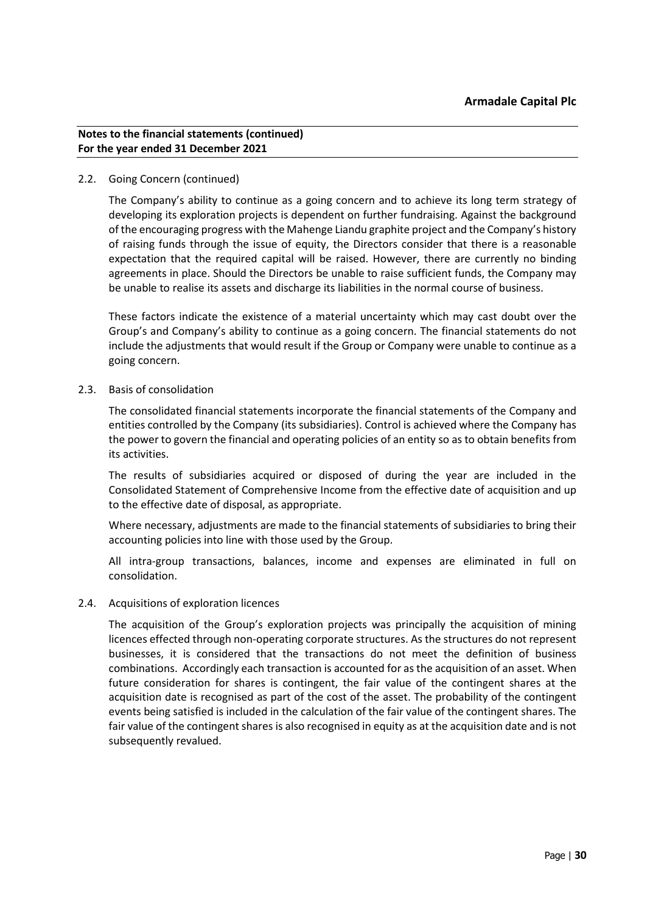### 2.2. Going Concern (continued)

The Company's ability to continue as a going concern and to achieve its long term strategy of developing its exploration projects is dependent on further fundraising. Against the background of the encouraging progress with the Mahenge Liandu graphite project and the Company's history of raising funds through the issue of equity, the Directors consider that there is a reasonable expectation that the required capital will be raised. However, there are currently no binding agreements in place. Should the Directors be unable to raise sufficient funds, the Company may be unable to realise its assets and discharge its liabilities in the normal course of business.

These factors indicate the existence of a material uncertainty which may cast doubt over the Group's and Company's ability to continue as a going concern. The financial statements do not include the adjustments that would result if the Group or Company were unable to continue as a going concern.

### 2.3. Basis of consolidation

The consolidated financial statements incorporate the financial statements of the Company and entities controlled by the Company (its subsidiaries). Control is achieved where the Company has the power to govern the financial and operating policies of an entity so as to obtain benefits from its activities.

The results of subsidiaries acquired or disposed of during the year are included in the Consolidated Statement of Comprehensive Income from the effective date of acquisition and up to the effective date of disposal, as appropriate.

Where necessary, adjustments are made to the financial statements of subsidiaries to bring their accounting policies into line with those used by the Group.

All intra-group transactions, balances, income and expenses are eliminated in full on consolidation.

### 2.4. Acquisitions of exploration licences

The acquisition of the Group's exploration projects was principally the acquisition of mining licences effected through non-operating corporate structures. As the structures do not represent businesses, it is considered that the transactions do not meet the definition of business combinations. Accordingly each transaction is accounted for as the acquisition of an asset. When future consideration for shares is contingent, the fair value of the contingent shares at the acquisition date is recognised as part of the cost of the asset. The probability of the contingent events being satisfied is included in the calculation of the fair value of the contingent shares. The fair value of the contingent shares is also recognised in equity as at the acquisition date and is not subsequently revalued.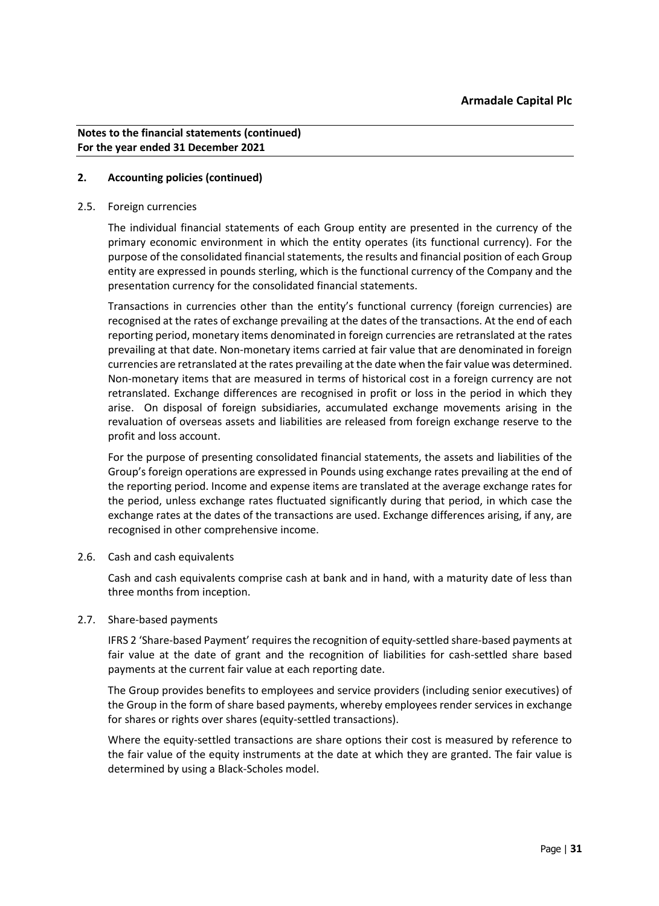**Notes to the financial statements (continued)**
**For the year ended 31 December 2021**

## 2. Accounting policies (continued)

### 2.5. Foreign currencies

The individual financial statements of each Group entity are presented in the currency of the primary economic environment in which the entity operates (its functional currency). For the purpose of the consolidated financial statements, the results and financial position of each Group entity are expressed in pounds sterling, which is the functional currency of the Company and the presentation currency for the consolidated financial statements.

Transactions in currencies other than the entity's functional currency (foreign currencies) are recognised at the rates of exchange prevailing at the dates of the transactions. At the end of each reporting period, monetary items denominated in foreign currencies are retranslated at the rates prevailing at that date. Non-monetary items carried at fair value that are denominated in foreign currencies are retranslated at the rates prevailing at the date when the fair value was determined. Non-monetary items that are measured in terms of historical cost in a foreign currency are not retranslated. Exchange differences are recognised in profit or loss in the period in which they arise. On disposal of foreign subsidiaries, accumulated exchange movements arising in the revaluation of overseas assets and liabilities are released from foreign exchange reserve to the profit and loss account.

For the purpose of presenting consolidated financial statements, the assets and liabilities of the Group's foreign operations are expressed in Pounds using exchange rates prevailing at the end of the reporting period. Income and expense items are translated at the average exchange rates for the period, unless exchange rates fluctuated significantly during that period, in which case the exchange rates at the dates of the transactions are used. Exchange differences arising, if any, are recognised in other comprehensive income.

### 2.6. Cash and cash equivalents

Cash and cash equivalents comprise cash at bank and in hand, with a maturity date of less than three months from inception.

### 2.7. Share-based payments

IFRS 2 'Share-based Payment' requires the recognition of equity-settled share-based payments at fair value at the date of grant and the recognition of liabilities for cash-settled share based payments at the current fair value at each reporting date.

The Group provides benefits to employees and service providers (including senior executives) of the Group in the form of share based payments, whereby employees render services in exchange for shares or rights over shares (equity-settled transactions).

Where the equity-settled transactions are share options their cost is measured by reference to the fair value of the equity instruments at the date at which they are granted. The fair value is determined by using a Black-Scholes model.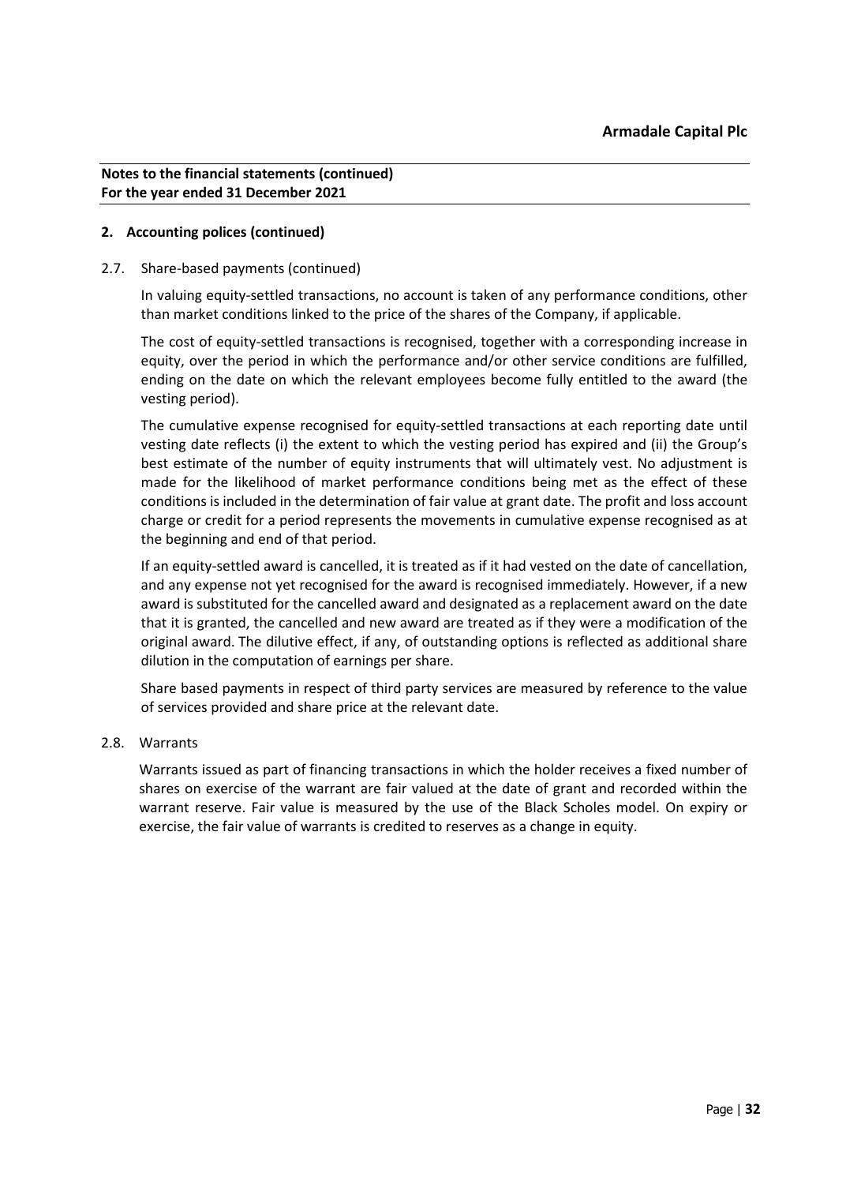**Notes to the financial statements (continued)**
**For the year ended 31 December 2021**

## 2. Accounting polices (continued)

### 2.7. Share-based payments (continued)

In valuing equity-settled transactions, no account is taken of any performance conditions, other than market conditions linked to the price of the shares of the Company, if applicable.

The cost of equity-settled transactions is recognised, together with a corresponding increase in equity, over the period in which the performance and/or other service conditions are fulfilled, ending on the date on which the relevant employees become fully entitled to the award (the vesting period).

The cumulative expense recognised for equity-settled transactions at each reporting date until vesting date reflects (i) the extent to which the vesting period has expired and (ii) the Group's best estimate of the number of equity instruments that will ultimately vest. No adjustment is made for the likelihood of market performance conditions being met as the effect of these conditions is included in the determination of fair value at grant date. The profit and loss account charge or credit for a period represents the movements in cumulative expense recognised as at the beginning and end of that period.

If an equity-settled award is cancelled, it is treated as if it had vested on the date of cancellation, and any expense not yet recognised for the award is recognised immediately. However, if a new award is substituted for the cancelled award and designated as a replacement award on the date that it is granted, the cancelled and new award are treated as if they were a modification of the original award. The dilutive effect, if any, of outstanding options is reflected as additional share dilution in the computation of earnings per share.

Share based payments in respect of third party services are measured by reference to the value of services provided and share price at the relevant date.

### 2.8. Warrants

Warrants issued as part of financing transactions in which the holder receives a fixed number of shares on exercise of the warrant are fair valued at the date of grant and recorded within the warrant reserve. Fair value is measured by the use of the Black Scholes model. On expiry or exercise, the fair value of warrants is credited to reserves as a change in equity.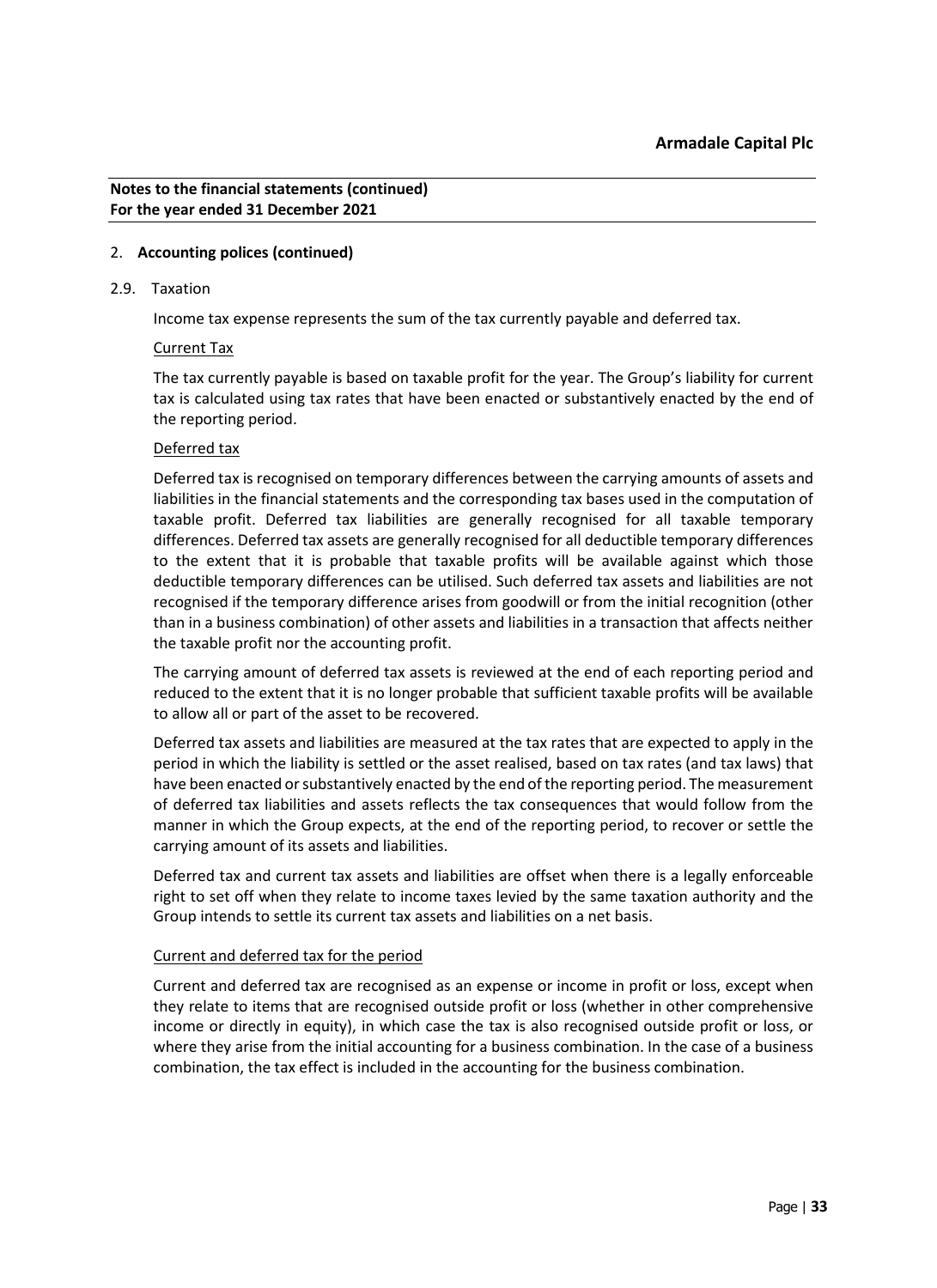## 2. Accounting polices (continued)

### 2.9. Taxation

Income tax expense represents the sum of the tax currently payable and deferred tax.

#### Current Tax

The tax currently payable is based on taxable profit for the year. The Group's liability for current tax is calculated using tax rates that have been enacted or substantively enacted by the end of the reporting period.

#### Deferred tax

Deferred tax is recognised on temporary differences between the carrying amounts of assets and liabilities in the financial statements and the corresponding tax bases used in the computation of taxable profit. Deferred tax liabilities are generally recognised for all taxable temporary differences. Deferred tax assets are generally recognised for all deductible temporary differences to the extent that it is probable that taxable profits will be available against which those deductible temporary differences can be utilised. Such deferred tax assets and liabilities are not recognised if the temporary difference arises from goodwill or from the initial recognition (other than in a business combination) of other assets and liabilities in a transaction that affects neither the taxable profit nor the accounting profit.

The carrying amount of deferred tax assets is reviewed at the end of each reporting period and reduced to the extent that it is no longer probable that sufficient taxable profits will be available to allow all or part of the asset to be recovered.

Deferred tax assets and liabilities are measured at the tax rates that are expected to apply in the period in which the liability is settled or the asset realised, based on tax rates (and tax laws) that have been enacted or substantively enacted by the end of the reporting period. The measurement of deferred tax liabilities and assets reflects the tax consequences that would follow from the manner in which the Group expects, at the end of the reporting period, to recover or settle the carrying amount of its assets and liabilities.

Deferred tax and current tax assets and liabilities are offset when there is a legally enforceable right to set off when they relate to income taxes levied by the same taxation authority and the Group intends to settle its current tax assets and liabilities on a net basis.

#### Current and deferred tax for the period

Current and deferred tax are recognised as an expense or income in profit or loss, except when they relate to items that are recognised outside profit or loss (whether in other comprehensive income or directly in equity), in which case the tax is also recognised outside profit or loss, or where they arise from the initial accounting for a business combination. In the case of a business combination, the tax effect is included in the accounting for the business combination.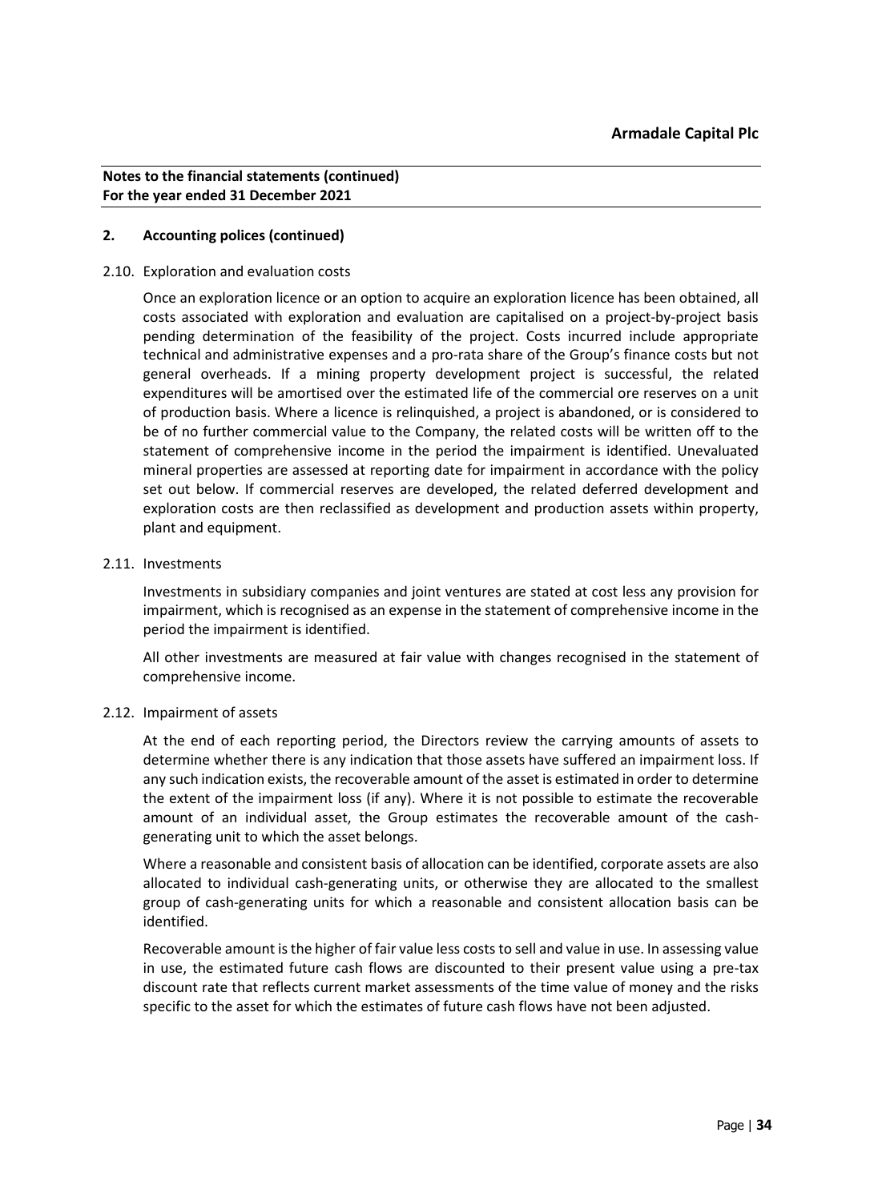**Notes to the financial statements (continued)**
**For the year ended 31 December 2021**

## 2. Accounting polices (continued)

### 2.10. Exploration and evaluation costs

Once an exploration licence or an option to acquire an exploration licence has been obtained, all costs associated with exploration and evaluation are capitalised on a project-by-project basis pending determination of the feasibility of the project. Costs incurred include appropriate technical and administrative expenses and a pro-rata share of the Group's finance costs but not general overheads. If a mining property development project is successful, the related expenditures will be amortised over the estimated life of the commercial ore reserves on a unit of production basis. Where a licence is relinquished, a project is abandoned, or is considered to be of no further commercial value to the Company, the related costs will be written off to the statement of comprehensive income in the period the impairment is identified. Unevaluated mineral properties are assessed at reporting date for impairment in accordance with the policy set out below. If commercial reserves are developed, the related deferred development and exploration costs are then reclassified as development and production assets within property, plant and equipment.

### 2.11. Investments

Investments in subsidiary companies and joint ventures are stated at cost less any provision for impairment, which is recognised as an expense in the statement of comprehensive income in the period the impairment is identified.

All other investments are measured at fair value with changes recognised in the statement of comprehensive income.

### 2.12. Impairment of assets

At the end of each reporting period, the Directors review the carrying amounts of assets to determine whether there is any indication that those assets have suffered an impairment loss. If any such indication exists, the recoverable amount of the asset is estimated in order to determine the extent of the impairment loss (if any). Where it is not possible to estimate the recoverable amount of an individual asset, the Group estimates the recoverable amount of the cash-generating unit to which the asset belongs.

Where a reasonable and consistent basis of allocation can be identified, corporate assets are also allocated to individual cash-generating units, or otherwise they are allocated to the smallest group of cash-generating units for which a reasonable and consistent allocation basis can be identified.

Recoverable amount is the higher of fair value less costs to sell and value in use. In assessing value in use, the estimated future cash flows are discounted to their present value using a pre-tax discount rate that reflects current market assessments of the time value of money and the risks specific to the asset for which the estimates of future cash flows have not been adjusted.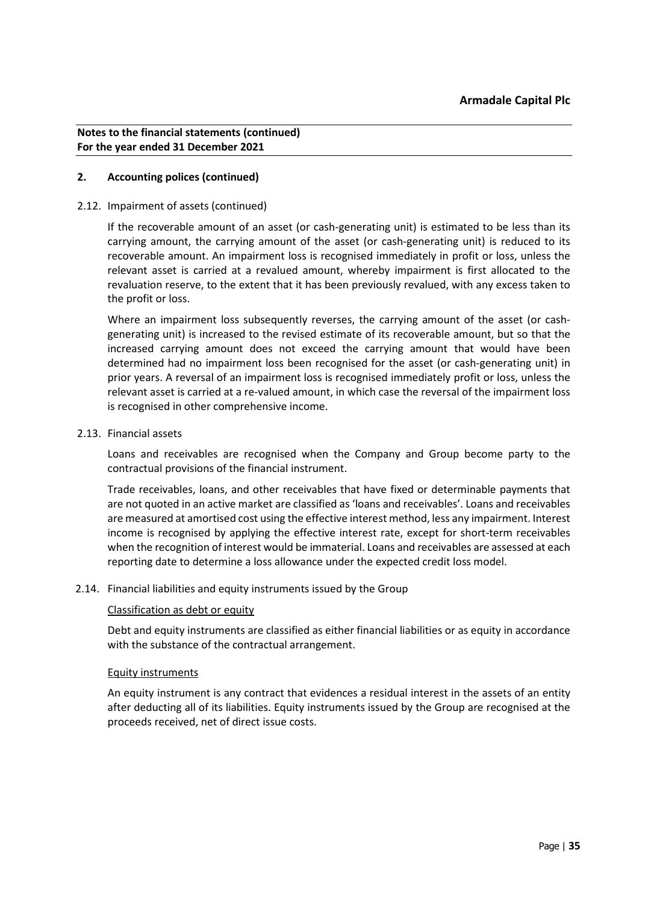**Notes to the financial statements (continued)**
**For the year ended 31 December 2021**

## 2. Accounting polices (continued)

### 2.12. Impairment of assets (continued)

If the recoverable amount of an asset (or cash-generating unit) is estimated to be less than its carrying amount, the carrying amount of the asset (or cash-generating unit) is reduced to its recoverable amount. An impairment loss is recognised immediately in profit or loss, unless the relevant asset is carried at a revalued amount, whereby impairment is first allocated to the revaluation reserve, to the extent that it has been previously revalued, with any excess taken to the profit or loss.

Where an impairment loss subsequently reverses, the carrying amount of the asset (or cash-generating unit) is increased to the revised estimate of its recoverable amount, but so that the increased carrying amount does not exceed the carrying amount that would have been determined had no impairment loss been recognised for the asset (or cash-generating unit) in prior years. A reversal of an impairment loss is recognised immediately profit or loss, unless the relevant asset is carried at a re-valued amount, in which case the reversal of the impairment loss is recognised in other comprehensive income.

### 2.13. Financial assets

Loans and receivables are recognised when the Company and Group become party to the contractual provisions of the financial instrument.

Trade receivables, loans, and other receivables that have fixed or determinable payments that are not quoted in an active market are classified as 'loans and receivables'. Loans and receivables are measured at amortised cost using the effective interest method, less any impairment. Interest income is recognised by applying the effective interest rate, except for short-term receivables when the recognition of interest would be immaterial. Loans and receivables are assessed at each reporting date to determine a loss allowance under the expected credit loss model.

### 2.14. Financial liabilities and equity instruments issued by the Group

Classification as debt or equity

Debt and equity instruments are classified as either financial liabilities or as equity in accordance with the substance of the contractual arrangement.

Equity instruments

An equity instrument is any contract that evidences a residual interest in the assets of an entity after deducting all of its liabilities. Equity instruments issued by the Group are recognised at the proceeds received, net of direct issue costs.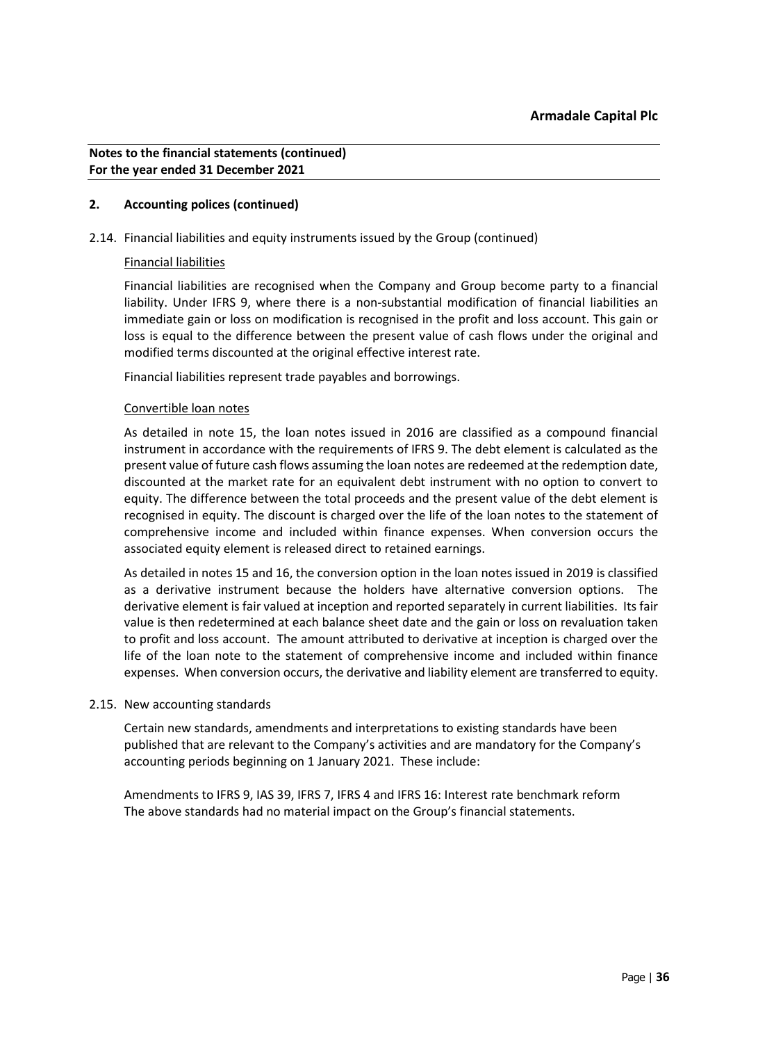## 2. Accounting polices (continued)

2.14. Financial liabilities and equity instruments issued by the Group (continued)

Financial liabilities

Financial liabilities are recognised when the Company and Group become party to a financial liability. Under IFRS 9, where there is a non-substantial modification of financial liabilities an immediate gain or loss on modification is recognised in the profit and loss account. This gain or loss is equal to the difference between the present value of cash flows under the original and modified terms discounted at the original effective interest rate.

Financial liabilities represent trade payables and borrowings.

Convertible loan notes

As detailed in note 15, the loan notes issued in 2016 are classified as a compound financial instrument in accordance with the requirements of IFRS 9. The debt element is calculated as the present value of future cash flows assuming the loan notes are redeemed at the redemption date, discounted at the market rate for an equivalent debt instrument with no option to convert to equity. The difference between the total proceeds and the present value of the debt element is recognised in equity. The discount is charged over the life of the loan notes to the statement of comprehensive income and included within finance expenses. When conversion occurs the associated equity element is released direct to retained earnings.

As detailed in notes 15 and 16, the conversion option in the loan notes issued in 2019 is classified as a derivative instrument because the holders have alternative conversion options. The derivative element is fair valued at inception and reported separately in current liabilities. Its fair value is then redetermined at each balance sheet date and the gain or loss on revaluation taken to profit and loss account. The amount attributed to derivative at inception is charged over the life of the loan note to the statement of comprehensive income and included within finance expenses. When conversion occurs, the derivative and liability element are transferred to equity.

2.15. New accounting standards

Certain new standards, amendments and interpretations to existing standards have been published that are relevant to the Company's activities and are mandatory for the Company's accounting periods beginning on 1 January 2021. These include:

Amendments to IFRS 9, IAS 39, IFRS 7, IFRS 4 and IFRS 16: Interest rate benchmark reform
The above standards had no material impact on the Group's financial statements.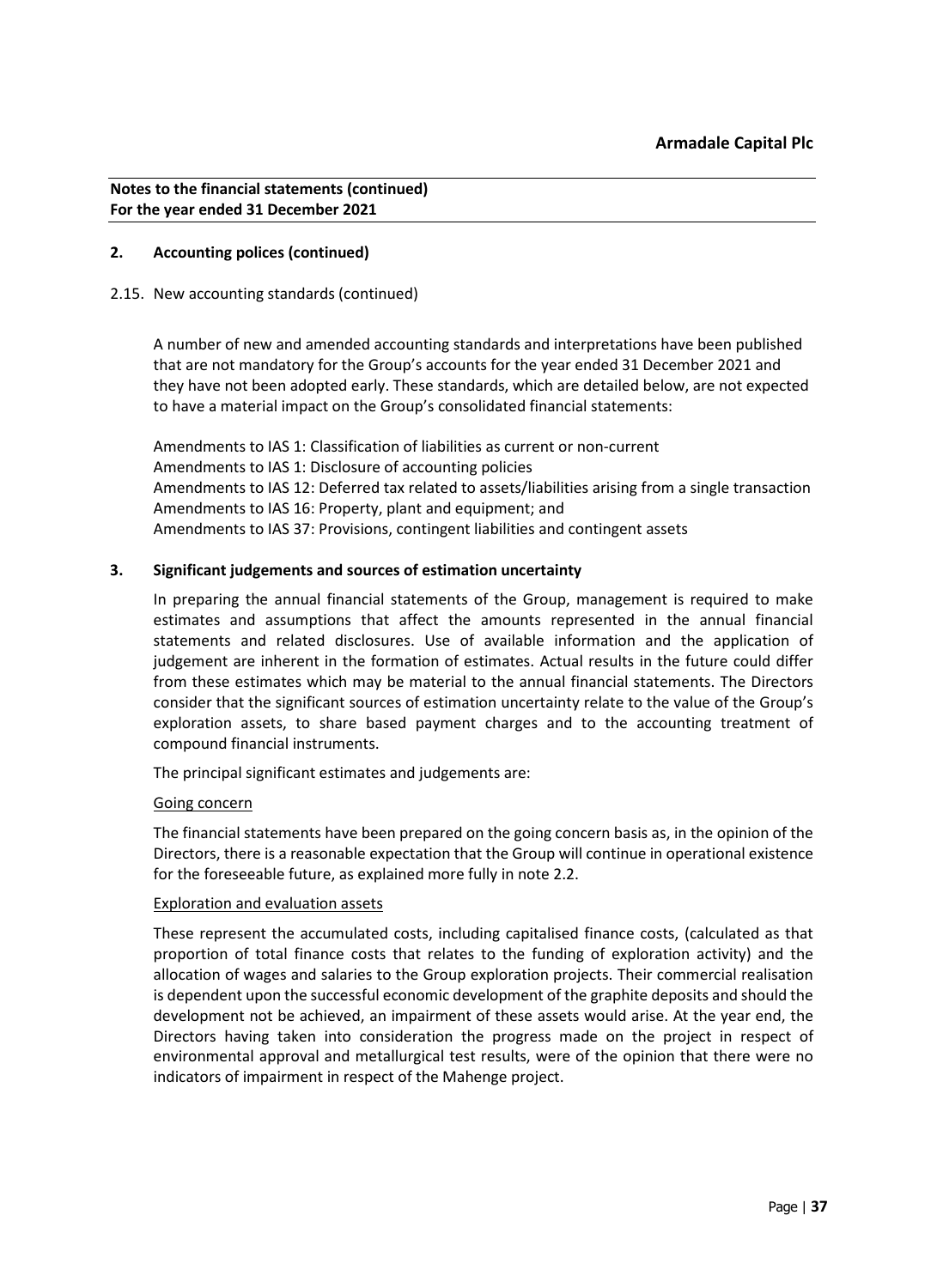**Notes to the financial statements (continued)**
**For the year ended 31 December 2021**

## 2. Accounting polices (continued)

2.15. New accounting standards (continued)

A number of new and amended accounting standards and interpretations have been published that are not mandatory for the Group's accounts for the year ended 31 December 2021 and they have not been adopted early. These standards, which are detailed below, are not expected to have a material impact on the Group's consolidated financial statements:

Amendments to IAS 1: Classification of liabilities as current or non-current
Amendments to IAS 1: Disclosure of accounting policies
Amendments to IAS 12: Deferred tax related to assets/liabilities arising from a single transaction
Amendments to IAS 16: Property, plant and equipment; and
Amendments to IAS 37: Provisions, contingent liabilities and contingent assets

## 3. Significant judgements and sources of estimation uncertainty

In preparing the annual financial statements of the Group, management is required to make estimates and assumptions that affect the amounts represented in the annual financial statements and related disclosures. Use of available information and the application of judgement are inherent in the formation of estimates. Actual results in the future could differ from these estimates which may be material to the annual financial statements. The Directors consider that the significant sources of estimation uncertainty relate to the value of the Group's exploration assets, to share based payment charges and to the accounting treatment of compound financial instruments.

The principal significant estimates and judgements are:

Going concern

The financial statements have been prepared on the going concern basis as, in the opinion of the Directors, there is a reasonable expectation that the Group will continue in operational existence for the foreseeable future, as explained more fully in note 2.2.

Exploration and evaluation assets

These represent the accumulated costs, including capitalised finance costs, (calculated as that proportion of total finance costs that relates to the funding of exploration activity) and the allocation of wages and salaries to the Group exploration projects. Their commercial realisation is dependent upon the successful economic development of the graphite deposits and should the development not be achieved, an impairment of these assets would arise. At the year end, the Directors having taken into consideration the progress made on the project in respect of environmental approval and metallurgical test results, were of the opinion that there were no indicators of impairment in respect of the Mahenge project.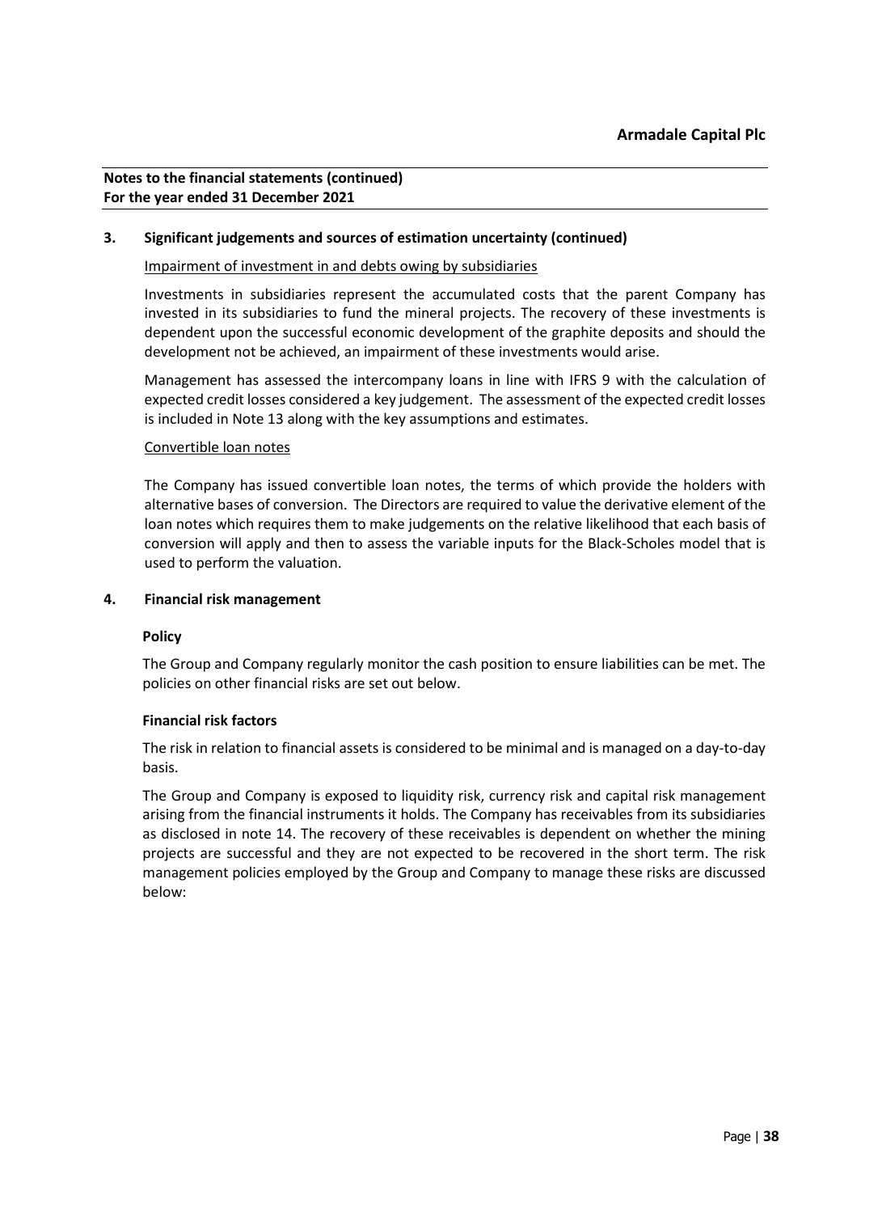**Notes to the financial statements (continued)**
**For the year ended 31 December 2021**

### 3. Significant judgements and sources of estimation uncertainty (continued)

Impairment of investment in and debts owing by subsidiaries

Investments in subsidiaries represent the accumulated costs that the parent Company has invested in its subsidiaries to fund the mineral projects. The recovery of these investments is dependent upon the successful economic development of the graphite deposits and should the development not be achieved, an impairment of these investments would arise.

Management has assessed the intercompany loans in line with IFRS 9 with the calculation of expected credit losses considered a key judgement. The assessment of the expected credit losses is included in Note 13 along with the key assumptions and estimates.

Convertible loan notes

The Company has issued convertible loan notes, the terms of which provide the holders with alternative bases of conversion. The Directors are required to value the derivative element of the loan notes which requires them to make judgements on the relative likelihood that each basis of conversion will apply and then to assess the variable inputs for the Black-Scholes model that is used to perform the valuation.

### 4. Financial risk management

**Policy**

The Group and Company regularly monitor the cash position to ensure liabilities can be met. The policies on other financial risks are set out below.

**Financial risk factors**

The risk in relation to financial assets is considered to be minimal and is managed on a day-to-day basis.

The Group and Company is exposed to liquidity risk, currency risk and capital risk management arising from the financial instruments it holds. The Company has receivables from its subsidiaries as disclosed in note 14. The recovery of these receivables is dependent on whether the mining projects are successful and they are not expected to be recovered in the short term. The risk management policies employed by the Group and Company to manage these risks are discussed below: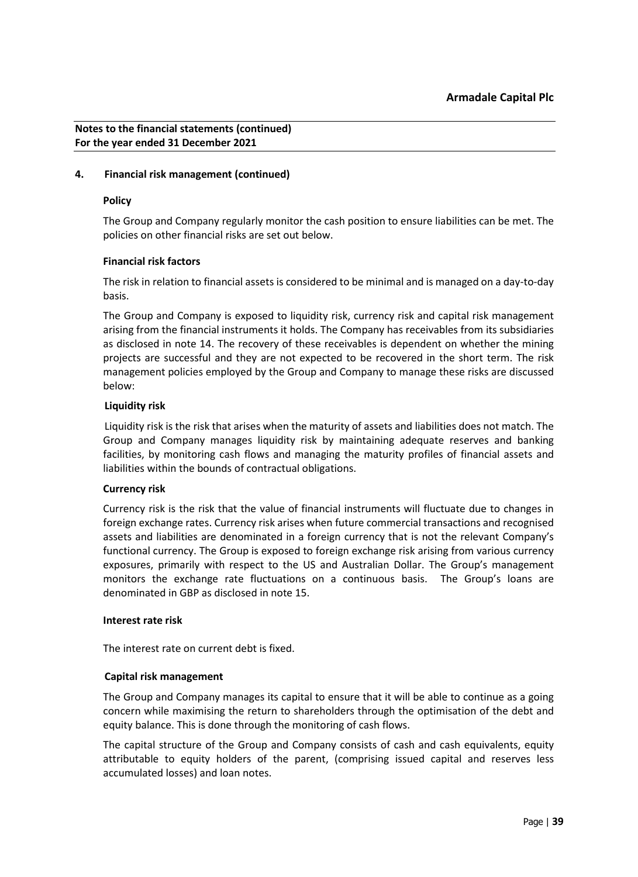## 4. Financial risk management (continued)

### Policy

The Group and Company regularly monitor the cash position to ensure liabilities can be met. The policies on other financial risks are set out below.

### Financial risk factors

The risk in relation to financial assets is considered to be minimal and is managed on a day-to-day basis.

The Group and Company is exposed to liquidity risk, currency risk and capital risk management arising from the financial instruments it holds. The Company has receivables from its subsidiaries as disclosed in note 14. The recovery of these receivables is dependent on whether the mining projects are successful and they are not expected to be recovered in the short term. The risk management policies employed by the Group and Company to manage these risks are discussed below:

### Liquidity risk

Liquidity risk is the risk that arises when the maturity of assets and liabilities does not match. The Group and Company manages liquidity risk by maintaining adequate reserves and banking facilities, by monitoring cash flows and managing the maturity profiles of financial assets and liabilities within the bounds of contractual obligations.

### Currency risk

Currency risk is the risk that the value of financial instruments will fluctuate due to changes in foreign exchange rates. Currency risk arises when future commercial transactions and recognised assets and liabilities are denominated in a foreign currency that is not the relevant Company's functional currency. The Group is exposed to foreign exchange risk arising from various currency exposures, primarily with respect to the US and Australian Dollar. The Group's management monitors the exchange rate fluctuations on a continuous basis. The Group's loans are denominated in GBP as disclosed in note 15.

### Interest rate risk

The interest rate on current debt is fixed.

### Capital risk management

The Group and Company manages its capital to ensure that it will be able to continue as a going concern while maximising the return to shareholders through the optimisation of the debt and equity balance. This is done through the monitoring of cash flows.

The capital structure of the Group and Company consists of cash and cash equivalents, equity attributable to equity holders of the parent, (comprising issued capital and reserves less accumulated losses) and loan notes.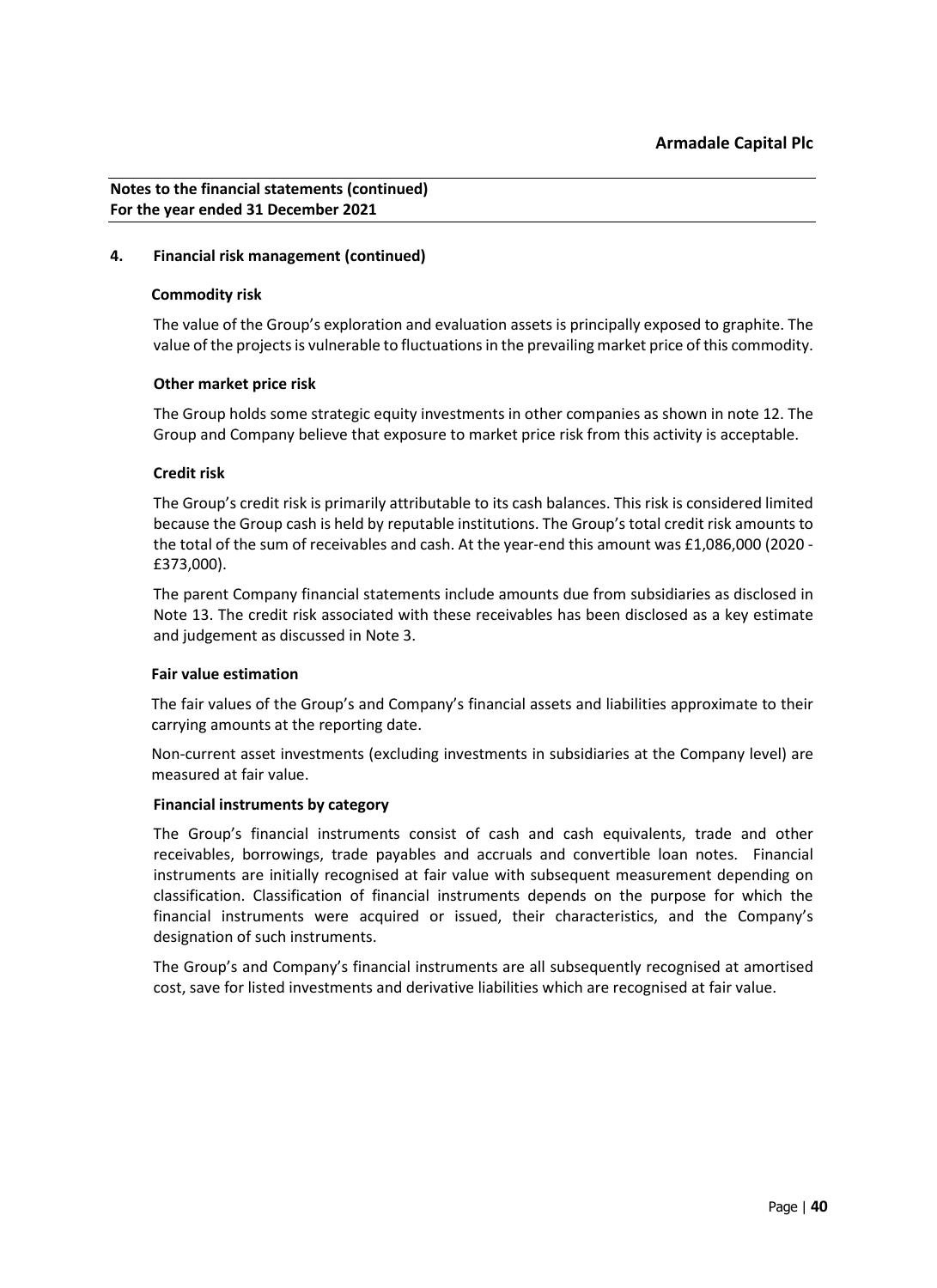**Notes to the financial statements (continued)**
**For the year ended 31 December 2021**

## 4. Financial risk management (continued)

**Commodity risk**

The value of the Group's exploration and evaluation assets is principally exposed to graphite. The value of the projects is vulnerable to fluctuations in the prevailing market price of this commodity.

**Other market price risk**

The Group holds some strategic equity investments in other companies as shown in note 12. The Group and Company believe that exposure to market price risk from this activity is acceptable.

**Credit risk**

The Group's credit risk is primarily attributable to its cash balances. This risk is considered limited because the Group cash is held by reputable institutions. The Group's total credit risk amounts to the total of the sum of receivables and cash. At the year-end this amount was £1,086,000 (2020 - £373,000).

The parent Company financial statements include amounts due from subsidiaries as disclosed in Note 13. The credit risk associated with these receivables has been disclosed as a key estimate and judgement as discussed in Note 3.

**Fair value estimation**

The fair values of the Group's and Company's financial assets and liabilities approximate to their carrying amounts at the reporting date.

Non-current asset investments (excluding investments in subsidiaries at the Company level) are measured at fair value.

**Financial instruments by category**

The Group's financial instruments consist of cash and cash equivalents, trade and other receivables, borrowings, trade payables and accruals and convertible loan notes. Financial instruments are initially recognised at fair value with subsequent measurement depending on classification. Classification of financial instruments depends on the purpose for which the financial instruments were acquired or issued, their characteristics, and the Company's designation of such instruments.

The Group's and Company's financial instruments are all subsequently recognised at amortised cost, save for listed investments and derivative liabilities which are recognised at fair value.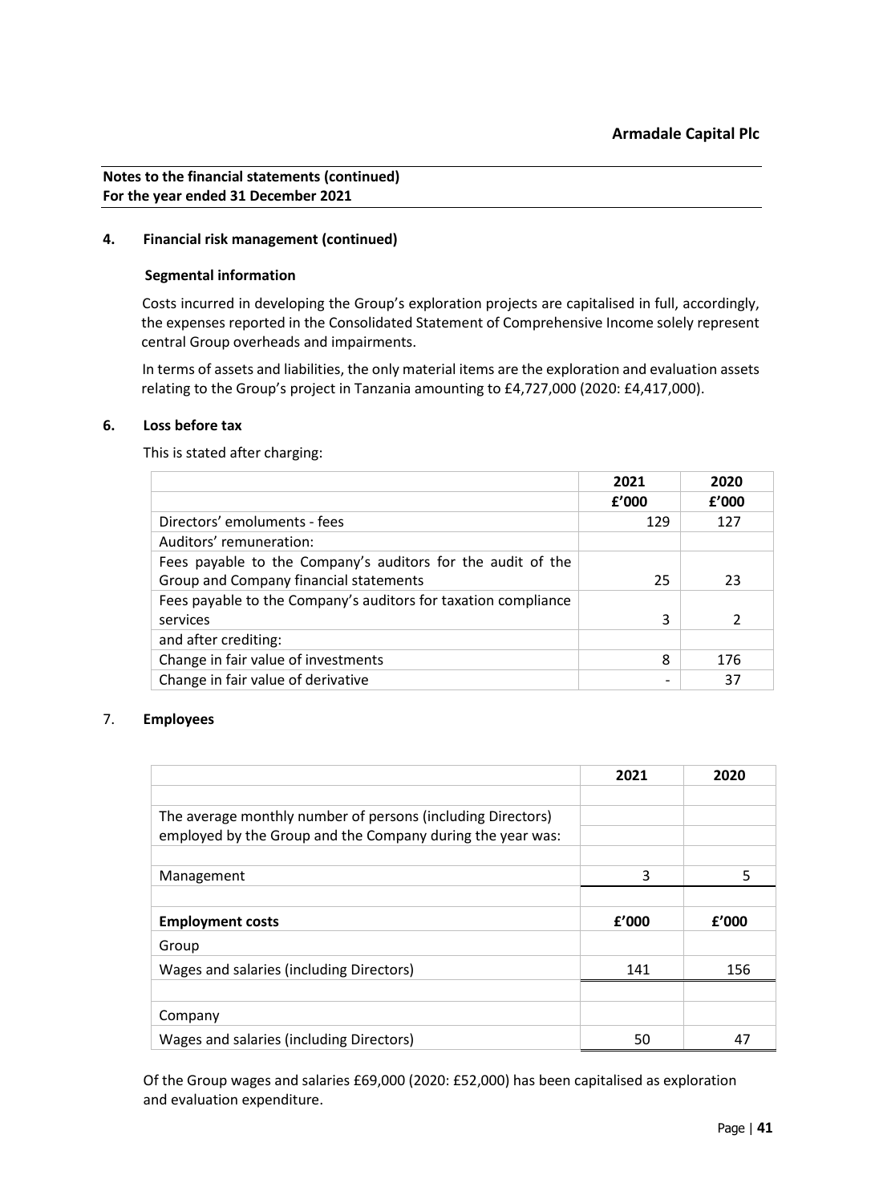**Notes to the financial statements (continued)**
**For the year ended 31 December 2021**

## 4. Financial risk management (continued)

### Segmental information

Costs incurred in developing the Group's exploration projects are capitalised in full, accordingly, the expenses reported in the Consolidated Statement of Comprehensive Income solely represent central Group overheads and impairments.

In terms of assets and liabilities, the only material items are the exploration and evaluation assets relating to the Group's project in Tanzania amounting to £4,727,000 (2020: £4,417,000).

## 6. Loss before tax

This is stated after charging:

| | 2021 | 2020 |
|---|---|---|
| | £'000 | £'000 |
| Directors' emoluments - fees | 129 | 127 |
| Auditors' remuneration: | | |
| Fees payable to the Company's auditors for the audit of the Group and Company financial statements | 25 | 23 |
| Fees payable to the Company's auditors for taxation compliance services | 3 | 2 |
| and after crediting: | | |
| Change in fair value of investments | 8 | 176 |
| Change in fair value of derivative | - | 37 |

## 7. Employees

| | 2021 | 2020 |
|---|---|---|
| The average monthly number of persons (including Directors) employed by the Group and the Company during the year was: | | |
| Management | 3 | 5 |
| **Employment costs** | **£'000** | **£'000** |
| Group | | |
| Wages and salaries (including Directors) | 141 | 156 |
| Company | | |
| Wages and salaries (including Directors) | 50 | 47 |

Of the Group wages and salaries £69,000 (2020: £52,000) has been capitalised as exploration and evaluation expenditure.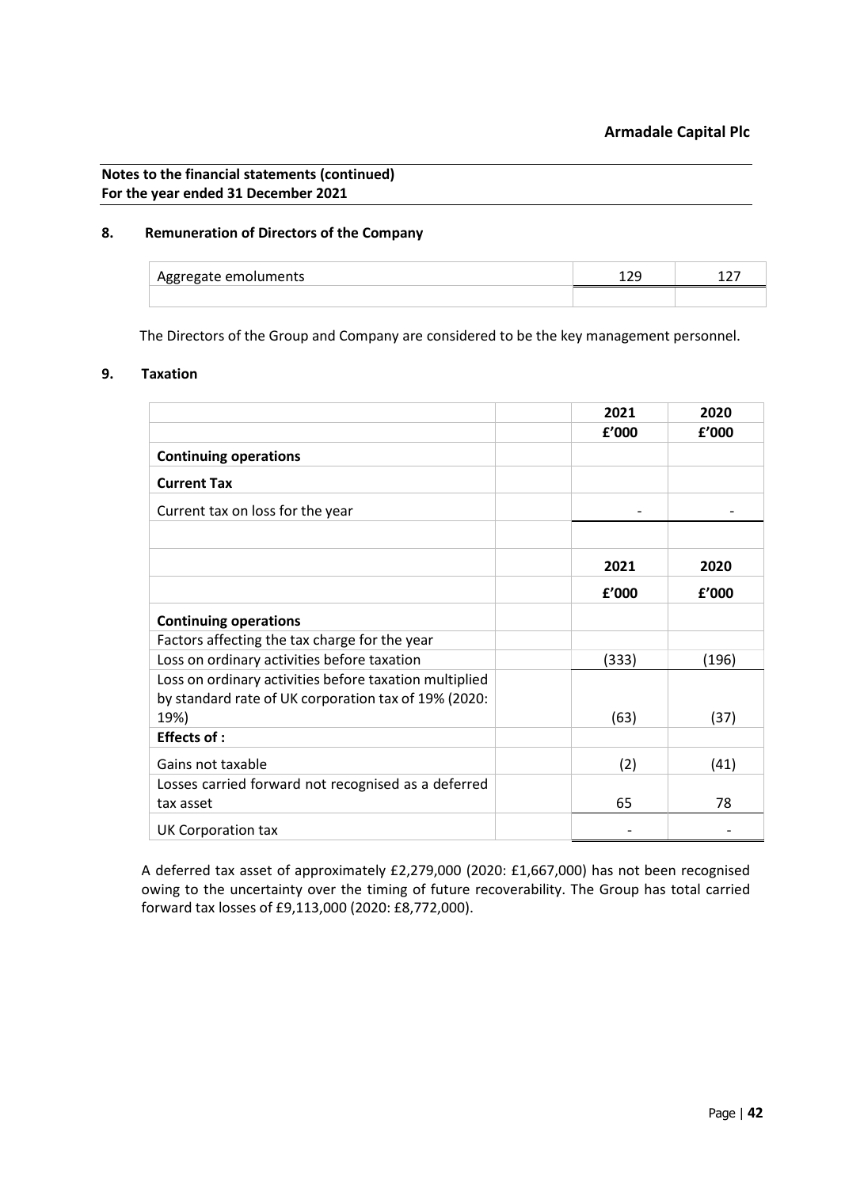**Notes to the financial statements (continued)**
**For the year ended 31 December 2021**

## 8. Remuneration of Directors of the Company

| | | |
|---|---|---|
| Aggregate emoluments | 129 | 127 |
| | | |

The Directors of the Group and Company are considered to be the key management personnel.

## 9. Taxation

| | | 2021 | 2020 |
|---|---|---|---|
| | | **£'000** | **£'000** |
| **Continuing operations** | | | |
| **Current Tax** | | | |
| Current tax on loss for the year | | - | - |
| | | | |
| | | **2021** | **2020** |
| | | **£'000** | **£'000** |
| **Continuing operations** | | | |
| Factors affecting the tax charge for the year | | | |
| Loss on ordinary activities before taxation | | (333) | (196) |
| Loss on ordinary activities before taxation multiplied by standard rate of UK corporation tax of 19% (2020: 19%) | | (63) | (37) |
| **Effects of :** | | | |
| Gains not taxable | | (2) | (41) |
| Losses carried forward not recognised as a deferred tax asset | | 65 | 78 |
| UK Corporation tax | | - | - |

A deferred tax asset of approximately £2,279,000 (2020: £1,667,000) has not been recognised owing to the uncertainty over the timing of future recoverability. The Group has total carried forward tax losses of £9,113,000 (2020: £8,772,000).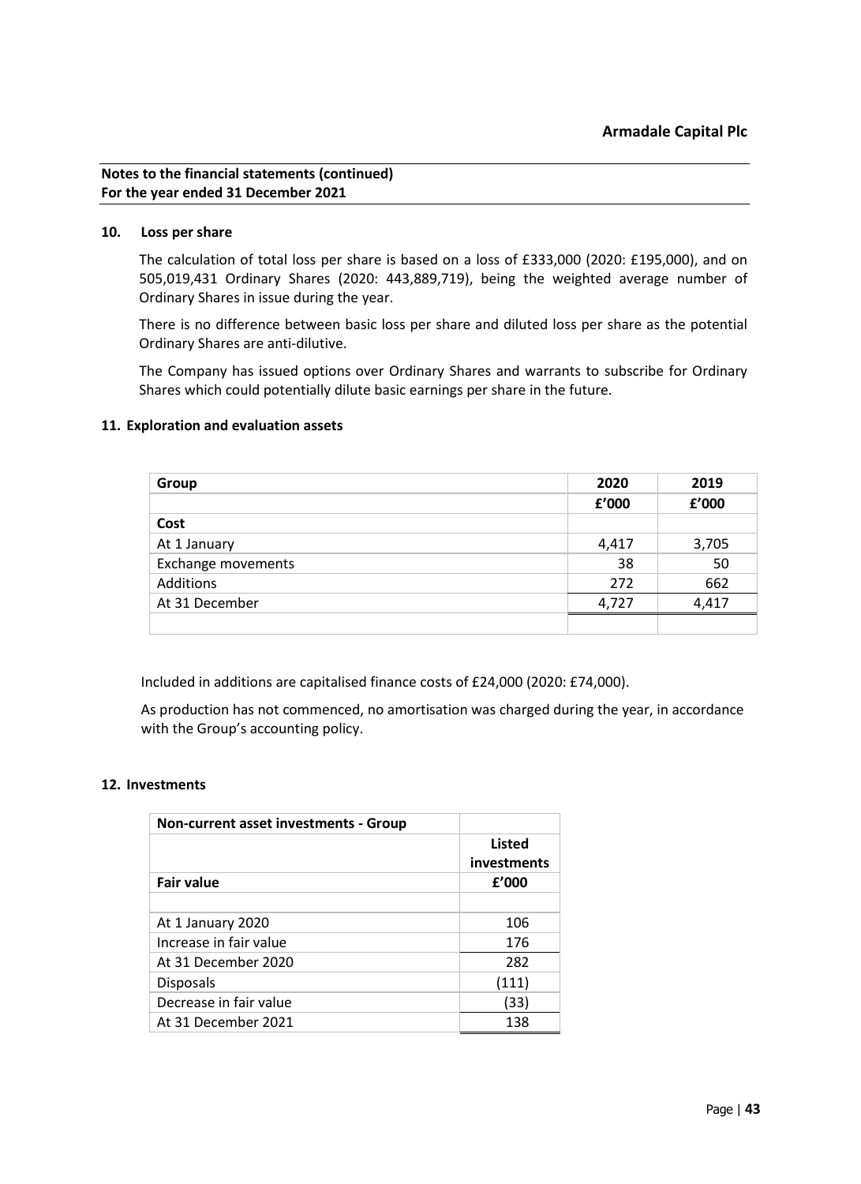## Notes to the financial statements (continued)
## For the year ended 31 December 2021

### 10. Loss per share

The calculation of total loss per share is based on a loss of £333,000 (2020: £195,000), and on 505,019,431 Ordinary Shares (2020: 443,889,719), being the weighted average number of Ordinary Shares in issue during the year.

There is no difference between basic loss per share and diluted loss per share as the potential Ordinary Shares are anti-dilutive.

The Company has issued options over Ordinary Shares and warrants to subscribe for Ordinary Shares which could potentially dilute basic earnings per share in the future.

### 11. Exploration and evaluation assets

| Group | 2020 | 2019 |
|---|---|---|
| | £'000 | £'000 |
| **Cost** | | |
| At 1 January | 4,417 | 3,705 |
| Exchange movements | 38 | 50 |
| Additions | 272 | 662 |
| At 31 December | 4,727 | 4,417 |

Included in additions are capitalised finance costs of £24,000 (2020: £74,000).

As production has not commenced, no amortisation was charged during the year, in accordance with the Group's accounting policy.

### 12. Investments

| Non-current asset investments - Group | |
|---|---|
| | Listed investments |
| **Fair value** | £'000 |
| | |
| At 1 January 2020 | 106 |
| Increase in fair value | 176 |
| At 31 December 2020 | 282 |
| Disposals | (111) |
| Decrease in fair value | (33) |
| At 31 December 2021 | 138 |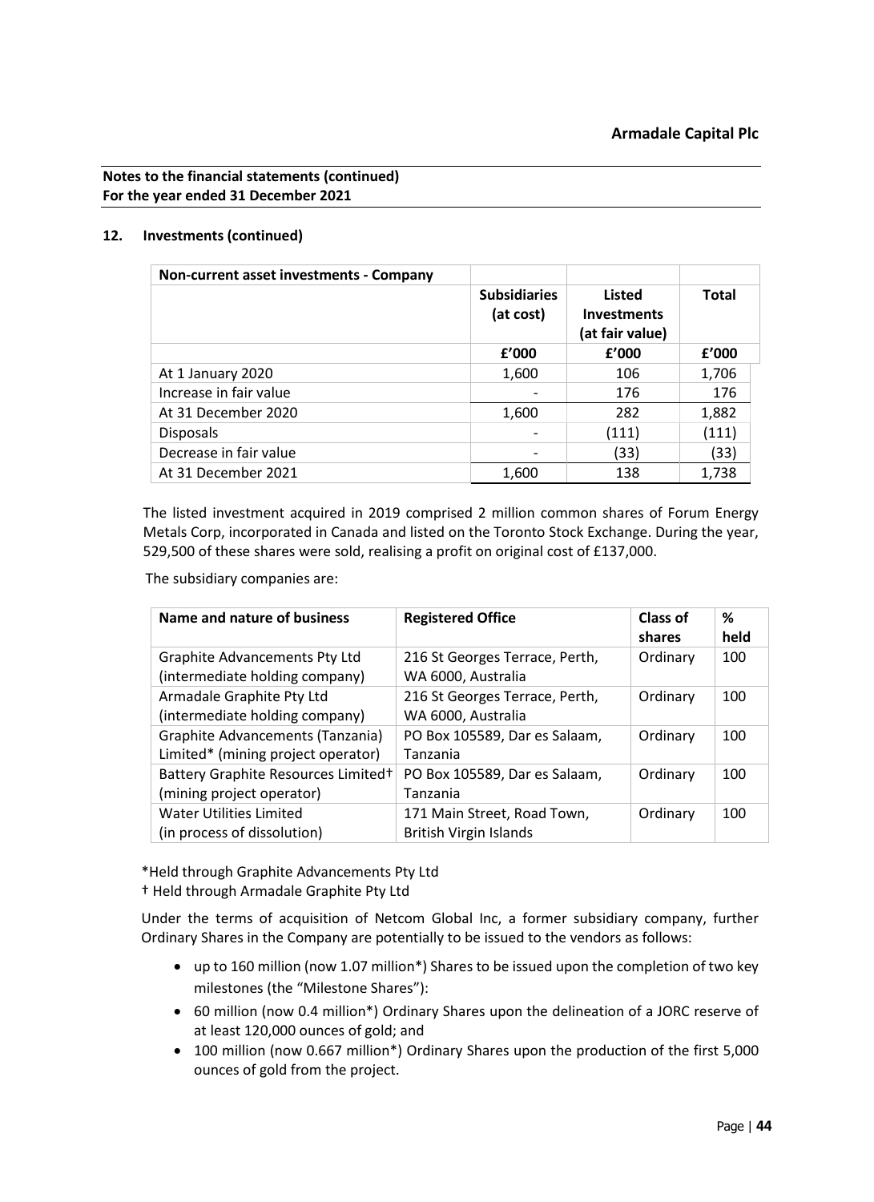**Notes to the financial statements (continued)**
**For the year ended 31 December 2021**

## 12. Investments (continued)

| Non-current asset investments - Company | Subsidiaries (at cost) | Listed Investments (at fair value) | Total |
|---|---|---|---|
| | £'000 | £'000 | £'000 |
| At 1 January 2020 | 1,600 | 106 | 1,706 |
| Increase in fair value | - | 176 | 176 |
| At 31 December 2020 | 1,600 | 282 | 1,882 |
| Disposals | - | (111) | (111) |
| Decrease in fair value | - | (33) | (33) |
| At 31 December 2021 | 1,600 | 138 | 1,738 |

The listed investment acquired in 2019 comprised 2 million common shares of Forum Energy Metals Corp, incorporated in Canada and listed on the Toronto Stock Exchange. During the year, 529,500 of these shares were sold, realising a profit on original cost of £137,000.

The subsidiary companies are:

| Name and nature of business | Registered Office | Class of shares | % held |
|---|---|---|---|
| Graphite Advancements Pty Ltd (intermediate holding company) | 216 St Georges Terrace, Perth, WA 6000, Australia | Ordinary | 100 |
| Armadale Graphite Pty Ltd (intermediate holding company) | 216 St Georges Terrace, Perth, WA 6000, Australia | Ordinary | 100 |
| Graphite Advancements (Tanzania) Limited* (mining project operator) | PO Box 105589, Dar es Salaam, Tanzania | Ordinary | 100 |
| Battery Graphite Resources Limited† (mining project operator) | PO Box 105589, Dar es Salaam, Tanzania | Ordinary | 100 |
| Water Utilities Limited (in process of dissolution) | 171 Main Street, Road Town, British Virgin Islands | Ordinary | 100 |

*Held through Graphite Advancements Pty Ltd
† Held through Armadale Graphite Pty Ltd

Under the terms of acquisition of Netcom Global Inc, a former subsidiary company, further Ordinary Shares in the Company are potentially to be issued to the vendors as follows:

- up to 160 million (now 1.07 million*) Shares to be issued upon the completion of two key milestones (the "Milestone Shares"):
- 60 million (now 0.4 million*) Ordinary Shares upon the delineation of a JORC reserve of at least 120,000 ounces of gold; and
- 100 million (now 0.667 million*) Ordinary Shares upon the production of the first 5,000 ounces of gold from the project.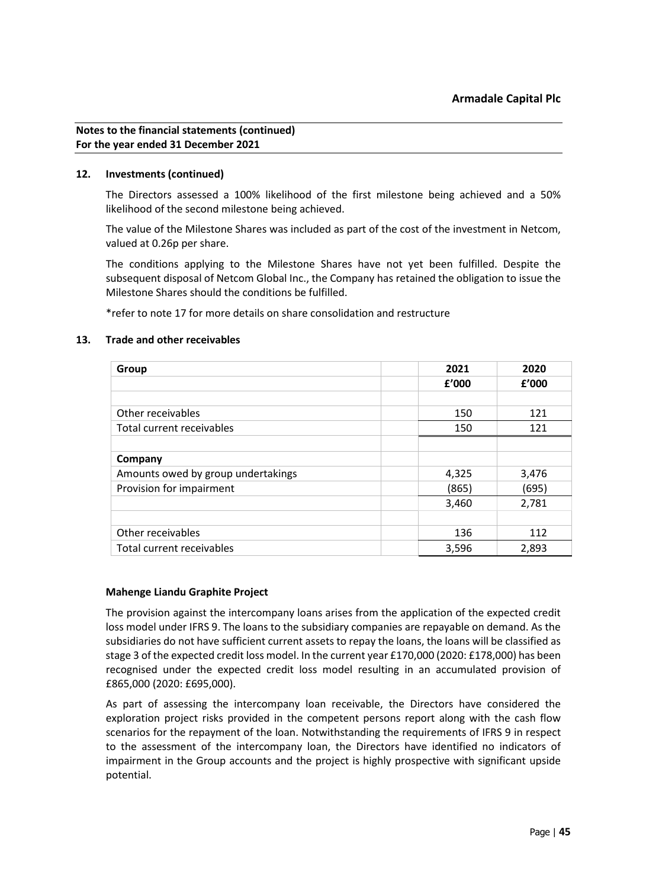**Notes to the financial statements (continued)**
**For the year ended 31 December 2021**

## 12. Investments (continued)

The Directors assessed a 100% likelihood of the first milestone being achieved and a 50% likelihood of the second milestone being achieved.

The value of the Milestone Shares was included as part of the cost of the investment in Netcom, valued at 0.26p per share.

The conditions applying to the Milestone Shares have not yet been fulfilled. Despite the subsequent disposal of Netcom Global Inc., the Company has retained the obligation to issue the Milestone Shares should the conditions be fulfilled.

*refer to note 17 for more details on share consolidation and restructure

## 13. Trade and other receivables

| Group | | 2021 | 2020 |
|---|---|---|---|
| | | £'000 | £'000 |
| | | | |
| Other receivables | | 150 | 121 |
| Total current receivables | | 150 | 121 |
| | | | |
| **Company** | | | |
| Amounts owed by group undertakings | | 4,325 | 3,476 |
| Provision for impairment | | (865) | (695) |
| | | 3,460 | 2,781 |
| | | | |
| Other receivables | | 136 | 112 |
| Total current receivables | | 3,596 | 2,893 |

**Mahenge Liandu Graphite Project**

The provision against the intercompany loans arises from the application of the expected credit loss model under IFRS 9. The loans to the subsidiary companies are repayable on demand. As the subsidiaries do not have sufficient current assets to repay the loans, the loans will be classified as stage 3 of the expected credit loss model. In the current year £170,000 (2020: £178,000) has been recognised under the expected credit loss model resulting in an accumulated provision of £865,000 (2020: £695,000).

As part of assessing the intercompany loan receivable, the Directors have considered the exploration project risks provided in the competent persons report along with the cash flow scenarios for the repayment of the loan. Notwithstanding the requirements of IFRS 9 in respect to the assessment of the intercompany loan, the Directors have identified no indicators of impairment in the Group accounts and the project is highly prospective with significant upside potential.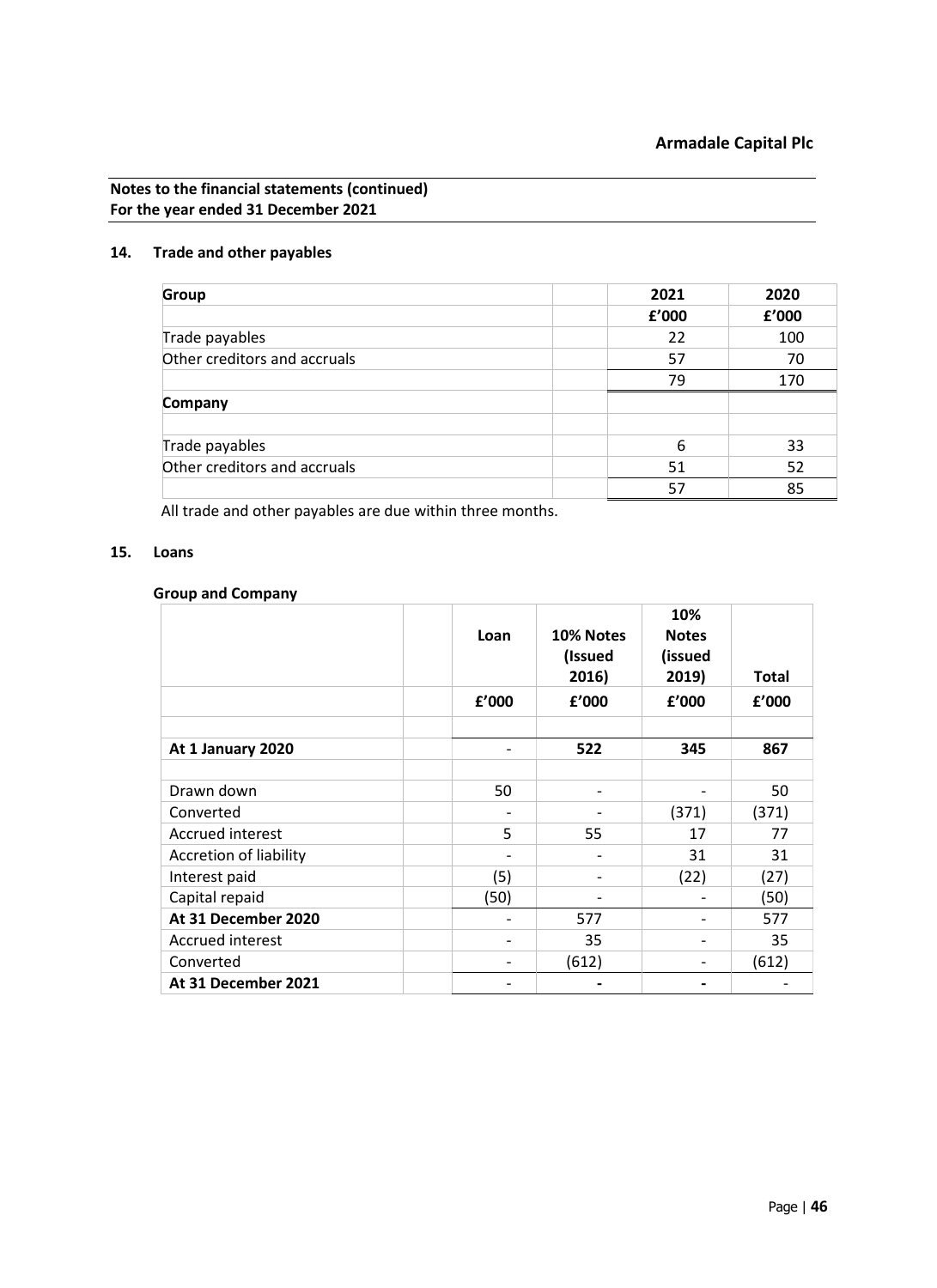**Notes to the financial statements (continued)**
**For the year ended 31 December 2021**

## 14. Trade and other payables

| Group | | 2021 | 2020 |
|---|---|---|---|
| | | £'000 | £'000 |
| Trade payables | | 22 | 100 |
| Other creditors and accruals | | 57 | 70 |
| | | 79 | 170 |
| **Company** | | | |
| | | | |
| Trade payables | | 6 | 33 |
| Other creditors and accruals | | 51 | 52 |
| | | 57 | 85 |

All trade and other payables are due within three months.

## 15. Loans

**Group and Company**

| | | Loan | 10% Notes (Issued 2016) | 10% Notes (issued 2019) | Total |
|---|---|---|---|---|---|
| | | £'000 | £'000 | £'000 | £'000 |
| | | | | | |
| **At 1 January 2020** | | - | **522** | **345** | **867** |
| | | | | | |
| Drawn down | | 50 | - | - | 50 |
| Converted | | - | - | (371) | (371) |
| Accrued interest | | 5 | 55 | 17 | 77 |
| Accretion of liability | | - | - | 31 | 31 |
| Interest paid | | (5) | - | (22) | (27) |
| Capital repaid | | (50) | - | - | (50) |
| **At 31 December 2020** | | - | 577 | - | 577 |
| Accrued interest | | - | 35 | - | 35 |
| Converted | | - | (612) | - | (612) |
| **At 31 December 2021** | | - | **-** | **-** | - |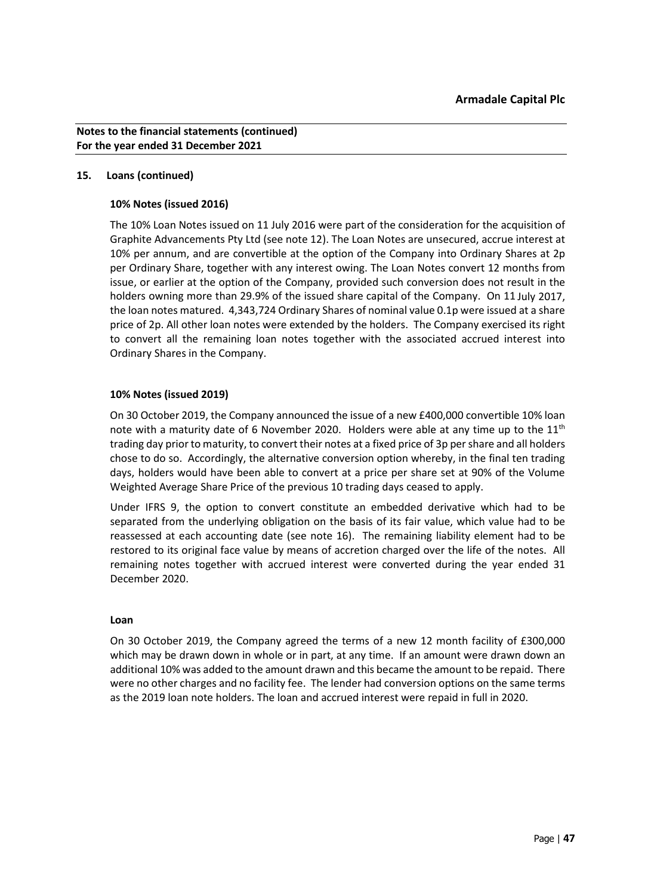**Notes to the financial statements (continued)**
**For the year ended 31 December 2021**

## 15. Loans (continued)

### 10% Notes (issued 2016)

The 10% Loan Notes issued on 11 July 2016 were part of the consideration for the acquisition of Graphite Advancements Pty Ltd (see note 12). The Loan Notes are unsecured, accrue interest at 10% per annum, and are convertible at the option of the Company into Ordinary Shares at 2p per Ordinary Share, together with any interest owing. The Loan Notes convert 12 months from issue, or earlier at the option of the Company, provided such conversion does not result in the holders owning more than 29.9% of the issued share capital of the Company. On 11 July 2017, the loan notes matured. 4,343,724 Ordinary Shares of nominal value 0.1p were issued at a share price of 2p. All other loan notes were extended by the holders. The Company exercised its right to convert all the remaining loan notes together with the associated accrued interest into Ordinary Shares in the Company.

### 10% Notes (issued 2019)

On 30 October 2019, the Company announced the issue of a new £400,000 convertible 10% loan note with a maturity date of 6 November 2020. Holders were able at any time up to the 11th trading day prior to maturity, to convert their notes at a fixed price of 3p per share and all holders chose to do so. Accordingly, the alternative conversion option whereby, in the final ten trading days, holders would have been able to convert at a price per share set at 90% of the Volume Weighted Average Share Price of the previous 10 trading days ceased to apply.

Under IFRS 9, the option to convert constitute an embedded derivative which had to be separated from the underlying obligation on the basis of its fair value, which value had to be reassessed at each accounting date (see note 16). The remaining liability element had to be restored to its original face value by means of accretion charged over the life of the notes. All remaining notes together with accrued interest were converted during the year ended 31 December 2020.

### Loan

On 30 October 2019, the Company agreed the terms of a new 12 month facility of £300,000 which may be drawn down in whole or in part, at any time. If an amount were drawn down an additional 10% was added to the amount drawn and this became the amount to be repaid. There were no other charges and no facility fee. The lender had conversion options on the same terms as the 2019 loan note holders. The loan and accrued interest were repaid in full in 2020.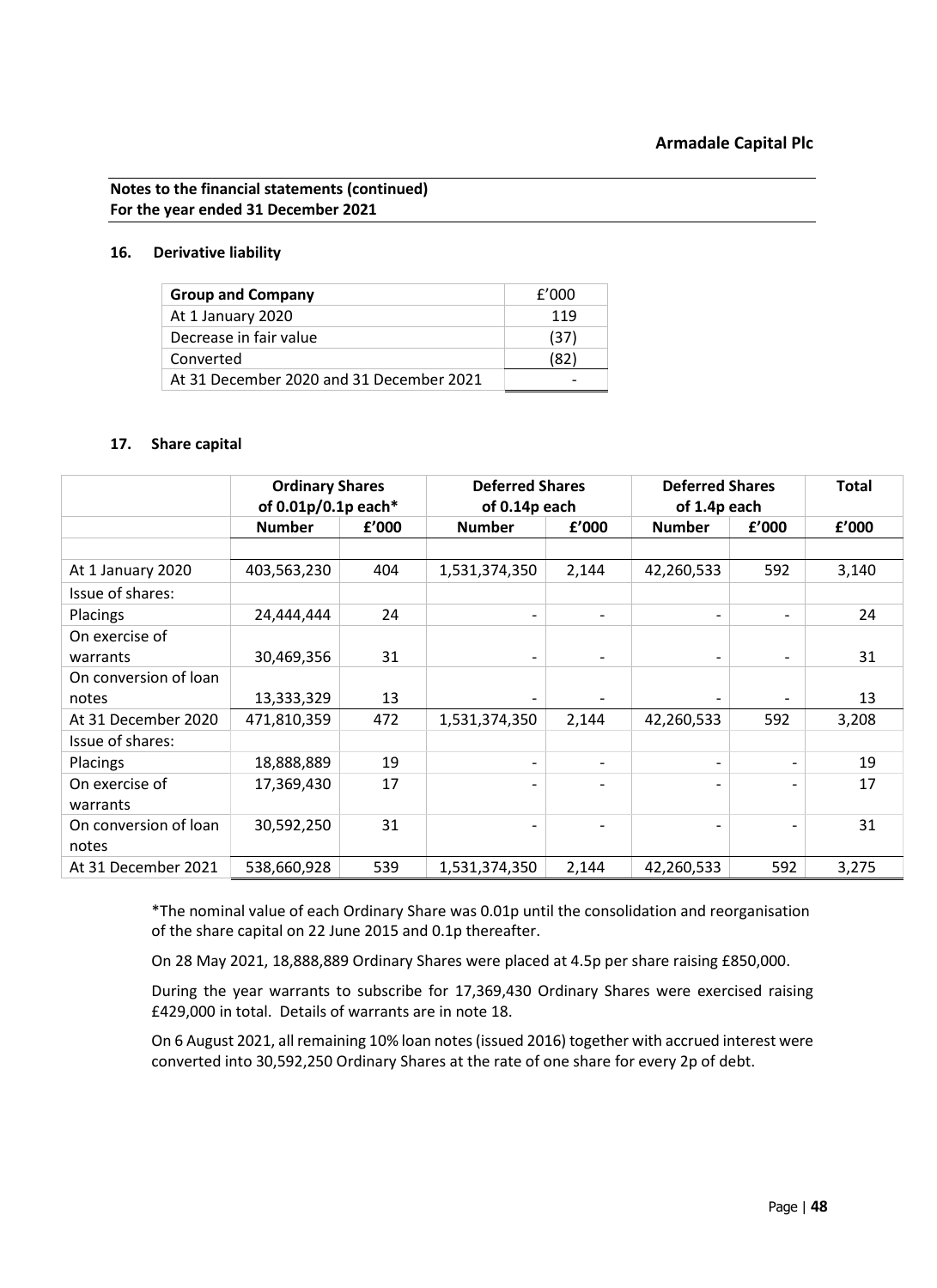**Notes to the financial statements (continued)**
**For the year ended 31 December 2021**

## 16. Derivative liability

| Group and Company | £'000 |
|---|---|
| At 1 January 2020 | 119 |
| Decrease in fair value | (37) |
| Converted | (82) |
| At 31 December 2020 and 31 December 2021 | - |

## 17. Share capital

| | Ordinary Shares of 0.01p/0.1p each* | | Deferred Shares of 0.14p each | | Deferred Shares of 1.4p each | | Total |
|---|---|---|---|---|---|---|---|
| | Number | £'000 | Number | £'000 | Number | £'000 | £'000 |
| At 1 January 2020 | 403,563,230 | 404 | 1,531,374,350 | 2,144 | 42,260,533 | 592 | 3,140 |
| Issue of shares: | | | | | | | |
| Placings | 24,444,444 | 24 | - | - | - | - | 24 |
| On exercise of warrants | 30,469,356 | 31 | - | - | - | - | 31 |
| On conversion of loan notes | 13,333,329 | 13 | - | - | - | - | 13 |
| At 31 December 2020 | 471,810,359 | 472 | 1,531,374,350 | 2,144 | 42,260,533 | 592 | 3,208 |
| Issue of shares: | | | | | | | |
| Placings | 18,888,889 | 19 | - | - | - | - | 19 |
| On exercise of warrants | 17,369,430 | 17 | - | - | - | - | 17 |
| On conversion of loan notes | 30,592,250 | 31 | - | - | - | - | 31 |
| At 31 December 2021 | 538,660,928 | 539 | 1,531,374,350 | 2,144 | 42,260,533 | 592 | 3,275 |

*The nominal value of each Ordinary Share was 0.01p until the consolidation and reorganisation of the share capital on 22 June 2015 and 0.1p thereafter.

On 28 May 2021, 18,888,889 Ordinary Shares were placed at 4.5p per share raising £850,000.

During the year warrants to subscribe for 17,369,430 Ordinary Shares were exercised raising £429,000 in total. Details of warrants are in note 18.

On 6 August 2021, all remaining 10% loan notes (issued 2016) together with accrued interest were converted into 30,592,250 Ordinary Shares at the rate of one share for every 2p of debt.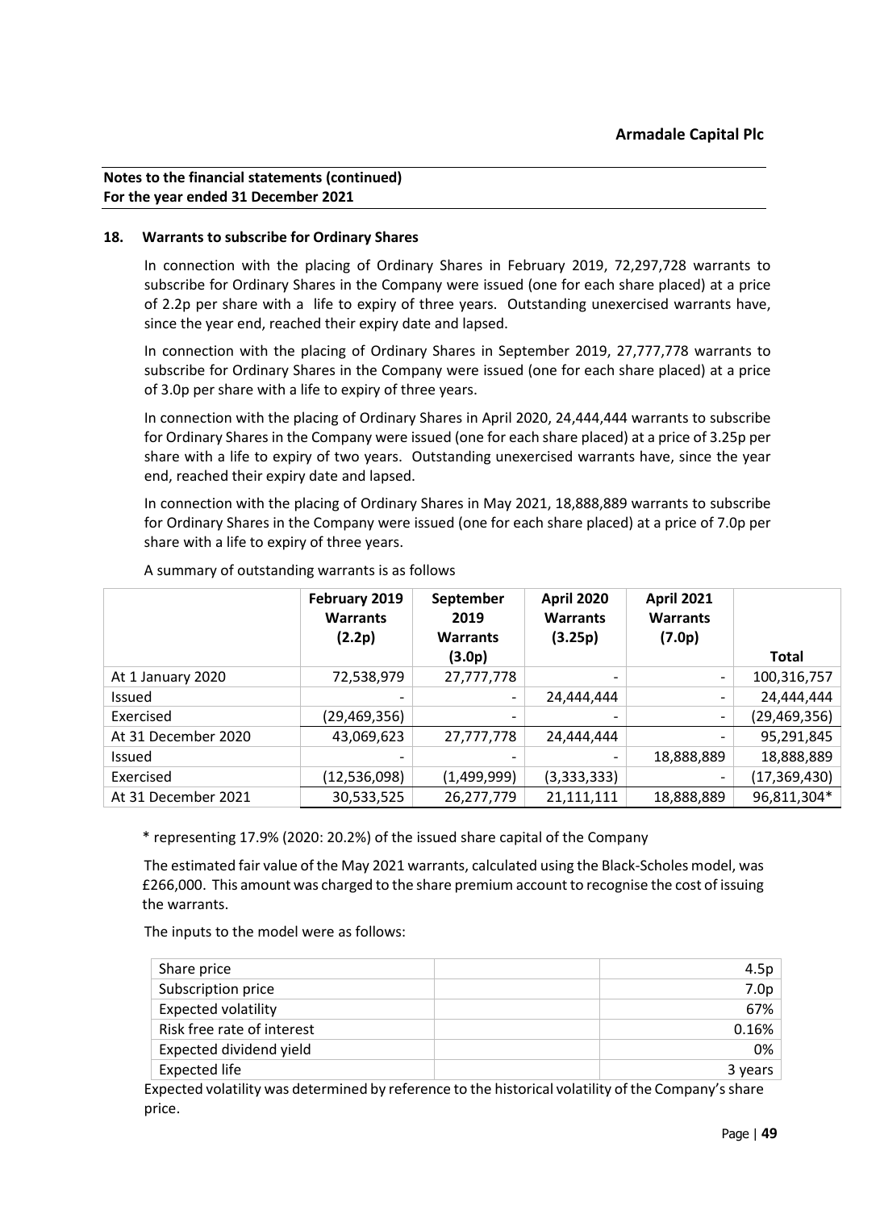**Notes to the financial statements (continued)**
**For the year ended 31 December 2021**

## 18. Warrants to subscribe for Ordinary Shares

In connection with the placing of Ordinary Shares in February 2019, 72,297,728 warrants to subscribe for Ordinary Shares in the Company were issued (one for each share placed) at a price of 2.2p per share with a life to expiry of three years. Outstanding unexercised warrants have, since the year end, reached their expiry date and lapsed.

In connection with the placing of Ordinary Shares in September 2019, 27,777,778 warrants to subscribe for Ordinary Shares in the Company were issued (one for each share placed) at a price of 3.0p per share with a life to expiry of three years.

In connection with the placing of Ordinary Shares in April 2020, 24,444,444 warrants to subscribe for Ordinary Shares in the Company were issued (one for each share placed) at a price of 3.25p per share with a life to expiry of two years. Outstanding unexercised warrants have, since the year end, reached their expiry date and lapsed.

In connection with the placing of Ordinary Shares in May 2021, 18,888,889 warrants to subscribe for Ordinary Shares in the Company were issued (one for each share placed) at a price of 7.0p per share with a life to expiry of three years.

A summary of outstanding warrants is as follows

| | February 2019 Warrants (2.2p) | September 2019 Warrants (3.0p) | April 2020 Warrants (3.25p) | April 2021 Warrants (7.0p) | Total |
|---|---|---|---|---|---|
| At 1 January 2020 | 72,538,979 | 27,777,778 | - | - | 100,316,757 |
| Issued | - | - | 24,444,444 | - | 24,444,444 |
| Exercised | (29,469,356) | - | - | - | (29,469,356) |
| At 31 December 2020 | 43,069,623 | 27,777,778 | 24,444,444 | - | 95,291,845 |
| Issued | - | - | - | 18,888,889 | 18,888,889 |
| Exercised | (12,536,098) | (1,499,999) | (3,333,333) | - | (17,369,430) |
| At 31 December 2021 | 30,533,525 | 26,277,779 | 21,111,111 | 18,888,889 | 96,811,304* |

\* representing 17.9% (2020: 20.2%) of the issued share capital of the Company

The estimated fair value of the May 2021 warrants, calculated using the Black-Scholes model, was £266,000. This amount was charged to the share premium account to recognise the cost of issuing the warrants.

The inputs to the model were as follows:

| | | |
|---|---|---|
| Share price | | 4.5p |
| Subscription price | | 7.0p |
| Expected volatility | | 67% |
| Risk free rate of interest | | 0.16% |
| Expected dividend yield | | 0% |
| Expected life | | 3 years |

Expected volatility was determined by reference to the historical volatility of the Company's share price.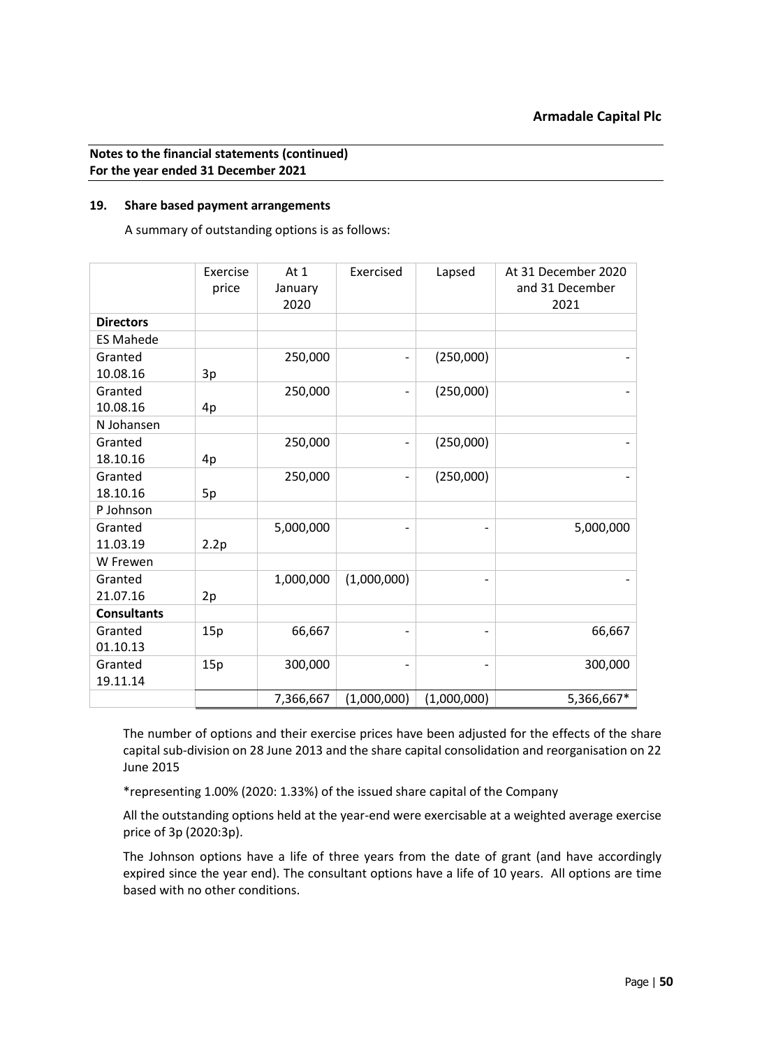**Notes to the financial statements (continued)**
**For the year ended 31 December 2021**

### 19. Share based payment arrangements

A summary of outstanding options is as follows:

| | Exercise price | At 1 January 2020 | Exercised | Lapsed | At 31 December 2020 and 31 December 2021 |
|---|---|---|---|---|---|
| **Directors** | | | | | |
| ES Mahede | | | | | |
| Granted 10.08.16 | 3p | 250,000 | - | (250,000) | - |
| Granted 10.08.16 | 4p | 250,000 | - | (250,000) | - |
| N Johansen | | | | | |
| Granted 18.10.16 | 4p | 250,000 | - | (250,000) | - |
| Granted 18.10.16 | 5p | 250,000 | - | (250,000) | - |
| P Johnson | | | | | |
| Granted 11.03.19 | 2.2p | 5,000,000 | - | - | 5,000,000 |
| W Frewen | | | | | |
| Granted 21.07.16 | 2p | 1,000,000 | (1,000,000) | - | - |
| **Consultants** | | | | | |
| Granted 01.10.13 | 15p | 66,667 | - | - | 66,667 |
| Granted 19.11.14 | 15p | 300,000 | - | - | 300,000 |
| | | 7,366,667 | (1,000,000) | (1,000,000) | 5,366,667* |

The number of options and their exercise prices have been adjusted for the effects of the share capital sub-division on 28 June 2013 and the share capital consolidation and reorganisation on 22 June 2015

*representing 1.00% (2020: 1.33%) of the issued share capital of the Company

All the outstanding options held at the year-end were exercisable at a weighted average exercise price of 3p (2020:3p).

The Johnson options have a life of three years from the date of grant (and have accordingly expired since the year end). The consultant options have a life of 10 years. All options are time based with no other conditions.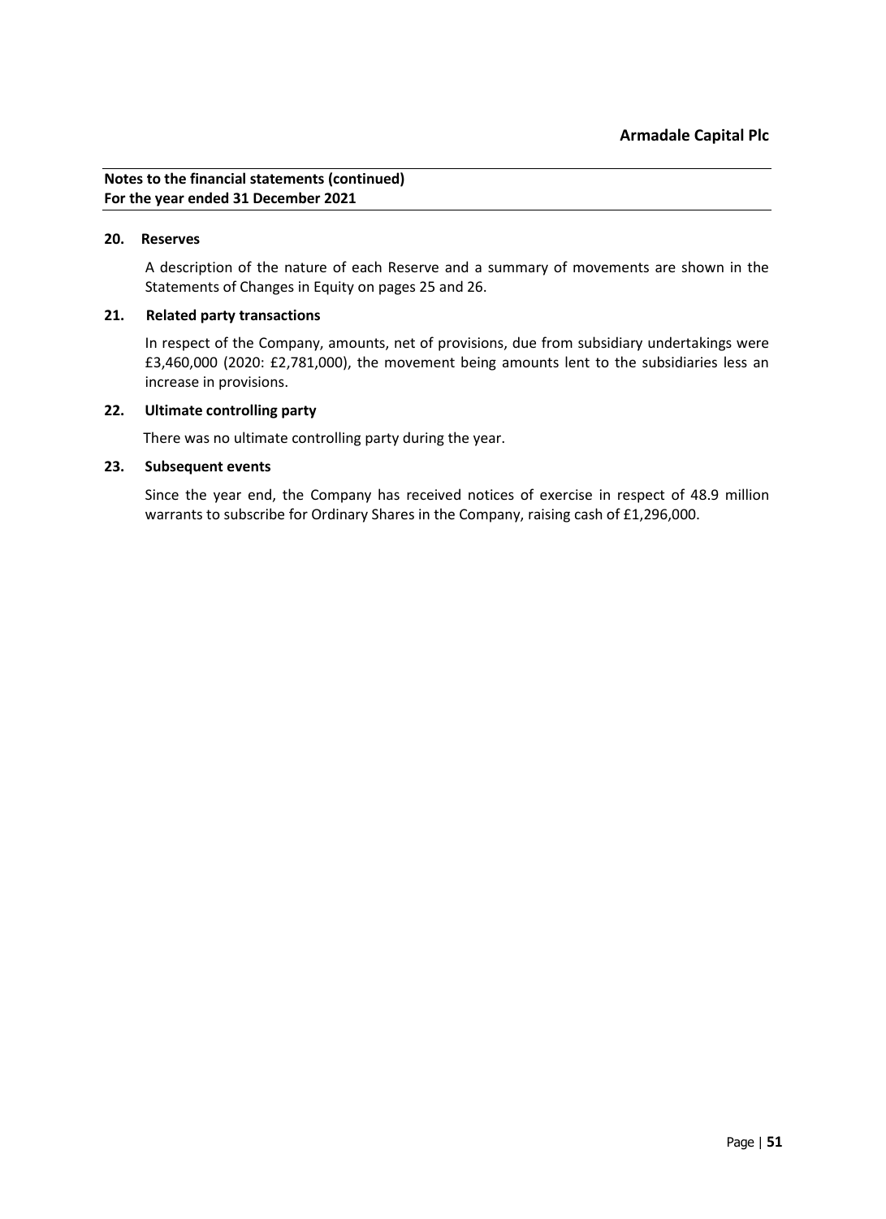**Notes to the financial statements (continued)**
**For the year ended 31 December 2021**

## 20. Reserves

A description of the nature of each Reserve and a summary of movements are shown in the Statements of Changes in Equity on pages 25 and 26.

## 21. Related party transactions

In respect of the Company, amounts, net of provisions, due from subsidiary undertakings were £3,460,000 (2020: £2,781,000), the movement being amounts lent to the subsidiaries less an increase in provisions.

## 22. Ultimate controlling party

There was no ultimate controlling party during the year.

## 23. Subsequent events

Since the year end, the Company has received notices of exercise in respect of 48.9 million warrants to subscribe for Ordinary Shares in the Company, raising cash of £1,296,000.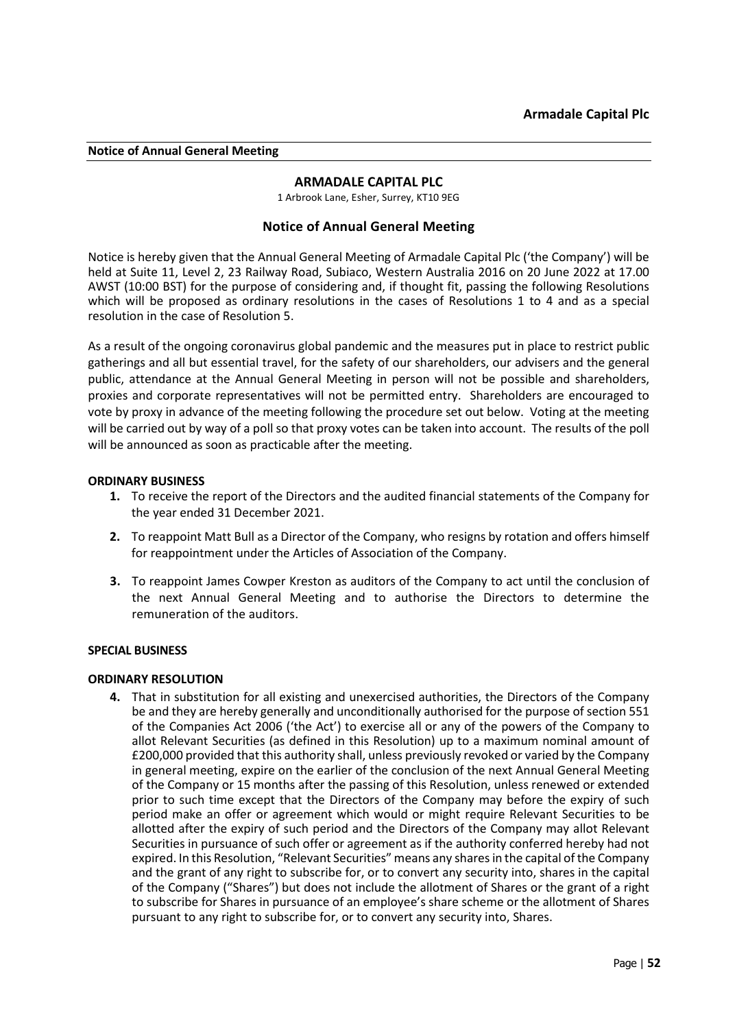**Notice of Annual General Meeting**

## ARMADALE CAPITAL PLC

1 Arbrook Lane, Esher, Surrey, KT10 9EG

## Notice of Annual General Meeting

Notice is hereby given that the Annual General Meeting of Armadale Capital Plc ('the Company') will be held at Suite 11, Level 2, 23 Railway Road, Subiaco, Western Australia 2016 on 20 June 2022 at 17.00 AWST (10:00 BST) for the purpose of considering and, if thought fit, passing the following Resolutions which will be proposed as ordinary resolutions in the cases of Resolutions 1 to 4 and as a special resolution in the case of Resolution 5.

As a result of the ongoing coronavirus global pandemic and the measures put in place to restrict public gatherings and all but essential travel, for the safety of our shareholders, our advisers and the general public, attendance at the Annual General Meeting in person will not be possible and shareholders, proxies and corporate representatives will not be permitted entry. Shareholders are encouraged to vote by proxy in advance of the meeting following the procedure set out below. Voting at the meeting will be carried out by way of a poll so that proxy votes can be taken into account. The results of the poll will be announced as soon as practicable after the meeting.

**ORDINARY BUSINESS**

1. To receive the report of the Directors and the audited financial statements of the Company for the year ended 31 December 2021.
2. To reappoint Matt Bull as a Director of the Company, who resigns by rotation and offers himself for reappointment under the Articles of Association of the Company.
3. To reappoint James Cowper Kreston as auditors of the Company to act until the conclusion of the next Annual General Meeting and to authorise the Directors to determine the remuneration of the auditors.

**SPECIAL BUSINESS**

**ORDINARY RESOLUTION**

4. That in substitution for all existing and unexercised authorities, the Directors of the Company be and they are hereby generally and unconditionally authorised for the purpose of section 551 of the Companies Act 2006 ('the Act') to exercise all or any of the powers of the Company to allot Relevant Securities (as defined in this Resolution) up to a maximum nominal amount of £200,000 provided that this authority shall, unless previously revoked or varied by the Company in general meeting, expire on the earlier of the conclusion of the next Annual General Meeting of the Company or 15 months after the passing of this Resolution, unless renewed or extended prior to such time except that the Directors of the Company may before the expiry of such period make an offer or agreement which would or might require Relevant Securities to be allotted after the expiry of such period and the Directors of the Company may allot Relevant Securities in pursuance of such offer or agreement as if the authority conferred hereby had not expired. In this Resolution, "Relevant Securities" means any shares in the capital of the Company and the grant of any right to subscribe for, or to convert any security into, shares in the capital of the Company ("Shares") but does not include the allotment of Shares or the grant of a right to subscribe for Shares in pursuance of an employee's share scheme or the allotment of Shares pursuant to any right to subscribe for, or to convert any security into, Shares.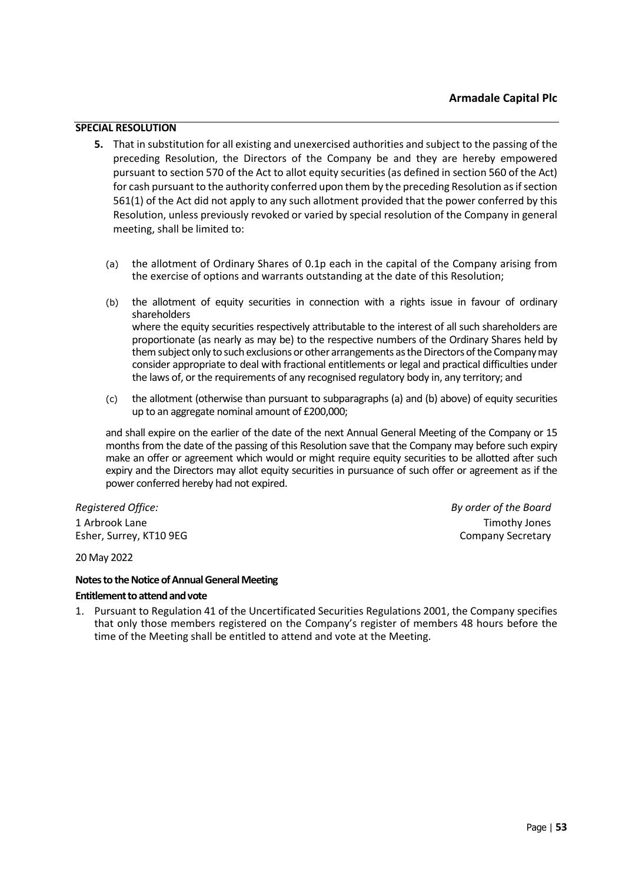## SPECIAL RESOLUTION

**5.** That in substitution for all existing and unexercised authorities and subject to the passing of the preceding Resolution, the Directors of the Company be and they are hereby empowered pursuant to section 570 of the Act to allot equity securities (as defined in section 560 of the Act) for cash pursuant to the authority conferred upon them by the preceding Resolution as if section 561(1) of the Act did not apply to any such allotment provided that the power conferred by this Resolution, unless previously revoked or varied by special resolution of the Company in general meeting, shall be limited to:

(a) the allotment of Ordinary Shares of 0.1p each in the capital of the Company arising from the exercise of options and warrants outstanding at the date of this Resolution;

(b) the allotment of equity securities in connection with a rights issue in favour of ordinary shareholders
where the equity securities respectively attributable to the interest of all such shareholders are proportionate (as nearly as may be) to the respective numbers of the Ordinary Shares held by them subject only to such exclusions or other arrangements as the Directors of the Company may consider appropriate to deal with fractional entitlements or legal and practical difficulties under the laws of, or the requirements of any recognised regulatory body in, any territory; and

(c) the allotment (otherwise than pursuant to subparagraphs (a) and (b) above) of equity securities up to an aggregate nominal amount of £200,000;

and shall expire on the earlier of the date of the next Annual General Meeting of the Company or 15 months from the date of the passing of this Resolution save that the Company may before such expiry make an offer or agreement which would or might require equity securities to be allotted after such expiry and the Directors may allot equity securities in pursuance of such offer or agreement as if the power conferred hereby had not expired.

*Registered Office:*
1 Arbrook Lane
Esher, Surrey, KT10 9EG

*By order of the Board*
Timothy Jones
Company Secretary

20 May 2022

**Notes to the Notice of Annual General Meeting**

**Entitlement to attend and vote**

1. Pursuant to Regulation 41 of the Uncertificated Securities Regulations 2001, the Company specifies that only those members registered on the Company's register of members 48 hours before the time of the Meeting shall be entitled to attend and vote at the Meeting.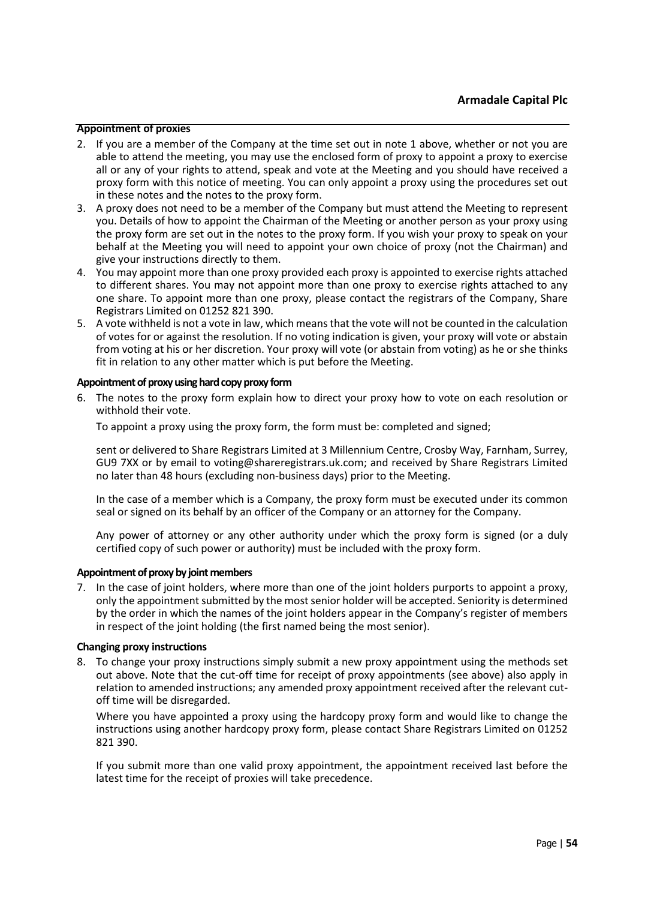**Appointment of proxies**

2. If you are a member of the Company at the time set out in note 1 above, whether or not you are able to attend the meeting, you may use the enclosed form of proxy to appoint a proxy to exercise all or any of your rights to attend, speak and vote at the Meeting and you should have received a proxy form with this notice of meeting. You can only appoint a proxy using the procedures set out in these notes and the notes to the proxy form.
3. A proxy does not need to be a member of the Company but must attend the Meeting to represent you. Details of how to appoint the Chairman of the Meeting or another person as your proxy using the proxy form are set out in the notes to the proxy form. If you wish your proxy to speak on your behalf at the Meeting you will need to appoint your own choice of proxy (not the Chairman) and give your instructions directly to them.
4. You may appoint more than one proxy provided each proxy is appointed to exercise rights attached to different shares. You may not appoint more than one proxy to exercise rights attached to any one share. To appoint more than one proxy, please contact the registrars of the Company, Share Registrars Limited on 01252 821 390.
5. A vote withheld is not a vote in law, which means that the vote will not be counted in the calculation of votes for or against the resolution. If no voting indication is given, your proxy will vote or abstain from voting at his or her discretion. Your proxy will vote (or abstain from voting) as he or she thinks fit in relation to any other matter which is put before the Meeting.

**Appointment of proxy using hard copy proxy form**

6. The notes to the proxy form explain how to direct your proxy how to vote on each resolution or withhold their vote.

   To appoint a proxy using the proxy form, the form must be: completed and signed;

   sent or delivered to Share Registrars Limited at 3 Millennium Centre, Crosby Way, Farnham, Surrey, GU9 7XX or by email to voting@shareregistrars.uk.com; and received by Share Registrars Limited no later than 48 hours (excluding non-business days) prior to the Meeting.

   In the case of a member which is a Company, the proxy form must be executed under its common seal or signed on its behalf by an officer of the Company or an attorney for the Company.

   Any power of attorney or any other authority under which the proxy form is signed (or a duly certified copy of such power or authority) must be included with the proxy form.

**Appointment of proxy by joint members**

7. In the case of joint holders, where more than one of the joint holders purports to appoint a proxy, only the appointment submitted by the most senior holder will be accepted. Seniority is determined by the order in which the names of the joint holders appear in the Company's register of members in respect of the joint holding (the first named being the most senior).

**Changing proxy instructions**

8. To change your proxy instructions simply submit a new proxy appointment using the methods set out above. Note that the cut-off time for receipt of proxy appointments (see above) also apply in relation to amended instructions; any amended proxy appointment received after the relevant cut-off time will be disregarded.

   Where you have appointed a proxy using the hardcopy proxy form and would like to change the instructions using another hardcopy proxy form, please contact Share Registrars Limited on 01252 821 390.

   If you submit more than one valid proxy appointment, the appointment received last before the latest time for the receipt of proxies will take precedence.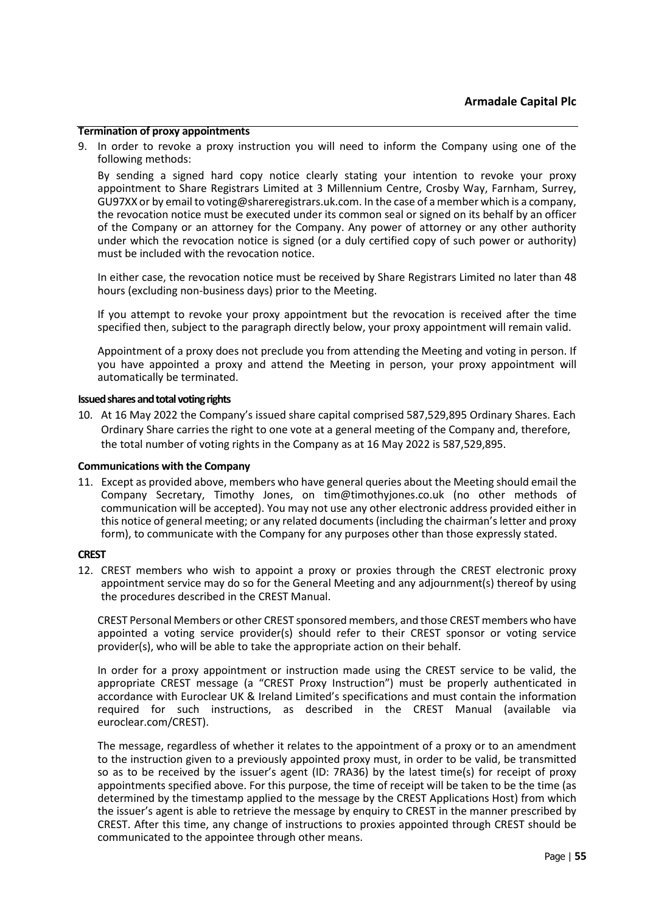#### Termination of proxy appointments

9. In order to revoke a proxy instruction you will need to inform the Company using one of the following methods:

   By sending a signed hard copy notice clearly stating your intention to revoke your proxy appointment to Share Registrars Limited at 3 Millennium Centre, Crosby Way, Farnham, Surrey, GU97XX or by email to voting@shareregistrars.uk.com. In the case of a member which is a company, the revocation notice must be executed under its common seal or signed on its behalf by an officer of the Company or an attorney for the Company. Any power of attorney or any other authority under which the revocation notice is signed (or a duly certified copy of such power or authority) must be included with the revocation notice.

   In either case, the revocation notice must be received by Share Registrars Limited no later than 48 hours (excluding non-business days) prior to the Meeting.

   If you attempt to revoke your proxy appointment but the revocation is received after the time specified then, subject to the paragraph directly below, your proxy appointment will remain valid.

   Appointment of a proxy does not preclude you from attending the Meeting and voting in person. If you have appointed a proxy and attend the Meeting in person, your proxy appointment will automatically be terminated.

#### Issued shares and total voting rights

10. At 16 May 2022 the Company's issued share capital comprised 587,529,895 Ordinary Shares. Each Ordinary Share carries the right to one vote at a general meeting of the Company and, therefore, the total number of voting rights in the Company as at 16 May 2022 is 587,529,895.

#### Communications with the Company

11. Except as provided above, members who have general queries about the Meeting should email the Company Secretary, Timothy Jones, on tim@timothyjones.co.uk (no other methods of communication will be accepted). You may not use any other electronic address provided either in this notice of general meeting; or any related documents (including the chairman's letter and proxy form), to communicate with the Company for any purposes other than those expressly stated.

#### CREST

12. CREST members who wish to appoint a proxy or proxies through the CREST electronic proxy appointment service may do so for the General Meeting and any adjournment(s) thereof by using the procedures described in the CREST Manual.

   CREST Personal Members or other CREST sponsored members, and those CREST members who have appointed a voting service provider(s) should refer to their CREST sponsor or voting service provider(s), who will be able to take the appropriate action on their behalf.

   In order for a proxy appointment or instruction made using the CREST service to be valid, the appropriate CREST message (a "CREST Proxy Instruction") must be properly authenticated in accordance with Euroclear UK & Ireland Limited's specifications and must contain the information required for such instructions, as described in the CREST Manual (available via euroclear.com/CREST).

   The message, regardless of whether it relates to the appointment of a proxy or to an amendment to the instruction given to a previously appointed proxy must, in order to be valid, be transmitted so as to be received by the issuer's agent (ID: 7RA36) by the latest time(s) for receipt of proxy appointments specified above. For this purpose, the time of receipt will be taken to be the time (as determined by the timestamp applied to the message by the CREST Applications Host) from which the issuer's agent is able to retrieve the message by enquiry to CREST in the manner prescribed by CREST. After this time, any change of instructions to proxies appointed through CREST should be communicated to the appointee through other means.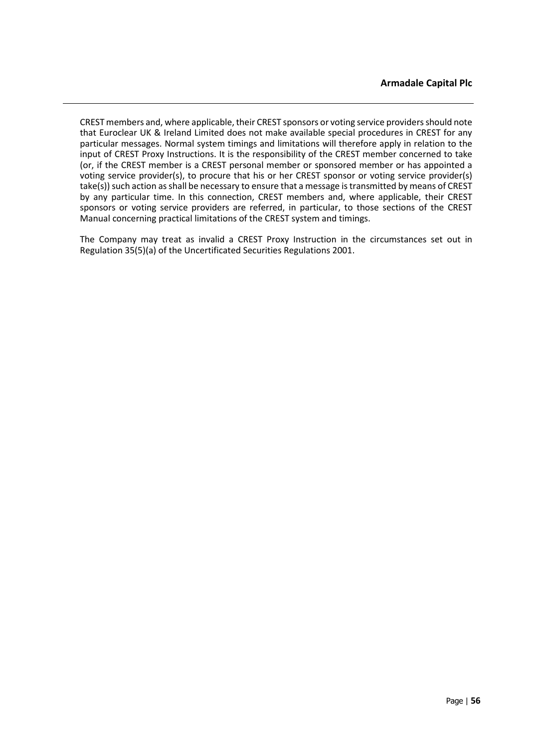CREST members and, where applicable, their CREST sponsors or voting service providers should note that Euroclear UK & Ireland Limited does not make available special procedures in CREST for any particular messages. Normal system timings and limitations will therefore apply in relation to the input of CREST Proxy Instructions. It is the responsibility of the CREST member concerned to take (or, if the CREST member is a CREST personal member or sponsored member or has appointed a voting service provider(s), to procure that his or her CREST sponsor or voting service provider(s) take(s)) such action as shall be necessary to ensure that a message is transmitted by means of CREST by any particular time. In this connection, CREST members and, where applicable, their CREST sponsors or voting service providers are referred, in particular, to those sections of the CREST Manual concerning practical limitations of the CREST system and timings.

The Company may treat as invalid a CREST Proxy Instruction in the circumstances set out in Regulation 35(5)(a) of the Uncertificated Securities Regulations 2001.